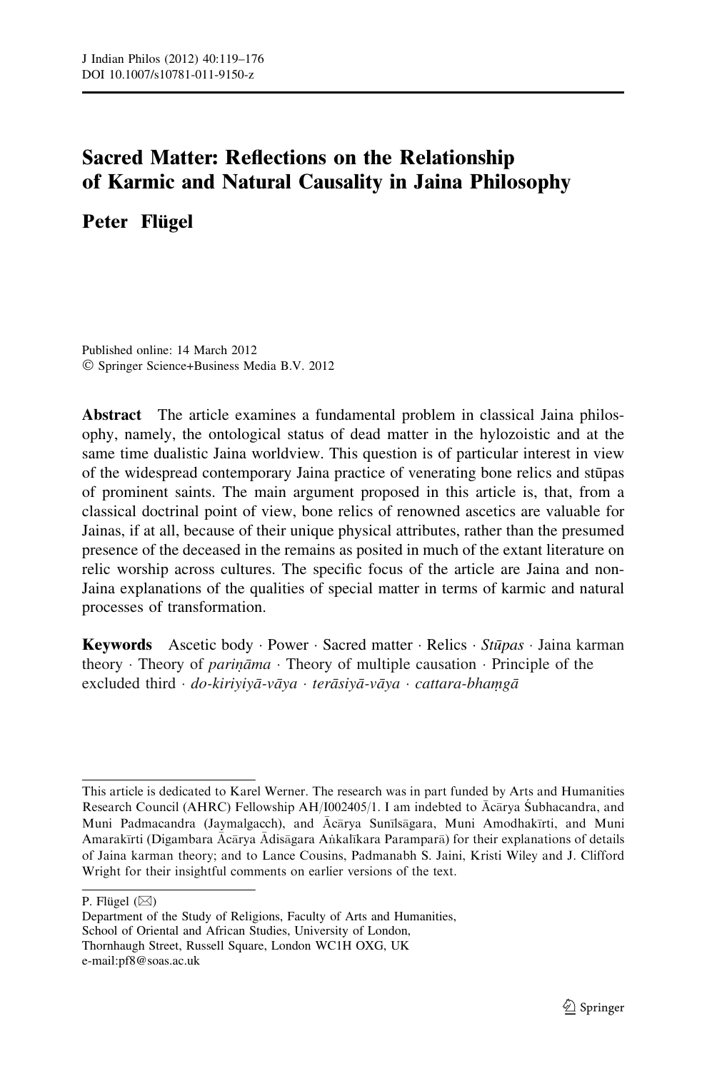# Sacred Matter: Reflections on the Relationship of Karmic and Natural Causality in Jaina Philosophy

**Peter Flügel**

Published online: 14 March 2012
© Springer Science+Business Media B.V. 2012

**Abstract** The article examines a fundamental problem in classical Jaina philosophy, namely, the ontological status of dead matter in the hylozoistic and at the same time dualistic Jaina worldview. This question is of particular interest in view of the widespread contemporary Jaina practice of venerating bone relics and stūpas of prominent saints. The main argument proposed in this article is, that, from a classical doctrinal point of view, bone relics of renowned ascetics are valuable for Jainas, if at all, because of their unique physical attributes, rather than the presumed presence of the deceased in the remains as posited in much of the extant literature on relic worship across cultures. The specific focus of the article are Jaina and non-Jaina explanations of the qualities of special matter in terms of karmic and natural processes of transformation.

**Keywords** Ascetic body · Power · Sacred matter · Relics · *Stūpas* · Jaina karman theory · Theory of *pariṇāma* · Theory of multiple causation · Principle of the excluded third · *do-kiriyiyā-vāya* · *terāsiyā-vāya* · *cattara-bhaṃgā*

---

This article is dedicated to Karel Werner. The research was in part funded by Arts and Humanities Research Council (AHRC) Fellowship AH/I002405/1. I am indebted to Ācārya Śubhacandra, and Muni Padmacandra (Jaymalgacch), and Ācārya Sunīlsāgara, Muni Amodhakīrti, and Muni Amarakīrti (Digambara Ācārya Ādisāgara Aṅkalīkara Paramparā) for their explanations of details of Jaina karman theory; and to Lance Cousins, Padmanabh S. Jaini, Kristi Wiley and J. Clifford Wright for their insightful comments on earlier versions of the text.

---

P. Flügel (✉)
Department of the Study of Religions, Faculty of Arts and Humanities,
School of Oriental and African Studies, University of London,
Thornhaugh Street, Russell Square, London WC1H OXG, UK
e-mail:pf8@soas.ac.uk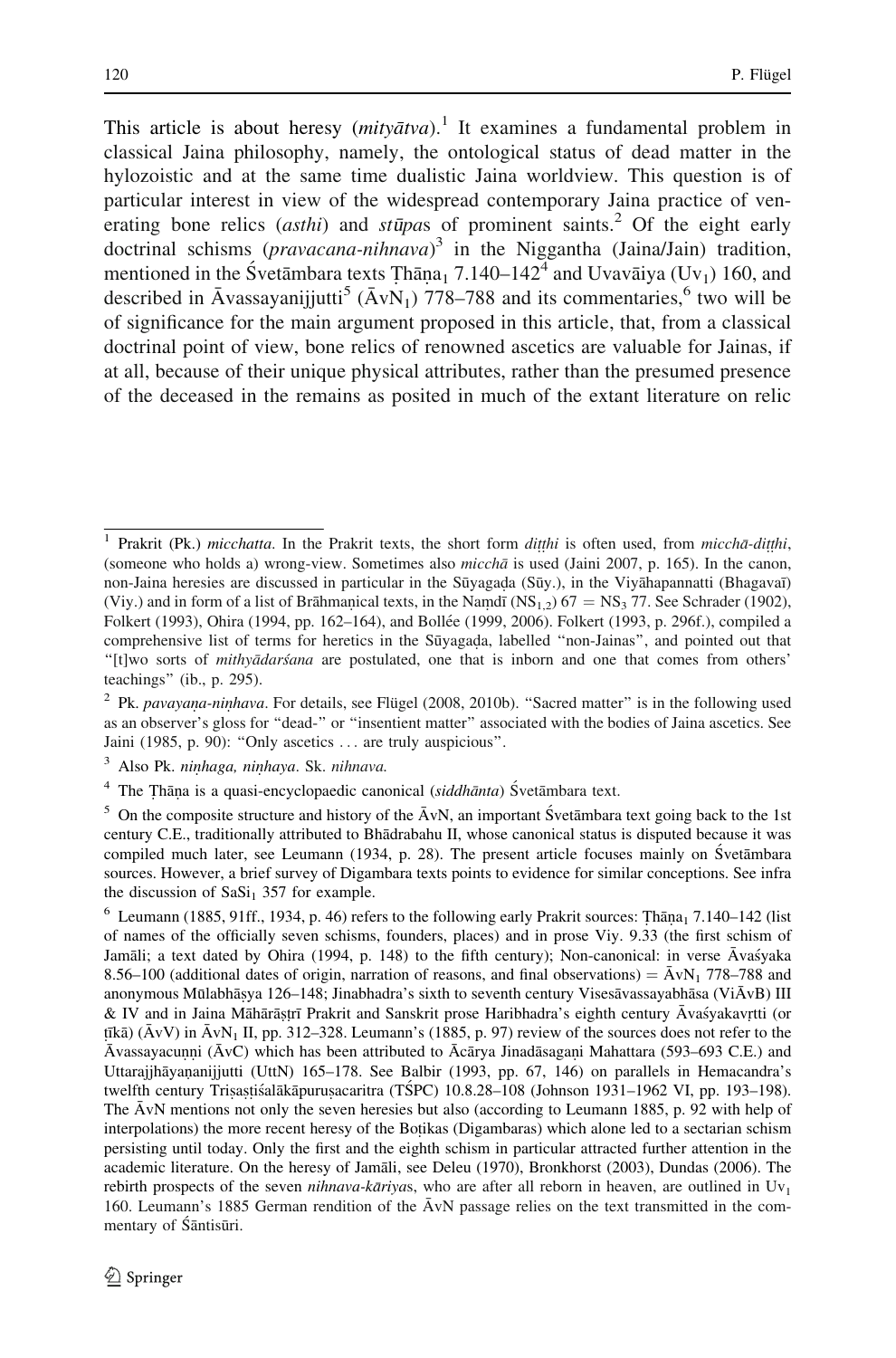This article is about heresy (*mityātva*).[1] It examines a fundamental problem in classical Jaina philosophy, namely, the ontological status of dead matter in the hylozoistic and at the same time dualistic Jaina worldview. This question is of particular interest in view of the widespread contemporary Jaina practice of venerating bone relics (*asthi*) and *stūpa*s of prominent saints.[2] Of the eight early doctrinal schisms (*pravacana-nihnava*)[3] in the Nigganṭha (Jaina/Jain) tradition, mentioned in the Śvetāmbara texts Ṭhāṇa$_1$ 7.140–142[4] and Uvavāiya (Uv$_1$) 160, and described in Āvassayanijjutti[5] (ĀvN$_1$) 778–788 and its commentaries,[6] two will be of significance for the main argument proposed in this article, that, from a classical doctrinal point of view, bone relics of renowned ascetics are valuable for Jainas, if at all, because of their unique physical attributes, rather than the presumed presence of the deceased in the remains as posited in much of the extant literature on relic

---

[1] Prakrit (Pk.) *micchatta*. In the Prakrit texts, the short form *diṭṭhi* is often used, from *micchā-diṭṭhi*, (someone who holds a) wrong-view. Sometimes also *micchā* is used (Jaini 2007, p. 165). In the canon, non-Jaina heresies are discussed in particular in the Sūyagaḍa (Sūy.), in the Viyāhapannatti (Bhagavaī) (Viy.) and in form of a list of Brāhmaṇical texts, in the Naṃdī (NS$_{1,2}$) 67 = NS$_3$ 77. See Schrader (1902), Folkert (1993), Ohira (1994, pp. 162–164), and Bollée (1999, 2006). Folkert (1993, p. 296f.), compiled a comprehensive list of terms for heretics in the Sūyagaḍa, labelled "non-Jainas", and pointed out that "[t]wo sorts of *mithyādarśana* are postulated, one that is inborn and one that comes from others' teachings" (ib., p. 295).

[2] Pk. *pavayaṇa-niṇhava*. For details, see Flügel (2008, 2010b). "Sacred matter" is in the following used as an observer's gloss for "dead-" or "insentient matter" associated with the bodies of Jaina ascetics. See Jaini (1985, p. 90): "Only ascetics ... are truly auspicious".

[3] Also Pk. *niṇhaga, niṇhaya*. Sk. *nihnava*.

[4] The Ṭhāṇa is a quasi-encyclopaedic canonical (*siddhānta*) Śvetāmbara text.

[5] On the composite structure and history of the ĀvN, an important Śvetāmbara text going back to the 1st century C.E., traditionally attributed to Bhādrabahu II, whose canonical status is disputed because it was compiled much later, see Leumann (1934, p. 28). The present article focuses mainly on Śvetāmbara sources. However, a brief survey of Digambara texts points to evidence for similar conceptions. See infra the discussion of SaSi$_1$ 357 for example.

[6] Leumann (1885, 91ff., 1934, p. 46) refers to the following early Prakrit sources: Ṭhāṇa$_1$ 7.140–142 (list of names of the officially seven schisms, founders, places) and in prose Viy. 9.33 (the first schism of Jamāli; a text dated by Ohira (1994, p. 148) to the fifth century); Non-canonical: in verse Āvaśyaka 8.56–100 (additional dates of origin, narration of reasons, and final observations) = ĀvN$_1$ 778–788 and anonymous Mūlabhāṣya 126–148; Jinabhadra's sixth to seventh century Visesāvassayabhāsa (ViĀvB) III & IV and in Jaina Māhārāṣṭrī Prakrit and Sanskrit prose Haribhadra's eighth century Āvaśyakavṛtti (or ṭīkā) (ĀvV) in ĀvN$_1$ II, pp. 312–328. Leumann's (1885, p. 97) review of the sources does not refer to the Āvassayacuṇṇi (ĀvC) which has been attributed to Ācārya Jinadāsagaṇi Mahattara (593–693 C.E.) and Uttarajjhāyaṇanijjutti (UttN) 165–178. See Balbir (1993, pp. 67, 146) on parallels in Hemacandra's twelfth century Triṣaṣṭiśalākāpuruṣacaritra (TŚPC) 10.8.28–108 (Johnson 1931–1962 VI, pp. 193–198). The ĀvN mentions not only the seven heresies but also (according to Leumann 1885, p. 92 with help of interpolations) the more recent heresy of the Boṭikas (Digambaras) which alone led to a sectarian schism persisting until today. Only the first and the eighth schism in particular attracted further attention in the academic literature. On the heresy of Jamāli, see Deleu (1970), Bronkhorst (2003), Dundas (2006). The rebirth prospects of the seven *nihnava-kāriya*s, who are after all reborn in heaven, are outlined in Uv$_1$ 160. Leumann's 1885 German rendition of the ĀvN passage relies on the text transmitted in the commentary of Śāntisūri.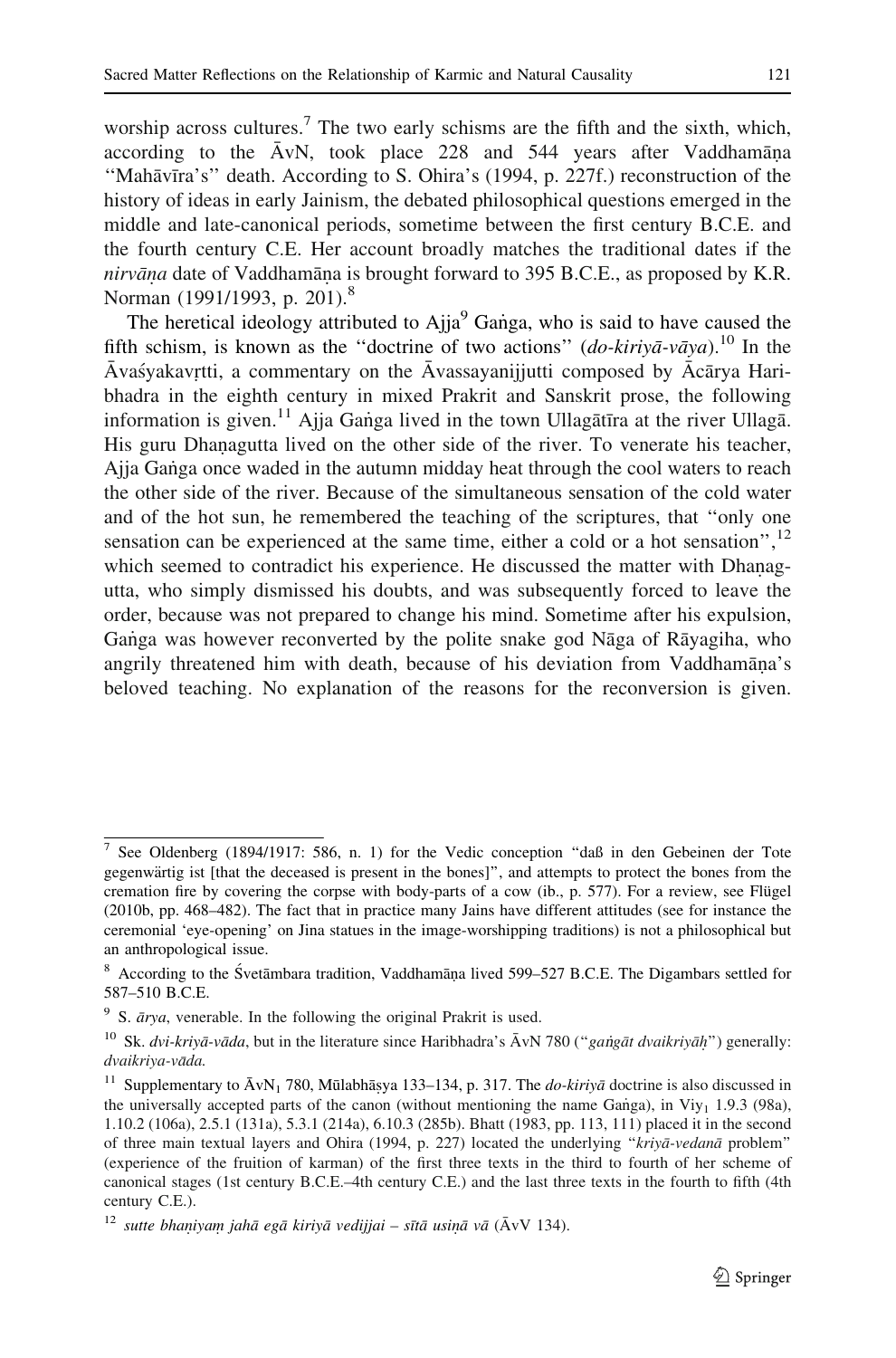worship across cultures.[7] The two early schisms are the fifth and the sixth, which, according to the ĀvN, took place 228 and 544 years after Vaddhamāṇa "Mahāvīra's" death. According to S. Ohira's (1994, p. 227f.) reconstruction of the history of ideas in early Jainism, the debated philosophical questions emerged in the middle and late-canonical periods, sometime between the first century B.C.E. and the fourth century C.E. Her account broadly matches the traditional dates if the *nirvāṇa* date of Vaddhamāṇa is brought forward to 395 B.C.E., as proposed by K.R. Norman (1991/1993, p. 201).[8]

The heretical ideology attributed to Ajja[9] Gaṅga, who is said to have caused the fifth schism, is known as the "doctrine of two actions" (*do-kiriyā-vāya*).[10] In the Āvaśyakavṛtti, a commentary on the Āvassayanijjutti composed by Ācārya Haribhadra in the eighth century in mixed Prakrit and Sanskrit prose, the following information is given.[11] Ajja Gaṅga lived in the town Ullagātīra at the river Ullagā. His guru Dhaṇagutta lived on the other side of the river. To venerate his teacher, Ajja Gaṅga once waded in the autumn midday heat through the cool waters to reach the other side of the river. Because of the simultaneous sensation of the cold water and of the hot sun, he remembered the teaching of the scriptures, that "only one sensation can be experienced at the same time, either a cold or a hot sensation",[12] which seemed to contradict his experience. He discussed the matter with Dhaṇagutta, who simply dismissed his doubts, and was subsequently forced to leave the order, because was not prepared to change his mind. Sometime after his expulsion, Gaṅga was however reconverted by the polite snake god Nāga of Rāyagiha, who angrily threatened him with death, because of his deviation from Vaddhamāṇa's beloved teaching. No explanation of the reasons for the reconversion is given.

---

[7] See Oldenberg (1894/1917: 586, n. 1) for the Vedic conception "daß in den Gebeinen der Tote gegenwärtig ist [that the deceased is present in the bones]", and attempts to protect the bones from the cremation fire by covering the corpse with body-parts of a cow (ib., p. 577). For a review, see Flügel (2010b, pp. 468–482). The fact that in practice many Jains have different attitudes (see for instance the ceremonial 'eye-opening' on Jina statues in the image-worshipping traditions) is not a philosophical but an anthropological issue.

[8] According to the Śvetāmbara tradition, Vaddhamāṇa lived 599–527 B.C.E. The Digambars settled for 587–510 B.C.E.

[9] S. *ārya*, venerable. In the following the original Prakrit is used.

[10] Sk. *dvi-kriyā-vāda*, but in the literature since Haribhadra's ĀvN 780 ("*gaṅgāt dvaikriyāḥ*") generally: *dvaikriya-vāda*.

[11] Supplementary to $ĀvN_1$ 780, Mūlabhāṣya 133–134, p. 317. The *do-kiriyā* doctrine is also discussed in the universally accepted parts of the canon (without mentioning the name Gaṅga), in $Viy_1$ 1.9.3 (98a), 1.10.2 (106a), 2.5.1 (131a), 5.3.1 (214a), 6.10.3 (285b). Bhatt (1983, pp. 113, 111) placed it in the second of three main textual layers and Ohira (1994, p. 227) located the underlying "*kriyā-vedanā* problem" (experience of the fruition of karman) of the first three texts in the third to fourth of her scheme of canonical stages (1st century B.C.E.–4th century C.E.) and the last three texts in the fourth to fifth (4th century C.E.).

[12] *sutte bhaṇiyaṃ jahā egā kiriyā vedijjai – sītā usiṇā vā* (ĀvV 134).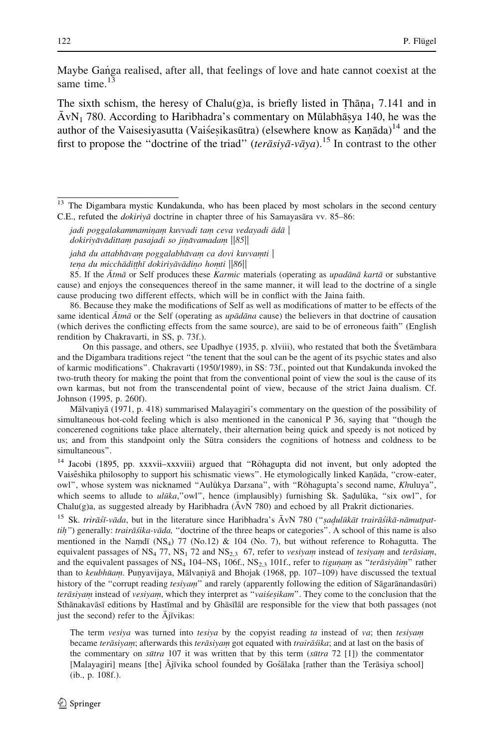Maybe Gaṅga realised, after all, that feelings of love and hate cannot coexist at the same time.[13]

The sixth schism, the heresy of Chalu(g)a, is briefly listed in Ṭhāṇa$_1$ 7.141 and in ĀvN$_1$ 780. According to Haribhadra's commentary on Mūlabhāṣya 140, he was the author of the Vaisesiyasutta (Vaiśeṣikasūtra) (elsewhere know as Kaṇāda)[14] and the first to propose the "doctrine of the triad" (*terāsiyā-vāya*).[15] In contrast to the other

---

[13] The Digambara mystic Kundakunda, who has been placed by most scholars in the second century C.E., refuted the *dokiriyā* doctrine in chapter three of his Samayasāra vv. 85–86:

> *jadi poggalakammamiṇaṃ kuvvadi taṃ ceva vedayadi ādā |*
> *dokiriyāvādittaṃ pasajadi so jiṇāvamadaṃ ||85||*
>
> *jahā du attabhāvaṃ poggalabhāvaṃ ca dovi kuvvaṃti |*
> *teṇa du micchādiṭṭhī dokiriyāvādiṇo hoṃti ||86||*

85. If the *Ātmā* or Self produces these *Karmic* materials (operating as *upadānā kartā* or substantive cause) and enjoys the consequences thereof in the same manner, it will lead to the doctrine of a single cause producing two different effects, which will be in conflict with the Jaina faith.

86. Because they make the modifications of Self as well as modifications of matter to be effects of the same identical *Ātmā* or the Self (operating as *upādāna* cause) the believers in that doctrine of causation (which derives the conflicting effects from the same source), are said to be of erroneous faith" (English rendition by Chakravarti, in SS, p. 73f.).

On this passage, and others, see Upadhye (1935, p. xlviii), who restated that both the Śvetāmbara and the Digambara traditions reject "the tenent that the soul can be the agent of its psychic states and also of karmic modifications". Chakravarti (1950/1989), in SS: 73f., pointed out that Kundakunda invoked the two-truth theory for making the point that from the conventional point of view the soul is the cause of its own karmas, but not from the transcendental point of view, because of the strict Jaina dualism. Cf. Johnson (1995, p. 260f).

Mālvaṇiyā (1971, p. 418) summarised Malayagiri's commentary on the question of the possibility of simultaneous hot-cold feeling which is also mentioned in the canonical P 36, saying that "though the concerened cognitions take place alternately, their alternation being quick and speedy is not noticed by us; and from this standpoint only the Sūtra considers the cognitions of hotness and coldness to be simultaneous".

[14] Jacobi (1895, pp. xxxvii–xxxviii) argued that "Rôhagupta did not invent, but only adopted the Vaisêshika philosophy to support his schismatic views". He etymologically linked Kaṇāda, "crow-eater, owl", whose system was nicknamed "Aulûkya Dar*s*ana", with "Rôhagupta's second name, *Kh*uluya", which seems to allude to *ulūka*,"owl", hence (implausibly) furnishing Sk. Ṣaḍulūka, "six owl", for Chalu(g)a, as suggested already by Haribhadra (ĀvN 780) and echoed by all Prakrit dictionaries.

[15] Sk. *trirāśī-vāda*, but in the literature since Haribhadra's ĀvN 780 ("*ṣaḍulūkāt trairāśikā-nāmutpattiḥ*") generally: *trairāśika-vāda,* "doctrine of the three heaps or categories". A school of this name is also mentioned in the Naṃdī (NS$_4$) 77 (No.12) & 104 (No. 7), but without reference to Rohagutta. The equivalent passages of NS$_4$ 77, NS$_1$ 72 and NS$_{2,3}$ 67, refer to *vesiyaṃ* instead of *tesiyaṃ* and *terāsiaṃ*, and the equivalent passages of NS$_4$ 104–NS$_1$ 106f., NS$_{2,3}$ 101f., refer to *tiguṇaṃ* as "*terāsiyāiṃ*" rather than to *keubhūaṃ*. Puṇyavijaya, Mālvaṇiyā and Bhojak (1968, pp. 107–109) have discussed the textual history of the "corrupt reading *tesiyaṃ*" and rarely (apparently following the edition of Sāgarānandasūri) *terāsiyaṃ* instead of *vesiyaṃ*, which they interpret as "*vaiśeṣikam*". They come to the conclusion that the Sthānakavāsī editions by Hastīmal and by Ghāsīlāl are responsible for the view that both passages (not just the second) refer to the Ājīvikas:

> The term *vesiya* was turned into *tesiya* by the copyist reading *ta* instead of *va*; then *tesiyaṃ* became *terāsiyaṃ*; afterwards this *terāsiyaṃ* got equated with *trairāśika*; and at last on the basis of the commentary on *sūtra* 107 it was written that by this term (*sūtra* 72 [1]) the commentator [Malayagiri] means [the] Ājīvika school founded by Gośālaka [rather than the Terāsiya school] (ib., p. 108f.).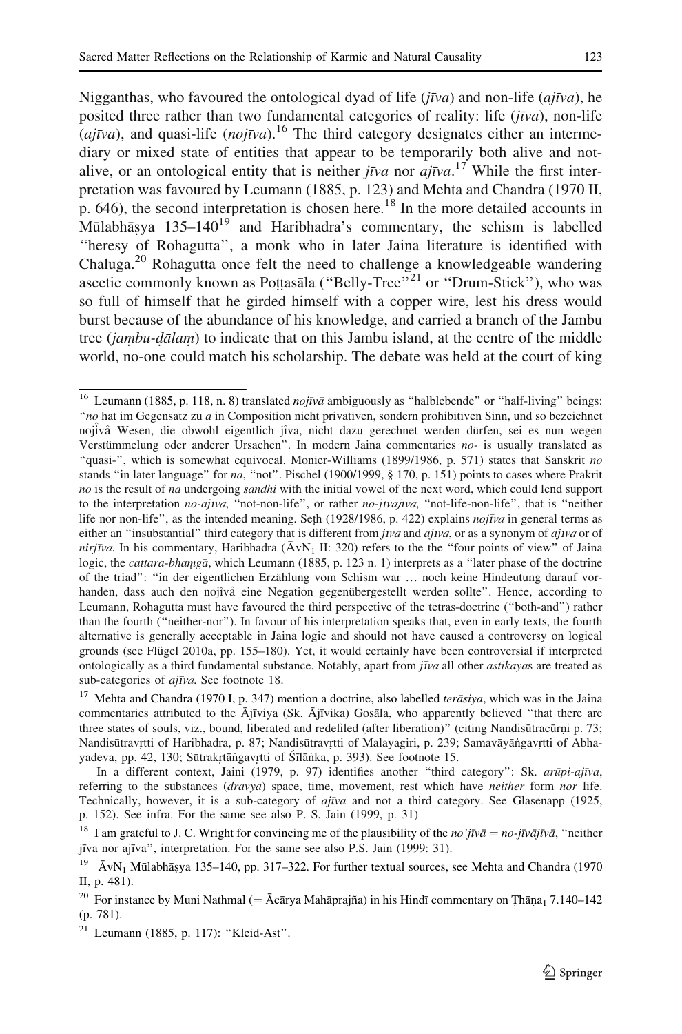Nigganthas, who favoured the ontological dyad of life (*jīva*) and non-life (*ajīva*), he posited three rather than two fundamental categories of reality: life (*jīva*), non-life (*ajīva*), and quasi-life (*nojīva*).[16] The third category designates either an intermediary or mixed state of entities that appear to be temporarily both alive and not-alive, or an ontological entity that is neither *jīva* nor *ajīva*.[17] While the first interpretation was favoured by Leumann (1885, p. 123) and Mehta and Chandra (1970 II, p. 646), the second interpretation is chosen here.[18] In the more detailed accounts in Mūlabhāṣya 135–140[19] and Haribhadra's commentary, the schism is labelled ''heresy of Rohagutta'', a monk who in later Jaina literature is identified with Chaluga.[20] Rohagutta once felt the need to challenge a knowledgeable wandering ascetic commonly known as Poṭṭasāla (''Belly-Tree''[21] or ''Drum-Stick''), who was so full of himself that he girded himself with a copper wire, lest his dress would burst because of the abundance of his knowledge, and carried a branch of the Jambu tree (*jaṃbu-ḍālaṃ*) to indicate that on this Jambu island, at the centre of the middle world, no-one could match his scholarship. The debate was held at the court of king

---

[16] Leumann (1885, p. 118, n. 8) translated *nojīvā* ambiguously as ''halblebende'' or ''half-living'' beings: ''*no* hat im Gegensatz zu *a* in Composition nicht privativen, sondern prohibitiven Sinn, und so bezeichnet nojîvâ Wesen, die obwohl eigentlich jîva, nicht dazu gerechnet werden dürfen, sei es nun wegen Verstümmelung oder anderer Ursachen''. In modern Jaina commentaries *no-* is usually translated as ''quasi-'', which is somewhat equivocal. Monier-Williams (1899/1986, p. 571) states that Sanskrit *no* stands ''in later language'' for *na*, ''not''. Pischel (1900/1999, § 170, p. 151) points to cases where Prakrit *no* is the result of *na* undergoing *sandhi* with the initial vowel of the next word, which could lend support to the interpretation *no-ajīva*, ''not-non-life'', or rather *no-jīvājīva*, ''not-life-non-life'', that is ''neither life nor non-life'', as the intended meaning. Seṭh (1928/1986, p. 422) explains *nojīva* in general terms as either an ''insubstantial'' third category that is different from *jīva* and *ajīva*, or as a synonym of *ajīva* or of *nirjīva*. In his commentary, Haribhadra (ĀvN$_1$ II: 320) refers to the the ''four points of view'' of Jaina logic, the *cattara-bhaṃgā*, which Leumann (1885, p. 123 n. 1) interprets as a ''later phase of the doctrine of the triad'': ''in der eigentlichen Erzählung vom Schism war … noch keine Hindeutung darauf vorhanden, dass auch den nojîvâ eine Negation gegenübergestellt werden sollte''. Hence, according to Leumann, Rohagutta must have favoured the third perspective of the tetras-doctrine (''both-and'') rather than the fourth (''neither-nor''). In favour of his interpretation speaks that, even in early texts, the fourth alternative is generally acceptable in Jaina logic and should not have caused a controversy on logical grounds (see Flügel 2010a, pp. 155–180). Yet, it would certainly have been controversial if interpreted ontologically as a third fundamental substance. Notably, apart from *jīva* all other *astikāya*s are treated as sub-categories of *ajīva.* See footnote 18.

[17] Mehta and Chandra (1970 I, p. 347) mention a doctrine, also labelled *terāsiya*, which was in the Jaina commentaries attributed to the Ājīviya (Sk. Ājīvika) Gosāla, who apparently believed ''that there are three states of souls, viz., bound, liberated and redefiled (after liberation)'' (citing Nandisūtracūrṇi p. 73; Nandisūtravṛtti of Haribhadra, p. 87; Nandisūtravṛtti of Malayagiri, p. 239; Samavāyāṅgavṛtti of Abhayadeva, pp. 42, 130; Sūtrakṛtāṅgavṛtti of Śīlāṅka, p. 393). See footnote 15.

In a different context, Jaini (1979, p. 97) identifies another ''third category'': Sk. *arūpi-ajīva*, referring to the substances (*dravya*) space, time, movement, rest which have *neither* form *nor* life. Technically, however, it is a sub-category of *ajīva* and not a third category. See Glasenapp (1925, p. 152). See infra. For the same see also P. S. Jain (1999, p. 31)

[18] I am grateful to J. C. Wright for convincing me of the plausibility of the *no'jīvā* = *no-jīvājīvā*, ''neither jīva nor ajīva'', interpretation. For the same see also P.S. Jain (1999: 31).

[19] ĀvN$_1$ Mūlabhāṣya 135–140, pp. 317–322. For further textual sources, see Mehta and Chandra (1970 II, p. 481).

[20] For instance by Muni Nathmal (= Ācārya Mahāprajña) in his Hindī commentary on Ṭhāṇa$_1$ 7.140–142 (p. 781).

[21] Leumann (1885, p. 117): ''Kleid-Ast''.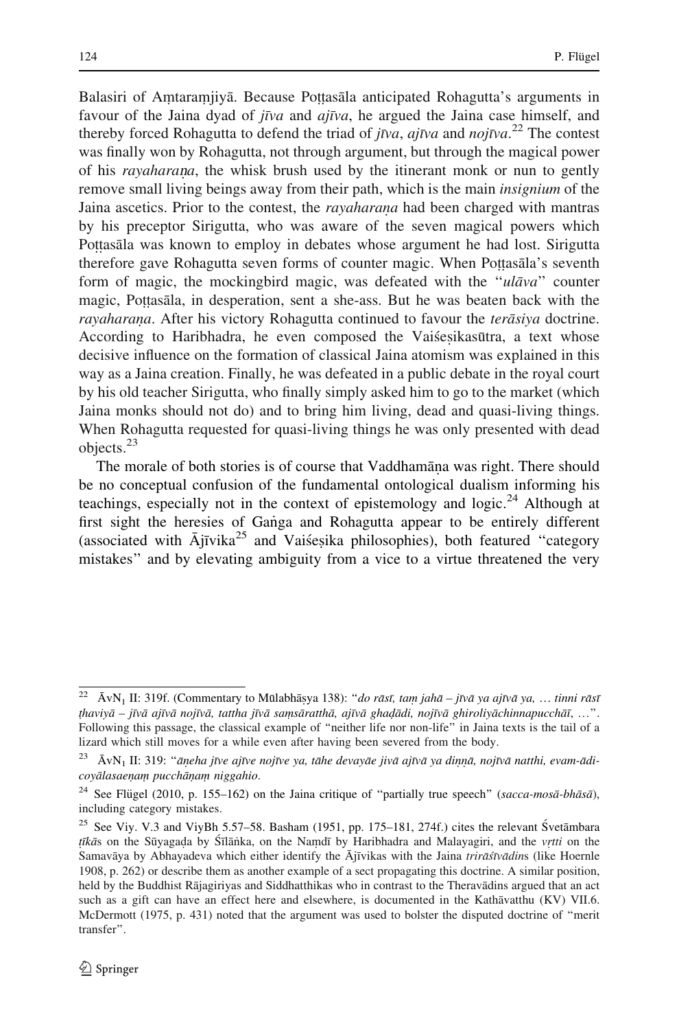Balasiri of Aṃtaraṃjiyā. Because Poṭṭasāla anticipated Rohagutta's arguments in favour of the Jaina dyad of *jīva* and *ajīva*, he argued the Jaina case himself, and thereby forced Rohagutta to defend the triad of *jīva*, *ajīva* and *nojīva*.[22] The contest was finally won by Rohagutta, not through argument, but through the magical power of his *rayaharaṇa*, the whisk brush used by the itinerant monk or nun to gently remove small living beings away from their path, which is the main *insignium* of the Jaina ascetics. Prior to the contest, the *rayaharaṇa* had been charged with mantras by his preceptor Sirigutta, who was aware of the seven magical powers which Poṭṭasāla was known to employ in debates whose argument he had lost. Sirigutta therefore gave Rohagutta seven forms of counter magic. When Poṭṭasāla's seventh form of magic, the mockingbird magic, was defeated with the "*ulāva*" counter magic, Poṭṭasāla, in desperation, sent a she-ass. But he was beaten back with the *rayaharaṇa*. After his victory Rohagutta continued to favour the *terāsiya* doctrine. According to Haribhadra, he even composed the Vaiśeṣikasūtra, a text whose decisive influence on the formation of classical Jaina atomism was explained in this way as a Jaina creation. Finally, he was defeated in a public debate in the royal court by his old teacher Sirigutta, who finally simply asked him to go to the market (which Jaina monks should not do) and to bring him living, dead and quasi-living things. When Rohagutta requested for quasi-living things he was only presented with dead objects.[23]

The morale of both stories is of course that Vaddhamāṇa was right. There should be no conceptual confusion of the fundamental ontological dualism informing his teachings, especially not in the context of epistemology and logic.[24] Although at first sight the heresies of Gaṅga and Rohagutta appear to be entirely different (associated with Ājīvika[25] and Vaiśeṣika philosophies), both featured "category mistakes" and by elevating ambiguity from a vice to a virtue threatened the very

---

[22] ĀvN₁ II: 319f. (Commentary to Mūlabhāṣya 138): "*do rāsī, taṃ jahā – jīvā ya ajīvā ya, … tinni rāsī ṭhaviyā – jīvā ajīvā nojīvā, tattha jīvā saṃsāratthā, ajīvā ghaḍādi, nojīvā ghiroliyāchinnapucchāī*, …". Following this passage, the classical example of "neither life nor non-life" in Jaina texts is the tail of a lizard which still moves for a while even after having been severed from the body.

[23] ĀvN₁ II: 319: "*āṇeha jīve ajīve nojīve ya, tāhe devayāe jivā ajīvā ya diṇṇā, nojīvā natthi, evam-ādi-coyālasaeṇaṃ pucchāṇaṃ niggahio*.

[24] See Flügel (2010, pp. 155–162) on the Jaina critique of "partially true speech" (*sacca-mosā-bhāsā*), including category mistakes.

[25] See Viy. V.3 and ViyBh 5.57–58. Basham (1951, pp. 175–181, 274f.) cites the relevant Śvetāmbara *ṭīkā*s on the Sūyagaḍa by Śīlāṅka, on the Naṃdī by Haribhadra and Malayagiri, and the *vṛtti* on the Samavāya by Abhayadeva which either identify the Ājīvikas with the Jaina *trirāśīvādin*s (like Hoernle 1908, p. 262) or describe them as another example of a sect propagating this doctrine. A similar position, held by the Buddhist Rājagiriyas and Siddhatthikas who in contrast to the Theravādins argued that an act such as a gift can have an effect here and elsewhere, is documented in the Kathāvatthu (KV) VII.6. McDermott (1975, p. 431) noted that the argument was used to bolster the disputed doctrine of "merit transfer".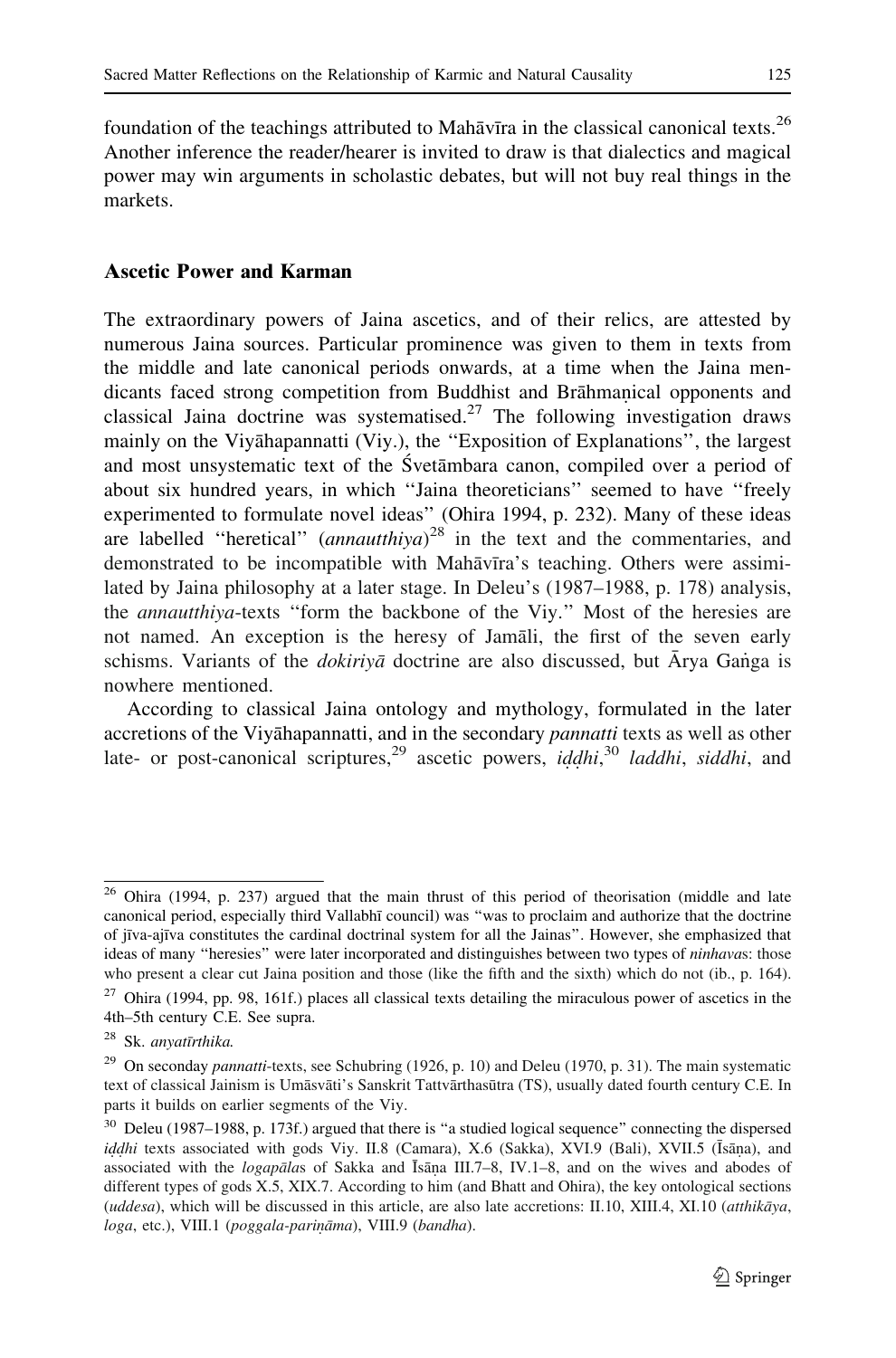foundation of the teachings attributed to Mahāvīra in the classical canonical texts.[26] Another inference the reader/hearer is invited to draw is that dialectics and magical power may win arguments in scholastic debates, but will not buy real things in the markets.

## Ascetic Power and Karman

The extraordinary powers of Jaina ascetics, and of their relics, are attested by numerous Jaina sources. Particular prominence was given to them in texts from the middle and late canonical periods onwards, at a time when the Jaina mendicants faced strong competition from Buddhist and Brāhmaṇical opponents and classical Jaina doctrine was systematised.[27] The following investigation draws mainly on the Viyāhapannatti (Viy.), the "Exposition of Explanations", the largest and most unsystematic text of the Śvetāmbara canon, compiled over a period of about six hundred years, in which "Jaina theoreticians" seemed to have "freely experimented to formulate novel ideas" (Ohira 1994, p. 232). Many of these ideas are labelled "heretical" (*annautthiya*)[28] in the text and the commentaries, and demonstrated to be incompatible with Mahāvīra's teaching. Others were assimilated by Jaina philosophy at a later stage. In Deleu's (1987–1988, p. 178) analysis, the *annautthiya*-texts "form the backbone of the Viy." Most of the heresies are not named. An exception is the heresy of Jamāli, the first of the seven early schisms. Variants of the *dokiriyā* doctrine are also discussed, but Ārya Gaṅga is nowhere mentioned.

According to classical Jaina ontology and mythology, formulated in the later accretions of the Viyāhapannatti, and in the secondary *pannatti* texts as well as other late- or post-canonical scriptures,[29] ascetic powers, *iḍḍhi*,[30] *laddhi*, *siddhi*, and

---

[26] Ohira (1994, p. 237) argued that the main thrust of this period of theorisation (middle and late canonical period, especially third Vallabhī council) was "was to proclaim and authorize that the doctrine of jīva-ajīva constitutes the cardinal doctrinal system for all the Jainas". However, she emphasized that ideas of many "heresies" were later incorporated and distinguishes between two types of *ninhava*s: those who present a clear cut Jaina position and those (like the fifth and the sixth) which do not (ib., p. 164).

[27] Ohira (1994, pp. 98, 161f.) places all classical texts detailing the miraculous power of ascetics in the 4th–5th century C.E. See supra.

[28] Sk. *anyatīrthika.*

[29] On seconday *pannatti*-texts, see Schubring (1926, p. 10) and Deleu (1970, p. 31). The main systematic text of classical Jainism is Umāsvāti's Sanskrit Tattvārthasūtra (TS), usually dated fourth century C.E. In parts it builds on earlier segments of the Viy.

[30] Deleu (1987–1988, p. 173f.) argued that there is "a studied logical sequence" connecting the dispersed *iḍḍhi* texts associated with gods Viy. II.8 (Camara), X.6 (Sakka), XVI.9 (Bali), XVII.5 (Īsāṇa), and associated with the *logapāla*s of Sakka and Īsāṇa III.7–8, IV.1–8, and on the wives and abodes of different types of gods X.5, XIX.7. According to him (and Bhatt and Ohira), the key ontological sections (*uddesa*), which will be discussed in this article, are also late accretions: II.10, XIII.4, XI.10 (*atthikāya*, *loga*, etc.), VIII.1 (*poggala-pariṇāma*), VIII.9 (*bandha*).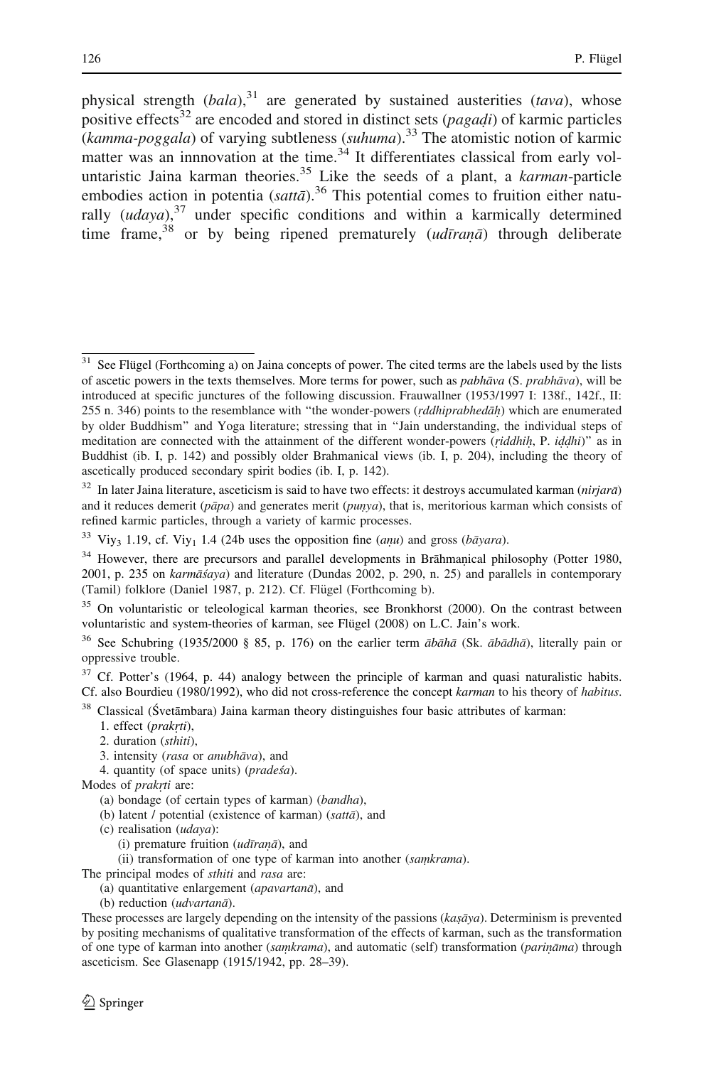physical strength (*bala*),[31] are generated by sustained austerities (*tava*), whose positive effects[32] are encoded and stored in distinct sets (*pagaḍi*) of karmic particles (*kamma-poggala*) of varying subtleness (*suhuma*).[33] The atomistic notion of karmic matter was an innnovation at the time.[34] It differentiates classical from early voluntaristic Jaina karman theories.[35] Like the seeds of a plant, a *karman*-particle embodies action in potentia (*sattā*).[36] This potential comes to fruition either naturally (*udaya*),[37] under specific conditions and within a karmically determined time frame,[38] or by being ripened prematurely (*udīraṇā*) through deliberate

---

[31] See Flügel (Forthcoming a) on Jaina concepts of power. The cited terms are the labels used by the lists of ascetic powers in the texts themselves. More terms for power, such as *pabhāva* (S. *prabhāva*), will be introduced at specific junctures of the following discussion. Frauwallner (1953/1997 I: 138f., 142f., II: 255 n. 346) points to the resemblance with "the wonder-powers (*ṛddhiprabhedāḥ*) which are enumerated by older Buddhism" and Yoga literature; stressing that in "Jain understanding, the individual steps of meditation are connected with the attainment of the different wonder-powers (*ṛiddhiḥ*, P. *iḍḍhi*)" as in Buddhist (ib. I, p. 142) and possibly older Brahmanical views (ib. I, p. 204), including the theory of ascetically produced secondary spirit bodies (ib. I, p. 142).

[32] In later Jaina literature, asceticism is said to have two effects: it destroys accumulated karman (*nirjarā*) and it reduces demerit (*pāpa*) and generates merit (*puṇya*), that is, meritorious karman which consists of refined karmic particles, through a variety of karmic processes.

[33] $Viy_3$ 1.19, cf. $Viy_1$ 1.4 (24b uses the opposition fine (*aṇu*) and gross (*bāyara*).

[34] However, there are precursors and parallel developments in Brāhmaṇical philosophy (Potter 1980, 2001, p. 235 on *karmāśaya*) and literature (Dundas 2002, p. 290, n. 25) and parallels in contemporary (Tamil) folklore (Daniel 1987, p. 212). Cf. Flügel (Forthcoming b).

[35] On voluntaristic or teleological karman theories, see Bronkhorst (2000). On the contrast between voluntaristic and system-theories of karman, see Flügel (2008) on L.C. Jain's work.

[36] See Schubring (1935/2000 § 85, p. 176) on the earlier term *ābāhā* (Sk. *ābādhā*), literally pain or oppressive trouble.

[37] Cf. Potter's (1964, p. 44) analogy between the principle of karman and quasi naturalistic habits. Cf. also Bourdieu (1980/1992), who did not cross-reference the concept *karman* to his theory of *habitus*.

[38] Classical (Śvetāmbara) Jaina karman theory distinguishes four basic attributes of karman:

1. effect (*prakṛti*),
2. duration (*sthiti*),
3. intensity (*rasa* or *anubhāva*), and
4. quantity (of space units) (*pradeśa*).

Modes of *prakṛti* are:

(a) bondage (of certain types of karman) (*bandha*),
(b) latent / potential (existence of karman) (*sattā*), and
(c) realisation (*udaya*):
  (i) premature fruition (*udīraṇā*), and
  (ii) transformation of one type of karman into another (*saṃkrama*).

The principal modes of *sthiti* and *rasa* are:

(a) quantitative enlargement (*apavartanā*), and
(b) reduction (*udvartanā*).

These processes are largely depending on the intensity of the passions (*kaṣāya*). Determinism is prevented by positing mechanisms of qualitative transformation of the effects of karman, such as the transformation of one type of karman into another (*saṃkrama*), and automatic (self) transformation (*pariṇāma*) through asceticism. See Glasenapp (1915/1942, pp. 28–39).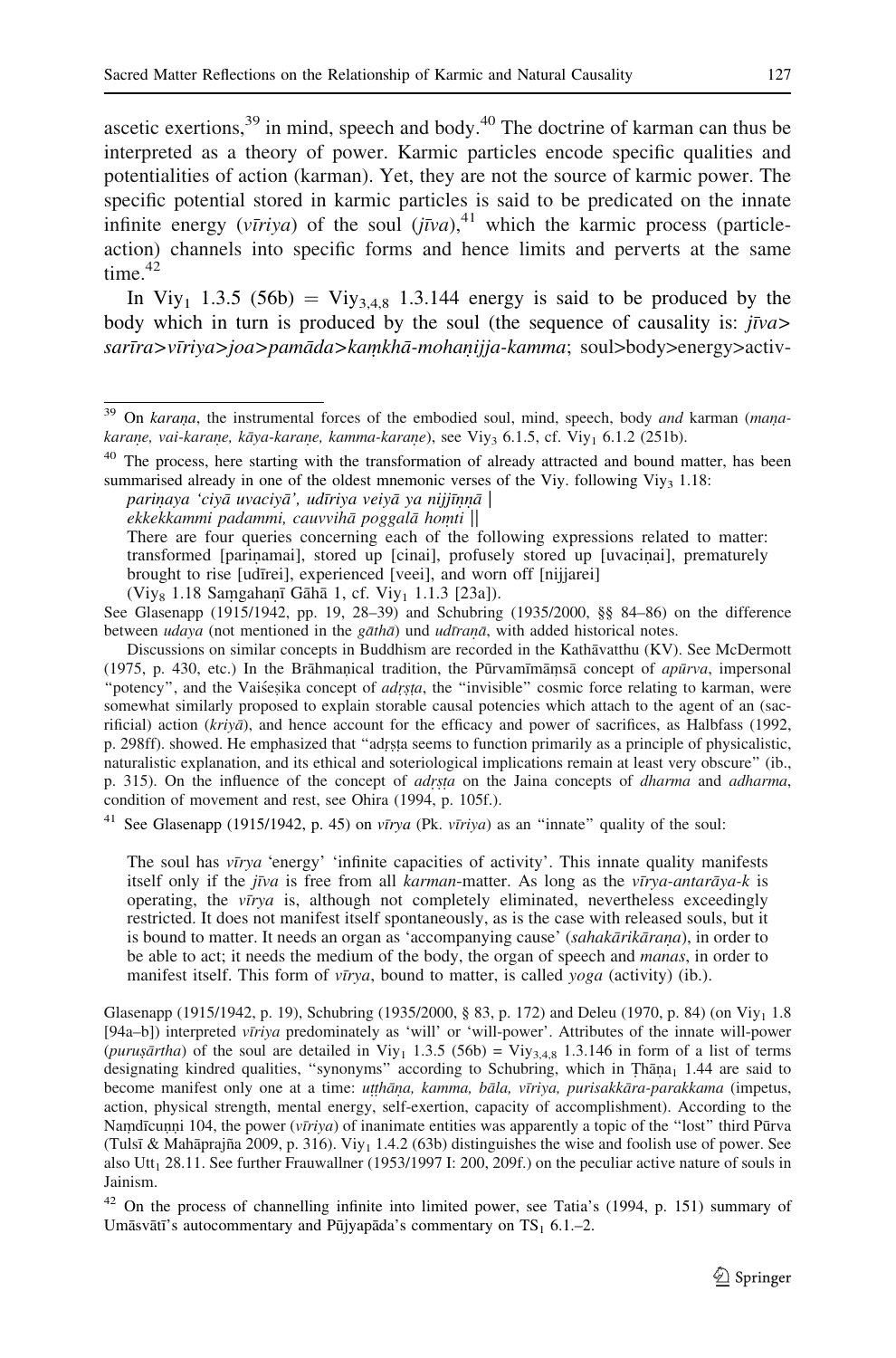ascetic exertions,[39] in mind, speech and body.[40] The doctrine of karman can thus be interpreted as a theory of power. Karmic particles encode specific qualities and potentialities of action (karman). Yet, they are not the source of karmic power. The specific potential stored in karmic particles is said to be predicated on the innate infinite energy (*vīriya*) of the soul (*jīva*),[41] which the karmic process (particle-action) channels into specific forms and hence limits and perverts at the same time.[42]

In $\text{Viy}_1$ 1.3.5 (56b) = $\text{Viy}_{3,4,8}$ 1.3.144 energy is said to be produced by the body which in turn is produced by the soul (the sequence of causality is: *jīva*> *sarīra*>*vīriya*>*joa*>*pamāda*>*kaṃkhā-mohaṇijja-kamma*; soul>body>energy>activ-

---

[39] On *karaṇa*, the instrumental forces of the embodied soul, mind, speech, body *and* karman (*maṇa-karaṇe, vai-karaṇe, kāya-karaṇe, kamma-karaṇe*), see $\text{Viy}_3$ 6.1.5, cf. $\text{Viy}_1$ 6.1.2 (251b).

[40] The process, here starting with the transformation of already attracted and bound matter, has been summarised already in one of the oldest mnemonic verses of the Viy. following $\text{Viy}_3$ 1.18:

*pariṇaya 'ciyā uvaciyā', udīriya veiyā ya nijjīṇṇā* |
*ekkekkammi padammi, cauvvihā poggalā hoṃti* ||

There are four queries concerning each of the following expressions related to matter: transformed [pariṇamai], stored up [cinai], profusely stored up [uvaciṇai], prematurely brought to rise [udīrei], experienced [veei], and worn off [nijjarei]

($\text{Viy}_8$ 1.18 Saṃgahaṇī Gāhā 1, cf. $\text{Viy}_1$ 1.1.3 [23a]).

See Glasenapp (1915/1942, pp. 19, 28–39) and Schubring (1935/2000, §§ 84–86) on the difference between *udaya* (not mentioned in the *gāthā*) und *udīraṇā*, with added historical notes.

Discussions on similar concepts in Buddhism are recorded in the Kathāvatthu (KV). See McDermott (1975, p. 430, etc.) In the Brāhmaṇical tradition, the Pūrvamīmāṃsā concept of *apūrva*, impersonal "potency", and the Vaiśeṣika concept of *adṛṣṭa*, the "invisible" cosmic force relating to karman, were somewhat similarly proposed to explain storable causal potencies which attach to the agent of an (sacrificial) action (*kriyā*), and hence account for the efficacy and power of sacrifices, as Halbfass (1992, p. 298ff). showed. He emphasized that "adṛṣṭa seems to function primarily as a principle of physicalistic, naturalistic explanation, and its ethical and soteriological implications remain at least very obscure" (ib., p. 315). On the influence of the concept of *adṛṣṭa* on the Jaina concepts of *dharma* and *adharma*, condition of movement and rest, see Ohira (1994, p. 105f.).

[41] See Glasenapp (1915/1942, p. 45) on *vīrya* (Pk. *vīriya*) as an "innate" quality of the soul:

> The soul has *vīrya* 'energy' 'infinite capacities of activity'. This innate quality manifests itself only if the *jīva* is free from all *karman*-matter. As long as the *vīrya-antarāya-k* is operating, the *vīrya* is, although not completely eliminated, nevertheless exceedingly restricted. It does not manifest itself spontaneously, as is the case with released souls, but it is bound to matter. It needs an organ as 'accompanying cause' (*sahakārikāraṇa*), in order to be able to act; it needs the medium of the body, the organ of speech and *manas*, in order to manifest itself. This form of *vīrya*, bound to matter, is called *yoga* (activity) (ib.).

Glasenapp (1915/1942, p. 19), Schubring (1935/2000, § 83, p. 172) and Deleu (1970, p. 84) (on $\text{Viy}_1$ 1.8 [94a–b]) interpreted *vīriya* predominately as 'will' or 'will-power'. Attributes of the innate will-power (*puruṣārtha*) of the soul are detailed in $\text{Viy}_1$ 1.3.5 (56b) = $\text{Viy}_{3,4,8}$ 1.3.146 in form of a list of terms designating kindred qualities, "synonyms" according to Schubring, which in $\text{Ṭhāṇa}_1$ 1.44 are said to become manifest only one at a time: *uṭṭhāṇa, kamma, bāla, vīriya, purisakkāra-parakkama* (impetus, action, physical strength, mental energy, self-exertion, capacity of accomplishment). According to the Naṃdīcuṇṇi 104, the power (*vīriya*) of inanimate entities was apparently a topic of the "lost" third Pūrva (Tulsī & Mahāprajña 2009, p. 316). $\text{Viy}_1$ 1.4.2 (63b) distinguishes the wise and foolish use of power. See also $\text{Utt}_1$ 28.11. See further Frauwallner (1953/1997 I: 200, 209f.) on the peculiar active nature of souls in Jainism.

[42] On the process of channelling infinite into limited power, see Tatia's (1994, p. 151) summary of Umāsvāti's autocommentary and Pūjyapāda's commentary on $\text{TS}_1$ 6.1.–2.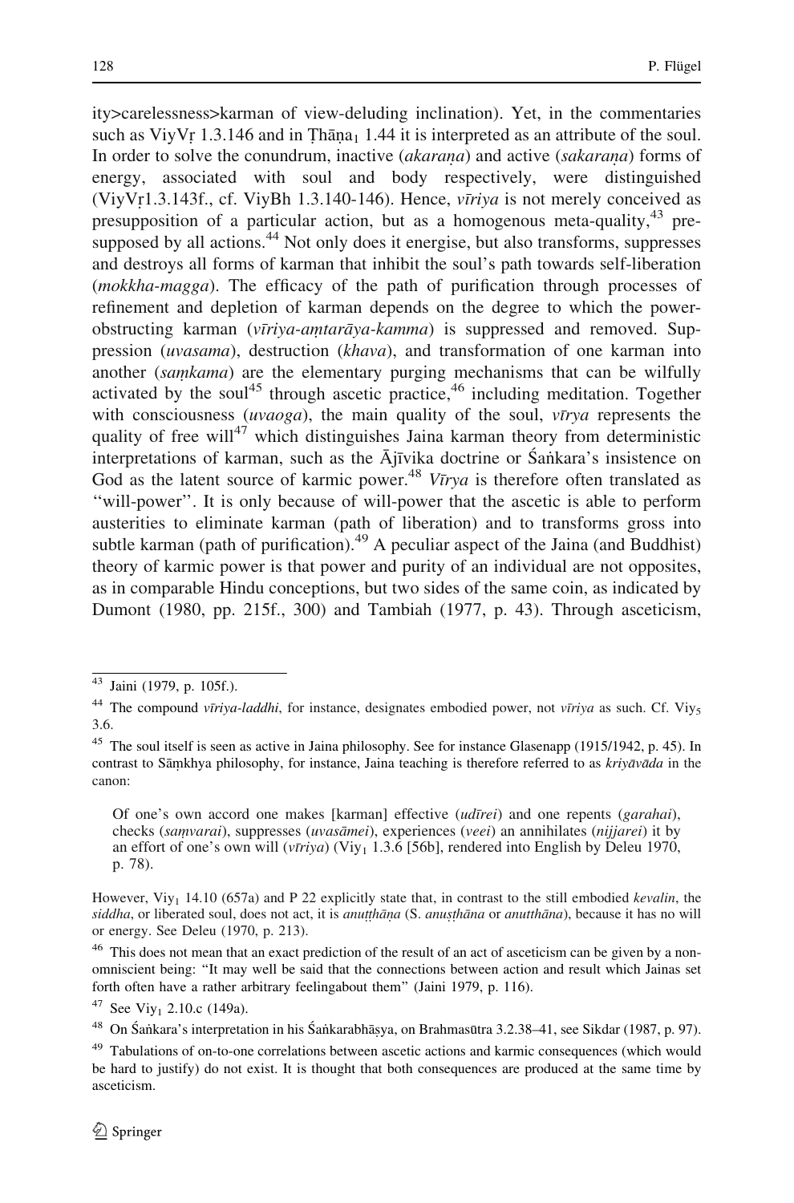ity>carelessness>karman of view-deluding inclination). Yet, in the commentaries such as ViyVṛ 1.3.146 and in Ṭhāṇa$_1$ 1.44 it is interpreted as an attribute of the soul. In order to solve the conundrum, inactive (*akaraṇa*) and active (*sakaraṇa*) forms of energy, associated with soul and body respectively, were distinguished (ViyVṛ1.3.143f., cf. ViyBh 1.3.140-146). Hence, *vīriya* is not merely conceived as presupposition of a particular action, but as a homogenous meta-quality,[43] presupposed by all actions.[44] Not only does it energise, but also transforms, suppresses and destroys all forms of karman that inhibit the soul's path towards self-liberation (*mokkha-magga*). The efficacy of the path of purification through processes of refinement and depletion of karman depends on the degree to which the power-obstructing karman (*vīriya-aṃtarāya-kamma*) is suppressed and removed. Suppression (*uvasama*), destruction (*khava*), and transformation of one karman into another (*saṃkama*) are the elementary purging mechanisms that can be wilfully activated by the soul[45] through ascetic practice,[46] including meditation. Together with consciousness (*uvaoga*), the main quality of the soul, *vīrya* represents the quality of free will[47] which distinguishes Jaina karman theory from deterministic interpretations of karman, such as the Ājīvika doctrine or Śaṅkara's insistence on God as the latent source of karmic power.[48] *Vīrya* is therefore often translated as "will-power". It is only because of will-power that the ascetic is able to perform austerities to eliminate karman (path of liberation) and to transforms gross into subtle karman (path of purification).[49] A peculiar aspect of the Jaina (and Buddhist) theory of karmic power is that power and purity of an individual are not opposites, as in comparable Hindu conceptions, but two sides of the same coin, as indicated by Dumont (1980, pp. 215f., 300) and Tambiah (1977, p. 43). Through asceticism,

---

[43] Jaini (1979, p. 105f.).

[44] The compound *vīriya-laddhi*, for instance, designates embodied power, not *vīriya* as such. Cf. Viy$_5$ 3.6.

[45] The soul itself is seen as active in Jaina philosophy. See for instance Glasenapp (1915/1942, p. 45). In contrast to Sāṃkhya philosophy, for instance, Jaina teaching is therefore referred to as *kriyāvāda* in the canon:

> Of one's own accord one makes [karman] effective (*udīrei*) and one repents (*garahai*), checks (*saṃvarai*), suppresses (*uvasāmei*), experiences (*veei*) an annihilates (*nijjarei*) it by an effort of one's own will (*vīriya*) (Viy$_1$ 1.3.6 [56b], rendered into English by Deleu 1970, p. 78).

However, Viy$_1$ 14.10 (657a) and P 22 explicitly state that, in contrast to the still embodied *kevalin*, the *siddha*, or liberated soul, does not act, it is *anuṭṭhāṇa* (S. *anuṣṭhāna* or *anutthāna*), because it has no will or energy. See Deleu (1970, p. 213).

[46] This does not mean that an exact prediction of the result of an act of asceticism can be given by a non-omniscient being: "It may well be said that the connections between action and result which Jainas set forth often have a rather arbitrary feelingabout them" (Jaini 1979, p. 116).

[47] See Viy$_1$ 2.10.c (149a).

[48] On Śaṅkara's interpretation in his Śaṅkarabhāṣya, on Brahmasūtra 3.2.38–41, see Sikdar (1987, p. 97).

[49] Tabulations of on-to-one correlations between ascetic actions and karmic consequences (which would be hard to justify) do not exist. It is thought that both consequences are produced at the same time by asceticism.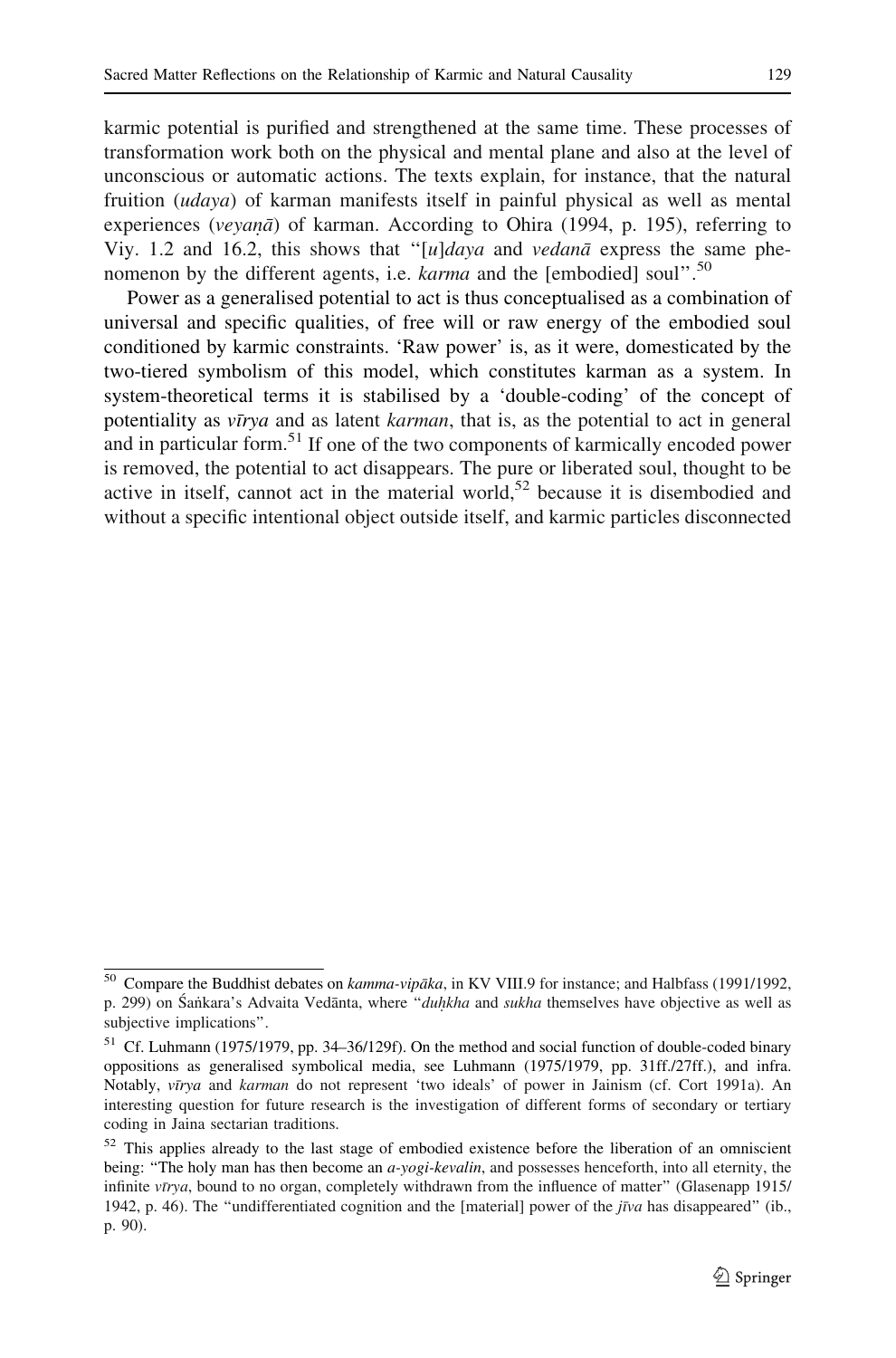karmic potential is purified and strengthened at the same time. These processes of transformation work both on the physical and mental plane and also at the level of unconscious or automatic actions. The texts explain, for instance, that the natural fruition (*udaya*) of karman manifests itself in painful physical as well as mental experiences (*veyaṇā*) of karman. According to Ohira (1994, p. 195), referring to Viy. 1.2 and 16.2, this shows that "[*u*]*daya* and *vedanā* express the same phenomenon by the different agents, i.e. *karma* and the [embodied] soul".[50]

Power as a generalised potential to act is thus conceptualised as a combination of universal and specific qualities, of free will or raw energy of the embodied soul conditioned by karmic constraints. 'Raw power' is, as it were, domesticated by the two-tiered symbolism of this model, which constitutes karman as a system. In system-theoretical terms it is stabilised by a 'double-coding' of the concept of potentiality as *vīrya* and as latent *karman*, that is, as the potential to act in general and in particular form.[51] If one of the two components of karmically encoded power is removed, the potential to act disappears. The pure or liberated soul, thought to be active in itself, cannot act in the material world,[52] because it is disembodied and without a specific intentional object outside itself, and karmic particles disconnected

---

[50] Compare the Buddhist debates on *kamma-vipāka*, in KV VIII.9 for instance; and Halbfass (1991/1992, p. 299) on Śaṅkara's Advaita Vedānta, where "*duḥkha* and *sukha* themselves have objective as well as subjective implications".

[51] Cf. Luhmann (1975/1979, pp. 34–36/129f). On the method and social function of double-coded binary oppositions as generalised symbolical media, see Luhmann (1975/1979, pp. 31ff./27ff.), and infra. Notably, *vīrya* and *karman* do not represent 'two ideals' of power in Jainism (cf. Cort 1991a). An interesting question for future research is the investigation of different forms of secondary or tertiary coding in Jaina sectarian traditions.

[52] This applies already to the last stage of embodied existence before the liberation of an omniscient being: "The holy man has then become an *a-yogi-kevalin*, and possesses henceforth, into all eternity, the infinite *vīrya*, bound to no organ, completely withdrawn from the influence of matter" (Glasenapp 1915/1942, p. 46). The "undifferentiated cognition and the [material] power of the *jīva* has disappeared" (ib., p. 90).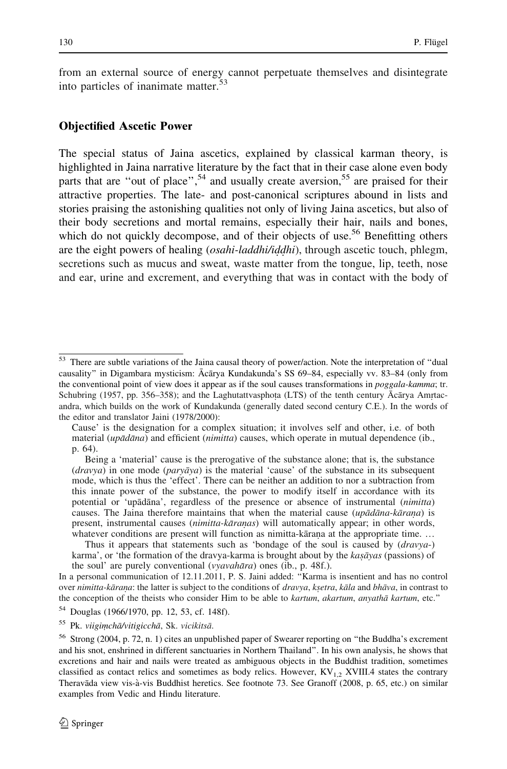from an external source of energy cannot perpetuate themselves and disintegrate into particles of inanimate matter.[53]

## Objectified Ascetic Power

The special status of Jaina ascetics, explained by classical karman theory, is highlighted in Jaina narrative literature by the fact that in their case alone even body parts that are "out of place",[54] and usually create aversion,[55] are praised for their attractive properties. The late- and post-canonical scriptures abound in lists and stories praising the astonishing qualities not only of living Jaina ascetics, but also of their body secretions and mortal remains, especially their hair, nails and bones, which do not quickly decompose, and of their objects of use.[56] Benefitting others are the eight powers of healing (*osahi-laddhi/iḍḍhi*), through ascetic touch, phlegm, secretions such as mucus and sweat, waste matter from the tongue, lip, teeth, nose and ear, urine and excrement, and everything that was in contact with the body of

---

[53] There are subtle variations of the Jaina causal theory of power/action. Note the interpretation of "dual causality" in Digambara mysticism: Ācārya Kundakunda's SS 69–84, especially vv. 83–84 (only from the conventional point of view does it appear as if the soul causes transformations in *poggala-kamma*; tr. Schubring (1957, pp. 356–358); and the Laghutattvasphoṭa (LTS) of the tenth century Ācārya Amṛtacandra, which builds on the work of Kundakunda (generally dated second century C.E.). In the words of the editor and translator Jaini (1978/2000):

> Cause' is the designation for a complex situation; it involves self and other, i.e. of both material (*upādāna*) and efficient (*nimitta*) causes, which operate in mutual dependence (ib., p. 64).
>
> Being a 'material' cause is the prerogative of the substance alone; that is, the substance (*dravya*) in one mode (*paryāya*) is the material 'cause' of the substance in its subsequent mode, which is thus the 'effect'. There can be neither an addition to nor a subtraction from this innate power of the substance, the power to modify itself in accordance with its potential or 'upādāna', regardless of the presence or absence of instrumental (*nimitta*) causes. The Jaina therefore maintains that when the material cause (*upādāna-kāraṇa*) is present, instrumental causes (*nimitta-kāraṇas*) will automatically appear; in other words, whatever conditions are present will function as nimitta-kāraṇa at the appropriate time. …
>
> Thus it appears that statements such as 'bondage of the soul is caused by (*dravya-*) karma', or 'the formation of the dravya-karma is brought about by the *kaṣāyas* (passions) of the soul' are purely conventional (*vyavahāra*) ones (ib., p. 48f.).

In a personal communication of 12.11.2011, P. S. Jaini added: "Karma is insentient and has no control over *nimitta-kāraṇa*: the latter is subject to the conditions of *dravya*, *kṣetra*, *kāla* and *bhāva*, in contrast to the conception of the theists who consider Him to be able to *kartum*, *akartum*, *anyathā kartum*, etc."

[54] Douglas (1966/1970, pp. 12, 53, cf. 148f).

[55] Pk. *viigiṃchā/vitigicchā*, Sk. *vicikitsā*.

[56] Strong (2004, p. 72, n. 1) cites an unpublished paper of Swearer reporting on "the Buddha's excrement and his snot, enshrined in different sanctuaries in Northern Thailand". In his own analysis, he shows that excretions and hair and nails were treated as ambiguous objects in the Buddhist tradition, sometimes classified as contact relics and sometimes as body relics. However, $KV_{1,2}$ XVIII.4 states the contrary Theravāda view vis-à-vis Buddhist heretics. See footnote 73. See Granoff (2008, p. 65, etc.) on similar examples from Vedic and Hindu literature.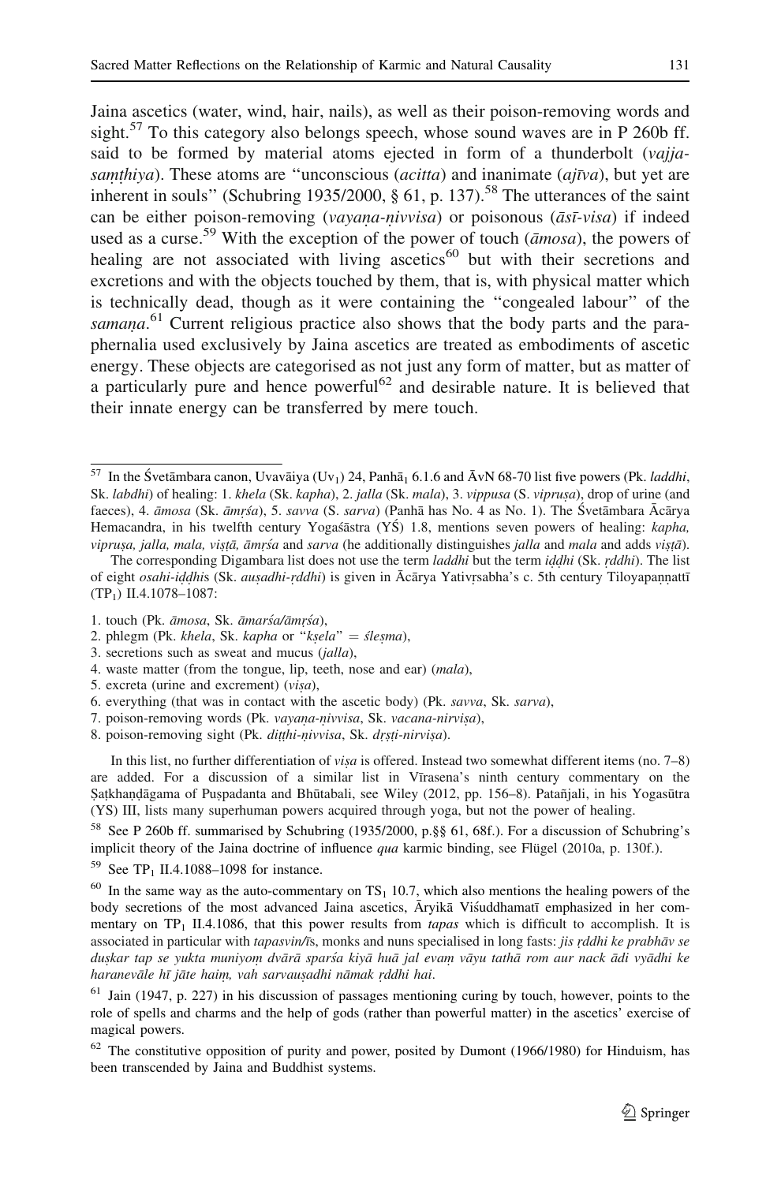Jaina ascetics (water, wind, hair, nails), as well as their poison-removing words and sight.[57] To this category also belongs speech, whose sound waves are in P 260b ff. said to be formed by material atoms ejected in form of a thunderbolt (*vajja-saṃṭhiya*). These atoms are "unconscious (*acitta*) and inanimate (*ajīva*), but yet are inherent in souls" (Schubring 1935/2000, § 61, p. 137).[58] The utterances of the saint can be either poison-removing (*vayaṇa-ṇivvisa*) or poisonous (*āsī-visa*) if indeed used as a curse.[59] With the exception of the power of touch (*āmosa*), the powers of healing are not associated with living ascetics[60] but with their secretions and excretions and with the objects touched by them, that is, with physical matter which is technically dead, though as it were containing the "congealed labour" of the *samaṇa*.[61] Current religious practice also shows that the body parts and the paraphernalia used exclusively by Jaina ascetics are treated as embodiments of ascetic energy. These objects are categorised as not just any form of matter, but as matter of a particularly pure and hence powerful[62] and desirable nature. It is believed that their innate energy can be transferred by mere touch.

---

[57] In the Śvetāmbara canon, Uvavāiya ($Uv_1$) 24, $Panhā_1$ 6.1.6 and ĀvN 68-70 list five powers (Pk. *laddhi*, Sk. *labdhi*) of healing: 1. *khela* (Sk. *kapha*), 2. *jalla* (Sk. *mala*), 3. *vippusa* (S. *vipruṣa*), drop of urine (and faeces), 4. *āmosa* (Sk. *āmṛśa*), 5. *savva* (S. *sarva*) (Panhā has No. 4 as No. 1). The Śvetāmbara Ācārya Hemacandra, in his twelfth century Yogaśāstra (YŚ) 1.8, mentions seven powers of healing: *kapha, vipruṣa, jalla, mala, viṣṭā, āmṛśa* and *sarva* (he additionally distinguishes *jalla* and *mala* and adds *viṣṭā*).

The corresponding Digambara list does not use the term *laddhi* but the term *iḍḍhi* (Sk. *ṛddhi*). The list of eight *osahi-iḍḍhi*s (Sk. *auṣadhi-ṛddhi*) is given in Ācārya Yativṛsabha's c. 5th century Tiloyapaṇṇattī ($TP_1$) II.4.1078–1087:

1. touch (Pk. *āmosa*, Sk. *āmarśa/āmṛśa*),
2. phlegm (Pk. *khela*, Sk. *kapha* or "*kṣela*" = *śleṣma*),
3. secretions such as sweat and mucus (*jalla*),
4. waste matter (from the tongue, lip, teeth, nose and ear) (*mala*),
5. excreta (urine and excrement) (*viṣa*),
6. everything (that was in contact with the ascetic body) (Pk. *savva*, Sk. *sarva*),
7. poison-removing words (Pk. *vayaṇa-ṇivvisa*, Sk. *vacana-nirviṣa*),
8. poison-removing sight (Pk. *diṭṭhi-ṇivvisa*, Sk. *dṛṣṭi-nirviṣa*).

In this list, no further differentiation of *viṣa* is offered. Instead two somewhat different items (no. 7–8) are added. For a discussion of a similar list in Vīrasena's ninth century commentary on the Ṣaṭkhaṇḍāgama of Puṣpadanta and Bhūtabali, see Wiley (2012, pp. 156–8). Patañjali, in his Yogasūtra (YS) III, lists many superhuman powers acquired through yoga, but not the power of healing.

[58] See P 260b ff. summarised by Schubring (1935/2000, p.§§ 61, 68f.). For a discussion of Schubring's implicit theory of the Jaina doctrine of influence *qua* karmic binding, see Flügel (2010a, p. 130f.).

[59] See $TP_1$ II.4.1088–1098 for instance.

[60] In the same way as the auto-commentary on $TS_1$ 10.7, which also mentions the healing powers of the body secretions of the most advanced Jaina ascetics, Āryikā Viśuddhamatī emphasized in her commentary on $TP_1$ II.4.1086, that this power results from *tapas* which is difficult to accomplish. It is associated in particular with *tapasvin/īs*, monks and nuns specialised in long fasts: *jis ṛddhi ke prabhāv se duṣkar tap se yukta muniyoṃ dvārā sparśa kiyā huā jal evaṃ vāyu tathā rom aur nack ādi vyādhi ke haranevāle hī jāte haiṃ, vah sarvauṣadhi nāmak ṛddhi hai.*

[61] Jain (1947, p. 227) in his discussion of passages mentioning curing by touch, however, points to the role of spells and charms and the help of gods (rather than powerful matter) in the ascetics' exercise of magical powers.

[62] The constitutive opposition of purity and power, posited by Dumont (1966/1980) for Hinduism, has been transcended by Jaina and Buddhist systems.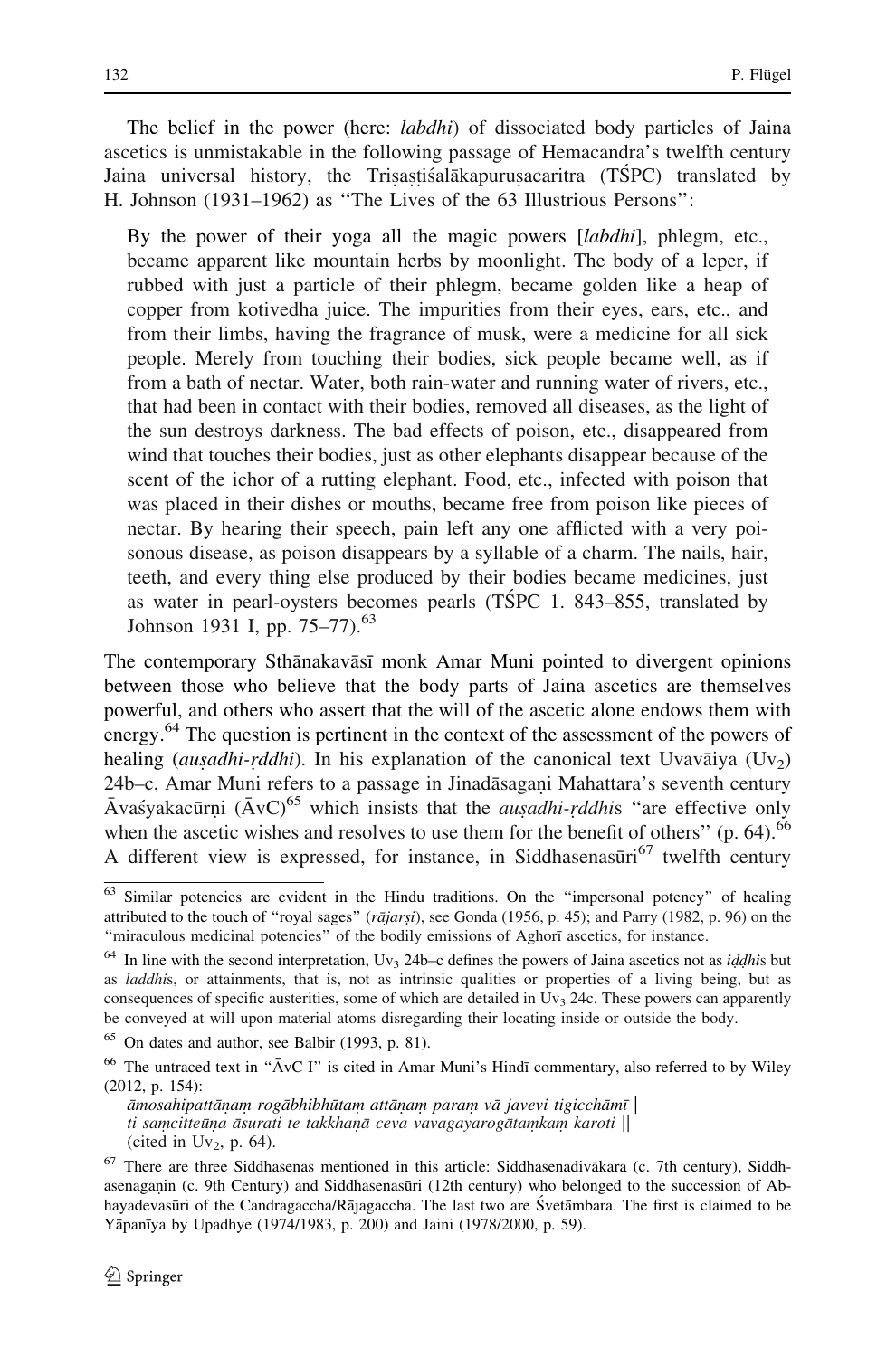The belief in the power (here: *labdhi*) of dissociated body particles of Jaina ascetics is unmistakable in the following passage of Hemacandra's twelfth century Jaina universal history, the Triṣaṣṭiśalākapuruṣacaritra (TŚPC) translated by H. Johnson (1931–1962) as "The Lives of the 63 Illustrious Persons":

> By the power of their yoga all the magic powers [*labdhi*], phlegm, etc., became apparent like mountain herbs by moonlight. The body of a leper, if rubbed with just a particle of their phlegm, became golden like a heap of copper from kotivedha juice. The impurities from their eyes, ears, etc., and from their limbs, having the fragrance of musk, were a medicine for all sick people. Merely from touching their bodies, sick people became well, as if from a bath of nectar. Water, both rain-water and running water of rivers, etc., that had been in contact with their bodies, removed all diseases, as the light of the sun destroys darkness. The bad effects of poison, etc., disappeared from wind that touches their bodies, just as other elephants disappear because of the scent of the ichor of a rutting elephant. Food, etc., infected with poison that was placed in their dishes or mouths, became free from poison like pieces of nectar. By hearing their speech, pain left any one afflicted with a very poisonous disease, as poison disappears by a syllable of a charm. The nails, hair, teeth, and every thing else produced by their bodies became medicines, just as water in pearl-oysters becomes pearls (TŚPC 1. 843–855, translated by Johnson 1931 I, pp. 75–77).[63]

The contemporary Sthānakavāsī monk Amar Muni pointed to divergent opinions between those who believe that the body parts of Jaina ascetics are themselves powerful, and others who assert that the will of the ascetic alone endows them with energy.[64] The question is pertinent in the context of the assessment of the powers of healing (*auṣadhi-ṛddhi*). In his explanation of the canonical text Uvavāiya ($Uv_2$) 24b–c, Amar Muni refers to a passage in Jinadāsagaṇi Mahattara's seventh century Āvaśyakacūrṇi (ĀvC)[65] which insists that the *auṣadhi-ṛddhi*s "are effective only when the ascetic wishes and resolves to use them for the benefit of others" (p. 64).[66] A different view is expressed, for instance, in Siddhasenasūri[67] twelfth century

---

[63] Similar potencies are evident in the Hindu traditions. On the "impersonal potency" of healing attributed to the touch of "royal sages" (*rājarṣi*), see Gonda (1956, p. 45); and Parry (1982, p. 96) on the "miraculous medicinal potencies" of the bodily emissions of Aghorī ascetics, for instance.

[64] In line with the second interpretation, $Uv_3$ 24b–c defines the powers of Jaina ascetics not as *iḍḍhi*s but as *laddhi*s, or attainments, that is, not as intrinsic qualities or properties of a living being, but as consequences of specific austerities, some of which are detailed in $Uv_3$ 24c. These powers can apparently be conveyed at will upon material atoms disregarding their locating inside or outside the body.

[65] On dates and author, see Balbir (1993, p. 81).

[66] The untraced text in "ĀvC I" is cited in Amar Muni's Hindī commentary, also referred to by Wiley (2012, p. 154):

*āmosahipattāṇaṃ rogābhibhūtaṃ attāṇaṃ paraṃ vā javevi tigicchāmī* |
*ti saṃcitteūṇa āsurati te takkhaṇā ceva vavagayarogātaṃkaṃ karoti* ||
(cited in $Uv_2$, p. 64).

[67] There are three Siddhasenas mentioned in this article: Siddhasenadivākara (c. 7th century), Siddhasenagaṇin (c. 9th Century) and Siddhasenasūri (12th century) who belonged to the succession of Abhayadevasūri of the Candragaccha/Rājagaccha. The last two are Śvetāmbara. The first is claimed to be Yāpanīya by Upadhye (1974/1983, p. 200) and Jaini (1978/2000, p. 59).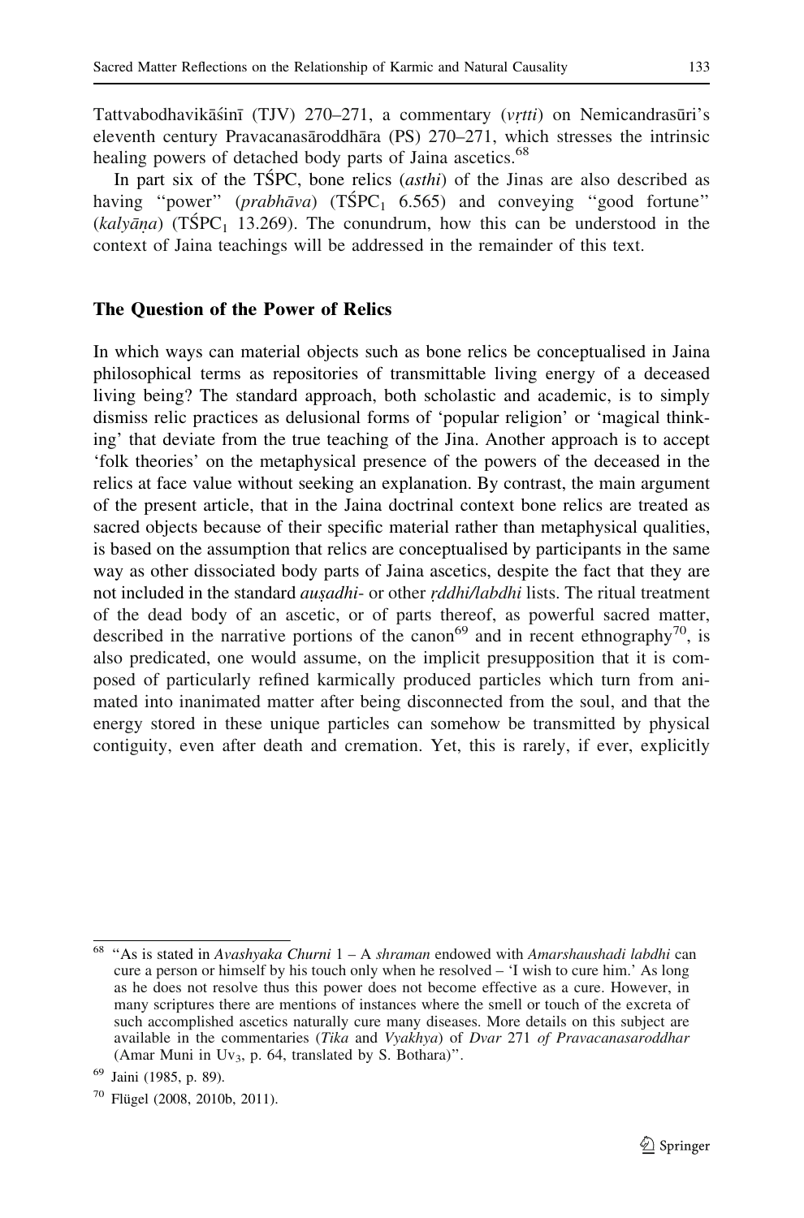Tattvabodhavikāśinī (TJV) 270–271, a commentary (*vṛtti*) on Nemicandrasūri's eleventh century Pravacanasāroddhāra (PS) 270–271, which stresses the intrinsic healing powers of detached body parts of Jaina ascetics.[68]

In part six of the TŚPC, bone relics (*asthi*) of the Jinas are also described as having "power" (*prabhāva*) ($TŚPC_1$ 6.565) and conveying "good fortune" (*kalyāṇa*) ($TŚPC_1$ 13.269). The conundrum, how this can be understood in the context of Jaina teachings will be addressed in the remainder of this text.

## The Question of the Power of Relics

In which ways can material objects such as bone relics be conceptualised in Jaina philosophical terms as repositories of transmittable living energy of a deceased living being? The standard approach, both scholastic and academic, is to simply dismiss relic practices as delusional forms of 'popular religion' or 'magical thinking' that deviate from the true teaching of the Jina. Another approach is to accept 'folk theories' on the metaphysical presence of the powers of the deceased in the relics at face value without seeking an explanation. By contrast, the main argument of the present article, that in the Jaina doctrinal context bone relics are treated as sacred objects because of their specific material rather than metaphysical qualities, is based on the assumption that relics are conceptualised by participants in the same way as other dissociated body parts of Jaina ascetics, despite the fact that they are not included in the standard *auṣadhi-* or other *ṛddhi/labdhi* lists. The ritual treatment of the dead body of an ascetic, or of parts thereof, as powerful sacred matter, described in the narrative portions of the canon[69] and in recent ethnography[70], is also predicated, one would assume, on the implicit presupposition that it is composed of particularly refined karmically produced particles which turn from animated into inanimated matter after being disconnected from the soul, and that the energy stored in these unique particles can somehow be transmitted by physical contiguity, even after death and cremation. Yet, this is rarely, if ever, explicitly

---

[68] "As is stated in *Avashyaka Churni* 1 – A *shraman* endowed with *Amarshaushadi labdhi* can cure a person or himself by his touch only when he resolved – 'I wish to cure him.' As long as he does not resolve thus this power does not become effective as a cure. However, in many scriptures there are mentions of instances where the smell or touch of the excreta of such accomplished ascetics naturally cure many diseases. More details on this subject are available in the commentaries (*Tika* and *Vyakhya*) of *Dvar* 271 *of Pravacanasaroddhar* (Amar Muni in $Uv_3$, p. 64, translated by S. Bothara)".

[69] Jaini (1985, p. 89).

[70] Flügel (2008, 2010b, 2011).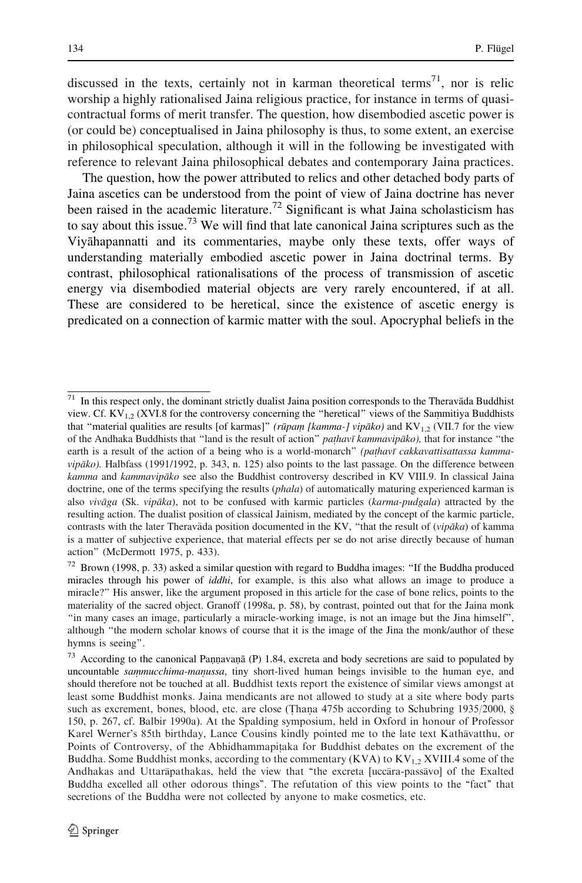discussed in the texts, certainly not in karman theoretical terms[71], nor is relic worship a highly rationalised Jaina religious practice, for instance in terms of quasi-contractual forms of merit transfer. The question, how disembodied ascetic power is (or could be) conceptualised in Jaina philosophy is thus, to some extent, an exercise in philosophical speculation, although it will in the following be investigated with reference to relevant Jaina philosophical debates and contemporary Jaina practices.

The question, how the power attributed to relics and other detached body parts of Jaina ascetics can be understood from the point of view of Jaina doctrine has never been raised in the academic literature.[72] Significant is what Jaina scholasticism has to say about this issue.[73] We will find that late canonical Jaina scriptures such as the Viyāhapannatti and its commentaries, maybe only these texts, offer ways of understanding materially embodied ascetic power in Jaina doctrinal terms. By contrast, philosophical rationalisations of the process of transmission of ascetic energy via disembodied material objects are very rarely encountered, if at all. These are considered to be heretical, since the existence of ascetic energy is predicated on a connection of karmic matter with the soul. Apocryphal beliefs in the

---

[71] In this respect only, the dominant strictly dualist Jaina position corresponds to the Theravāda Buddhist view. Cf. $KV_{1,2}$ (XVI.8 for the controversy concerning the "heretical" views of the Saṃmitiya Buddhists that "material qualities are results [of karmas]" *(rūpaṃ [kamma-] vipāko)* and $KV_{1,2}$ (VII.7 for the view of the Andhaka Buddhists that "land is the result of action" *paṭhavī kammavipāko),* that for instance "the earth is a result of the action of a being who is a world-monarch" *(paṭhavī cakkavattisattassa kammavipāko).* Halbfass (1991/1992, p. 343, n. 125) also points to the last passage. On the difference between *kamma* and *kammavipāko* see also the Buddhist controversy described in KV VIII.9. In classical Jaina doctrine, one of the terms specifying the results (*phala*) of automatically maturing experienced karman is also *vivāga* (Sk. *vipāka*), not to be confused with karmic particles (*karma-pudgala*) attracted by the resulting action. The dualist position of classical Jainism, mediated by the concept of the karmic particle, contrasts with the later Theravāda position documented in the KV, "that the result of (*vipāka*) of kamma is a matter of subjective experience, that material effects per se do not arise directly because of human action" (McDermott 1975, p. 433).

[72] Brown (1998, p. 33) asked a similar question with regard to Buddha images: "If the Buddha produced miracles through his power of *iddhi*, for example, is this also what allows an image to produce a miracle?" His answer, like the argument proposed in this article for the case of bone relics, points to the materiality of the sacred object. Granoff (1998a, p. 58), by contrast, pointed out that for the Jaina monk "in many cases an image, particularly a miracle-working image, is not an image but the Jina himself", although "the modern scholar knows of course that it is the image of the Jina the monk/author of these hymns is seeing".

[73] According to the canonical Paṇṇavaṇā (P) 1.84, excreta and body secretions are said to populated by uncountable *saṃmucchima-maṇussa*, tiny short-lived human beings invisible to the human eye, and should therefore not be touched at all. Buddhist texts report the existence of similar views amongst at least some Buddhist monks. Jaina mendicants are not allowed to study at a site where body parts such as excrement, bones, blood, etc. are close (Ṭhaṇa 475b according to Schubring 1935/2000, § 150, p. 267, cf. Balbir 1990a). At the Spalding symposium, held in Oxford in honour of Professor Karel Werner's 85th birthday, Lance Cousins kindly pointed me to the late text Kathāvatthu, or Points of Controversy, of the Abhidhammapiṭaka for Buddhist debates on the excrement of the Buddha. Some Buddhist monks, according to the commentary (KVA) to $KV_{1,2}$ XVIII.4 some of the Andhakas and Uttarāpathakas, held the view that "the excreta [uccāra-passāvo] of the Exalted Buddha excelled all other odorous things". The refutation of this view points to the "fact" that secretions of the Buddha were not collected by anyone to make cosmetics, etc.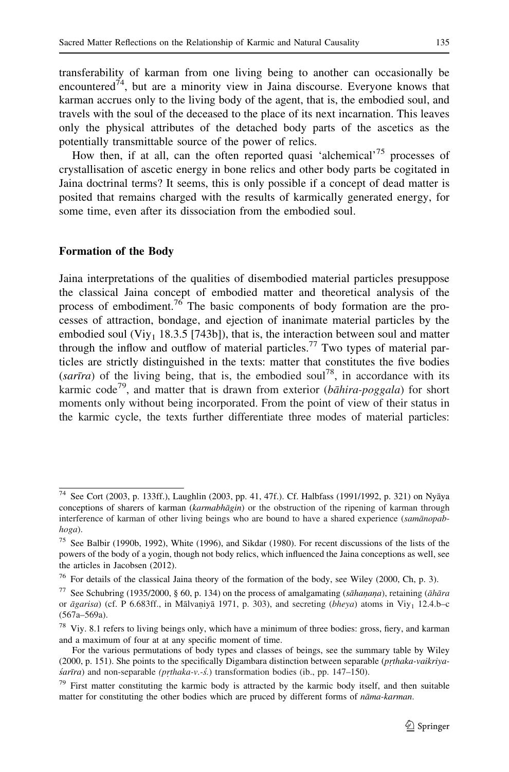transferability of karman from one living being to another can occasionally be encountered[74], but are a minority view in Jaina discourse. Everyone knows that karman accrues only to the living body of the agent, that is, the embodied soul, and travels with the soul of the deceased to the place of its next incarnation. This leaves only the physical attributes of the detached body parts of the ascetics as the potentially transmittable source of the power of relics.

How then, if at all, can the often reported quasi 'alchemical'[75] processes of crystallisation of ascetic energy in bone relics and other body parts be cogitated in Jaina doctrinal terms? It seems, this is only possible if a concept of dead matter is posited that remains charged with the results of karmically generated energy, for some time, even after its dissociation from the embodied soul.

## Formation of the Body

Jaina interpretations of the qualities of disembodied material particles presuppose the classical Jaina concept of embodied matter and theoretical analysis of the process of embodiment.[76] The basic components of body formation are the processes of attraction, bondage, and ejection of inanimate material particles by the embodied soul ($\text{Viy}_1$ 18.3.5 [743b]), that is, the interaction between soul and matter through the inflow and outflow of material particles.[77] Two types of material particles are strictly distinguished in the texts: matter that constitutes the five bodies (*sarīra*) of the living being, that is, the embodied soul[78], in accordance with its karmic code[79], and matter that is drawn from exterior (*bāhira-poggala*) for short moments only without being incorporated. From the point of view of their status in the karmic cycle, the texts further differentiate three modes of material particles:

---

[74] See Cort (2003, p. 133ff.), Laughlin (2003, pp. 41, 47f.). Cf. Halbfass (1991/1992, p. 321) on Nyāya conceptions of sharers of karman (*karmabhāgin*) or the obstruction of the ripening of karman through interference of karman of other living beings who are bound to have a shared experience (*samānopabhoga*).

[75] See Balbir (1990b, 1992), White (1996), and Sikdar (1980). For recent discussions of the lists of the powers of the body of a yogin, though not body relics, which influenced the Jaina conceptions as well, see the articles in Jacobsen (2012).

[76] For details of the classical Jaina theory of the formation of the body, see Wiley (2000, Ch, p. 3).

[77] See Schubring (1935/2000, § 60, p. 134) on the process of amalgamating (*sāhaṇaṇa*), retaining (*āhāra* or *āgarisa*) (cf. P 6.683ff., in Mālvaṇiyā 1971, p. 303), and secreting (*bheya*) atoms in $\text{Viy}_1$ 12.4.b–c (567a–569a).

[78] Viy. 8.1 refers to living beings only, which have a minimum of three bodies: gross, fiery, and karman and a maximum of four at at any specific moment of time.

For the various permutations of body types and classes of beings, see the summary table by Wiley (2000, p. 151). She points to the specifically Digambara distinction between separable (*pṛthaka-vaikriya-śarīra*) and non-separable (*pṛthaka-v.-ś.*) transformation bodies (ib., pp. 147–150).

[79] First matter constituting the karmic body is attracted by the karmic body itself, and then suitable matter for constituting the other bodies which are pruced by different forms of *nāma-karman*.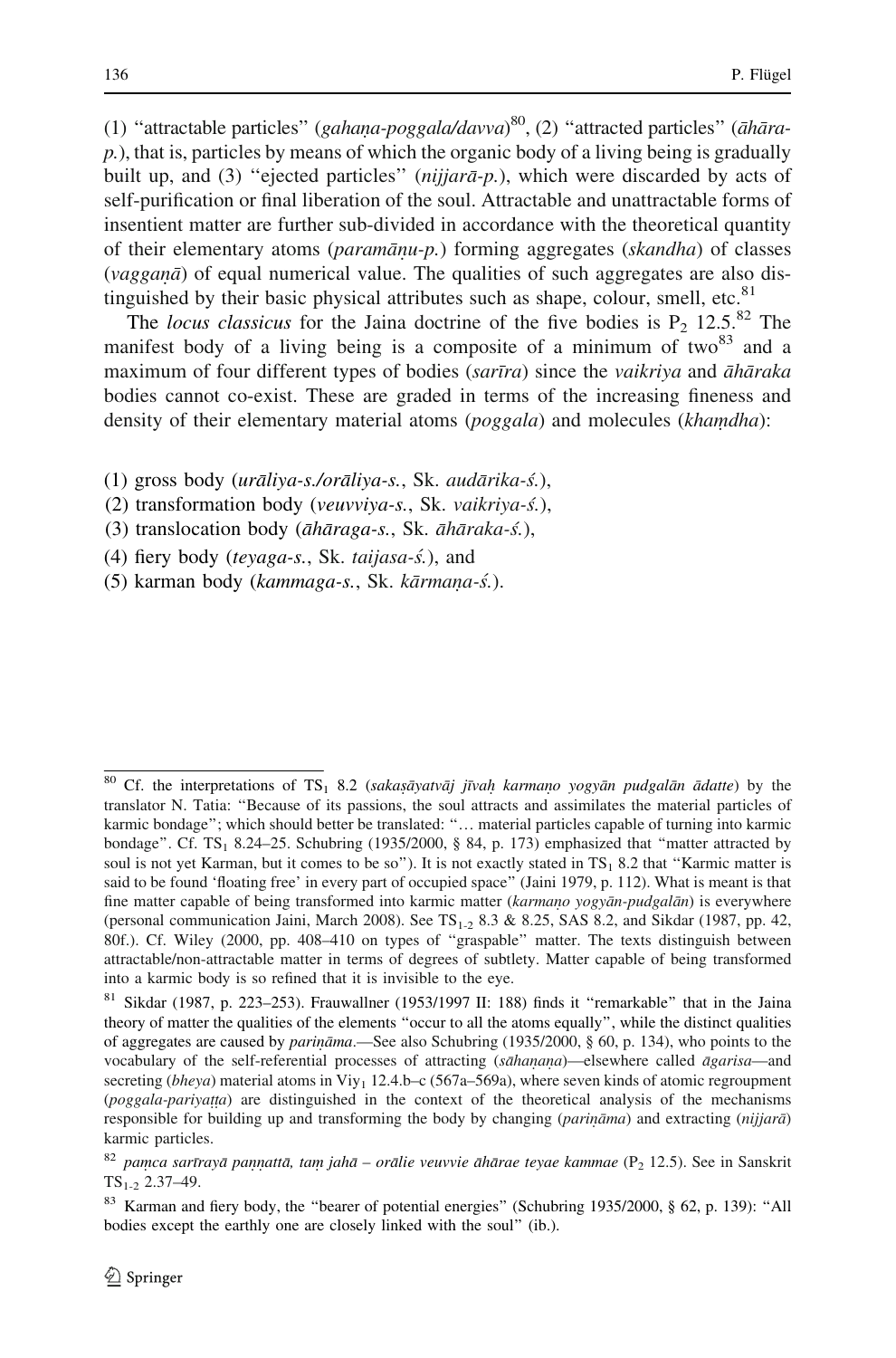(1) "attractable particles" (*gahaṇa-poggala/davva*)[80], (2) "attracted particles" (*āhāra-p.*), that is, particles by means of which the organic body of a living being is gradually built up, and (3) "ejected particles" (*nijjarā-p.*), which were discarded by acts of self-purification or final liberation of the soul. Attractable and unattractable forms of insentient matter are further sub-divided in accordance with the theoretical quantity of their elementary atoms (*paramāṇu-p.*) forming aggregates (*skandha*) of classes (*vaggaṇā*) of equal numerical value. The qualities of such aggregates are also distinguished by their basic physical attributes such as shape, colour, smell, etc.[81]

The *locus classicus* for the Jaina doctrine of the five bodies is $P_2$ 12.5.[82] The manifest body of a living being is a composite of a minimum of two[83] and a maximum of four different types of bodies (*sarīra*) since the *vaikriya* and *āhāraka* bodies cannot co-exist. These are graded in terms of the increasing fineness and density of their elementary material atoms (*poggala*) and molecules (*khaṃdha*):

(1) gross body (*urāliya-s./orāliya-s.*, Sk. *audārika-ś.*),
(2) transformation body (*veuvviya-s.*, Sk. *vaikriya-ś.*),
(3) translocation body (*āhāraga-s.*, Sk. *āhāraka-ś.*),
(4) fiery body (*teyaga-s.*, Sk. *taijasa-ś.*), and
(5) karman body (*kammaga-s.*, Sk. *kārmaṇa-ś.*).

---

[80] Cf. the interpretations of $TS_1$ 8.2 (*sakaṣāyatvāj jīvaḥ karmaṇo yogyān pudgalān ādatte*) by the translator N. Tatia: "Because of its passions, the soul attracts and assimilates the material particles of karmic bondage"; which should better be translated: "… material particles capable of turning into karmic bondage". Cf. $TS_1$ 8.24–25. Schubring (1935/2000, § 84, p. 173) emphasized that "matter attracted by soul is not yet Karman, but it comes to be so"). It is not exactly stated in $TS_1$ 8.2 that "Karmic matter is said to be found 'floating free' in every part of occupied space" (Jaini 1979, p. 112). What is meant is that fine matter capable of being transformed into karmic matter (*karmaṇo yogyān-pudgalān*) is everywhere (personal communication Jaini, March 2008). See $TS_{1\text{-}2}$ 8.3 & 8.25, SAS 8.2, and Sikdar (1987, pp. 42, 80f.). Cf. Wiley (2000, pp. 408–410 on types of "graspable" matter. The texts distinguish between attractable/non-attractable matter in terms of degrees of subtlety. Matter capable of being transformed into a karmic body is so refined that it is invisible to the eye.

[81] Sikdar (1987, p. 223–253). Frauwallner (1953/1997 II: 188) finds it "remarkable" that in the Jaina theory of matter the qualities of the elements "occur to all the atoms equally", while the distinct qualities of aggregates are caused by *pariṇāma*.—See also Schubring (1935/2000, § 60, p. 134), who points to the vocabulary of the self-referential processes of attracting (*sāhaṇaṇa*)—elsewhere called *āgarisa*—and secreting (*bheya*) material atoms in $Viy_1$ 12.4.b–c (567a–569a), where seven kinds of atomic regroupment (*poggala-pariyaṭṭa*) are distinguished in the context of the theoretical analysis of the mechanisms responsible for building up and transforming the body by changing (*pariṇāma*) and extracting (*nijjarā*) karmic particles.

[82] *paṃca sarīrayā paṇṇattā, taṃ jahā – orālie veuvvie āhārae teyae kammae* ($P_2$ 12.5). See in Sanskrit $TS_{1\text{-}2}$ 2.37–49.

[83] Karman and fiery body, the "bearer of potential energies" (Schubring 1935/2000, § 62, p. 139): "All bodies except the earthly one are closely linked with the soul" (ib.).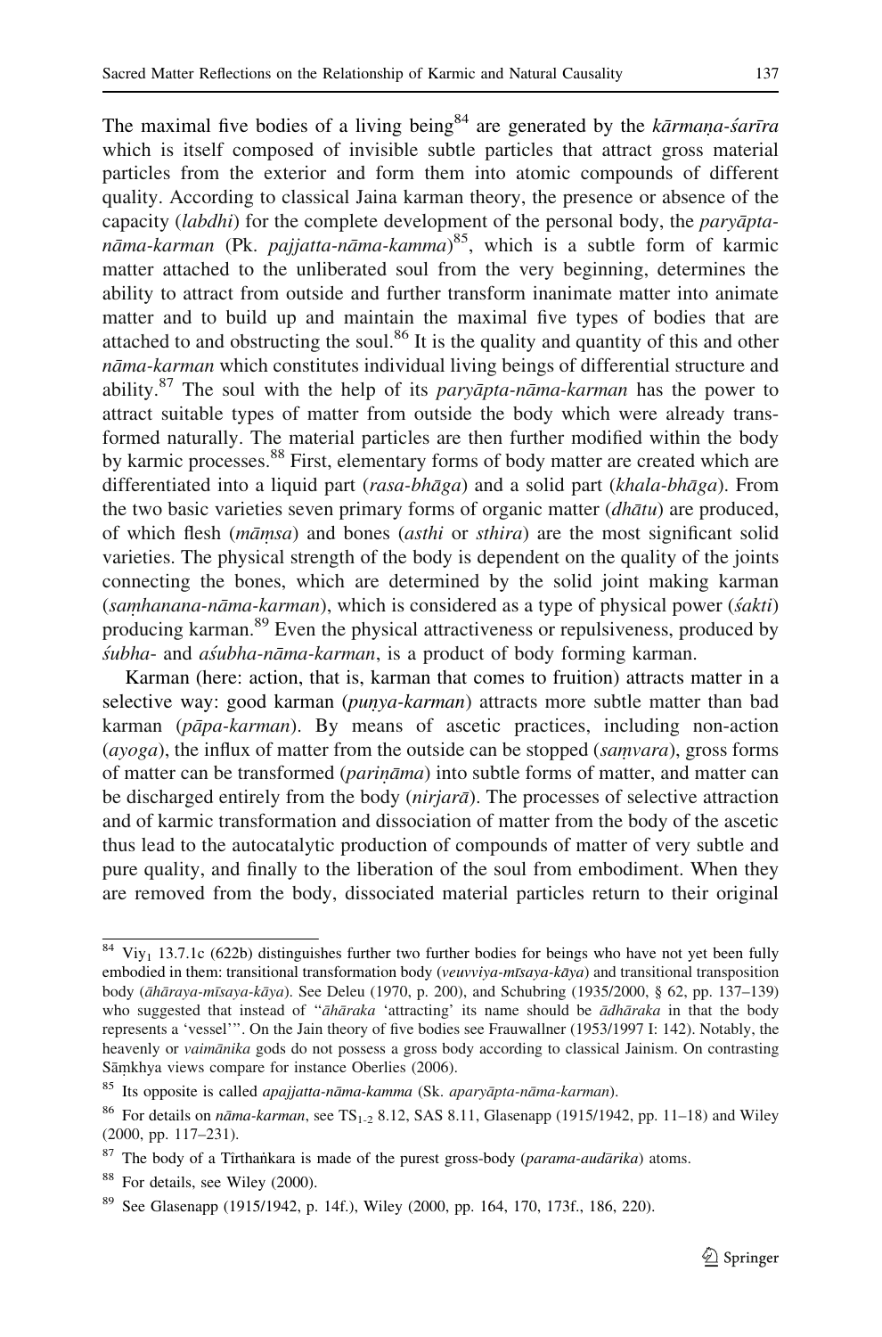The maximal five bodies of a living being[84] are generated by the *kārmaṇa-śarīra* which is itself composed of invisible subtle particles that attract gross material particles from the exterior and form them into atomic compounds of different quality. According to classical Jaina karman theory, the presence or absence of the capacity (*labdhi*) for the complete development of the personal body, the *paryāpta-nāma-karman* (Pk. *pajjatta-nāma-kamma*)[85], which is a subtle form of karmic matter attached to the unliberated soul from the very beginning, determines the ability to attract from outside and further transform inanimate matter into animate matter and to build up and maintain the maximal five types of bodies that are attached to and obstructing the soul.[86] It is the quality and quantity of this and other *nāma-karman* which constitutes individual living beings of differential structure and ability.[87] The soul with the help of its *paryāpta-nāma-karman* has the power to attract suitable types of matter from outside the body which were already transformed naturally. The material particles are then further modified within the body by karmic processes.[88] First, elementary forms of body matter are created which are differentiated into a liquid part (*rasa-bhāga*) and a solid part (*khala-bhāga*). From the two basic varieties seven primary forms of organic matter (*dhātu*) are produced, of which flesh (*māṃsa*) and bones (*asthi* or *sthira*) are the most significant solid varieties. The physical strength of the body is dependent on the quality of the joints connecting the bones, which are determined by the solid joint making karman (*saṃhanana-nāma-karman*), which is considered as a type of physical power (*śakti*) producing karman.[89] Even the physical attractiveness or repulsiveness, produced by *śubha-* and *aśubha-nāma-karman*, is a product of body forming karman.

Karman (here: action, that is, karman that comes to fruition) attracts matter in a selective way: good karman (*puṇya-karman*) attracts more subtle matter than bad karman (*pāpa-karman*). By means of ascetic practices, including non-action (*ayoga*), the influx of matter from the outside can be stopped (*saṃvara*), gross forms of matter can be transformed (*pariṇāma*) into subtle forms of matter, and matter can be discharged entirely from the body (*nirjarā*). The processes of selective attraction and of karmic transformation and dissociation of matter from the body of the ascetic thus lead to the autocatalytic production of compounds of matter of very subtle and pure quality, and finally to the liberation of the soul from embodiment. When they are removed from the body, dissociated material particles return to their original

---

[84] Viy$_1$ 13.7.1c (622b) distinguishes further two further bodies for beings who have not yet been fully embodied in them: transitional transformation body (*veuvviya-mīsaya-kāya*) and transitional transposition body (*āhāraya-mīsaya-kāya*). See Deleu (1970, p. 200), and Schubring (1935/2000, § 62, pp. 137–139) who suggested that instead of "*āhāraka* 'attracting' its name should be *ādhāraka* in that the body represents a 'vessel'". On the Jain theory of five bodies see Frauwallner (1953/1997 I: 142). Notably, the heavenly or *vaimānika* gods do not possess a gross body according to classical Jainism. On contrasting Sāṃkhya views compare for instance Oberlies (2006).

[85] Its opposite is called *apajjatta-nāma-kamma* (Sk. *aparyāpta-nāma-karman*).

[86] For details on *nāma-karman*, see TS$_{1\text{-}2}$ 8.12, SAS 8.11, Glasenapp (1915/1942, pp. 11–18) and Wiley (2000, pp. 117–231).

[87] The body of a Tīrthaṅkara is made of the purest gross-body (*parama-audārika*) atoms.

[88] For details, see Wiley (2000).

[89] See Glasenapp (1915/1942, p. 14f.), Wiley (2000, pp. 164, 170, 173f., 186, 220).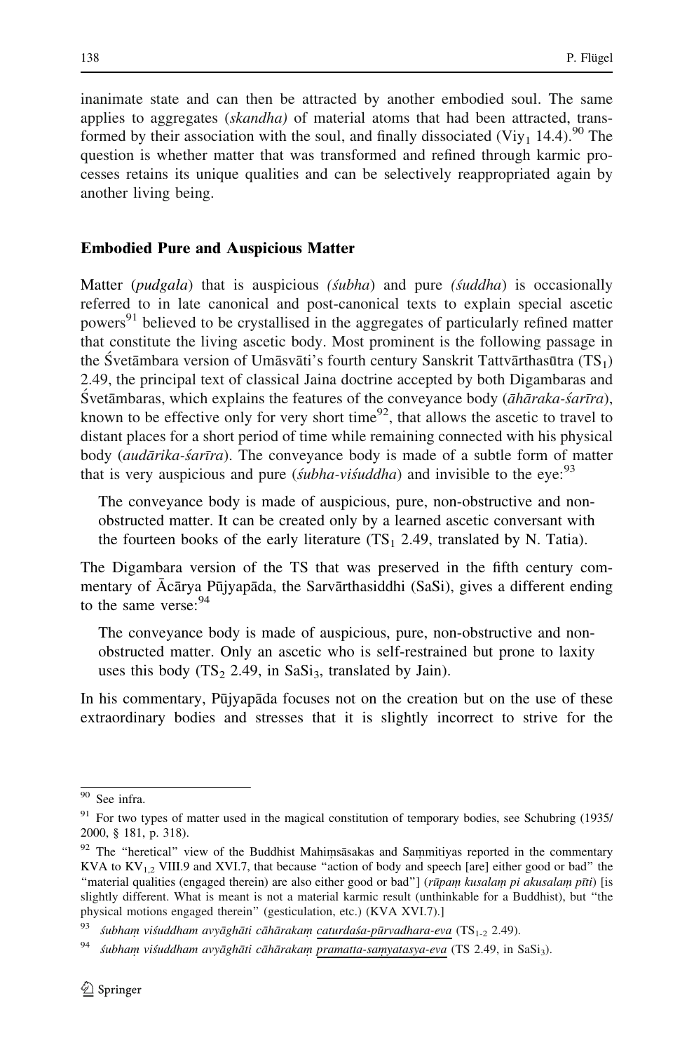inanimate state and can then be attracted by another embodied soul. The same applies to aggregates (*skandha)* of material atoms that had been attracted, transformed by their association with the soul, and finally dissociated ($\text{Viy}_1$ 14.4).[90] The question is whether matter that was transformed and refined through karmic processes retains its unique qualities and can be selectively reappropriated again by another living being.

## Embodied Pure and Auspicious Matter

Matter (*pudgala*) that is auspicious *(śubha*) and pure *(śuddha*) is occasionally referred to in late canonical and post-canonical texts to explain special ascetic powers[91] believed to be crystallised in the aggregates of particularly refined matter that constitute the living ascetic body. Most prominent is the following passage in the Śvetāmbara version of Umāsvāti's fourth century Sanskrit Tattvārthasūtra ($\text{TS}_1$) 2.49, the principal text of classical Jaina doctrine accepted by both Digambaras and Śvetāmbaras, which explains the features of the conveyance body (*āhāraka-śarīra*), known to be effective only for very short time[92], that allows the ascetic to travel to distant places for a short period of time while remaining connected with his physical body (*audārika-śarīra*). The conveyance body is made of a subtle form of matter that is very auspicious and pure (*śubha-viśuddha*) and invisible to the eye:[93]

> The conveyance body is made of auspicious, pure, non-obstructive and non-obstructed matter. It can be created only by a learned ascetic conversant with the fourteen books of the early literature ($\text{TS}_1$ 2.49, translated by N. Tatia).

The Digambara version of the TS that was preserved in the fifth century commentary of Ācārya Pūjyapāda, the Sarvārthasiddhi (SaSi), gives a different ending to the same verse:[94]

> The conveyance body is made of auspicious, pure, non-obstructive and non-obstructed matter. Only an ascetic who is self-restrained but prone to laxity uses this body ($\text{TS}_2$ 2.49, in $\text{SaSi}_3$, translated by Jain).

In his commentary, Pūjyapāda focuses not on the creation but on the use of these extraordinary bodies and stresses that it is slightly incorrect to strive for the

---

[90] See infra.

[91] For two types of matter used in the magical constitution of temporary bodies, see Schubring (1935/2000, § 181, p. 318).

[92] The "heretical" view of the Buddhist Mahiṃsāsakas and Saṃmitiyas reported in the commentary KVA to $\text{KV}_{1,2}$ VIII.9 and XVI.7, that because "action of body and speech [are] either good or bad" the "material qualities (engaged therein) are also either good or bad"] (*rūpaṃ kusalaṃ pi akusalaṃ pīti*) [is slightly different. What is meant is not a material karmic result (unthinkable for a Buddhist), but "the physical motions engaged therein" (gesticulation, etc.) (KVA XVI.7).]

[93] *śubhaṃ viśuddham avyāghāti cāhārakaṃ caturdaśa-pūrvadhara-eva* ($\text{TS}_{1\text{-}2}$ 2.49).

[94] *śubhaṃ viśuddham avyāghāti cāhārakaṃ pramatta-saṃyatasya-eva* (TS 2.49, in $\text{SaSi}_3$).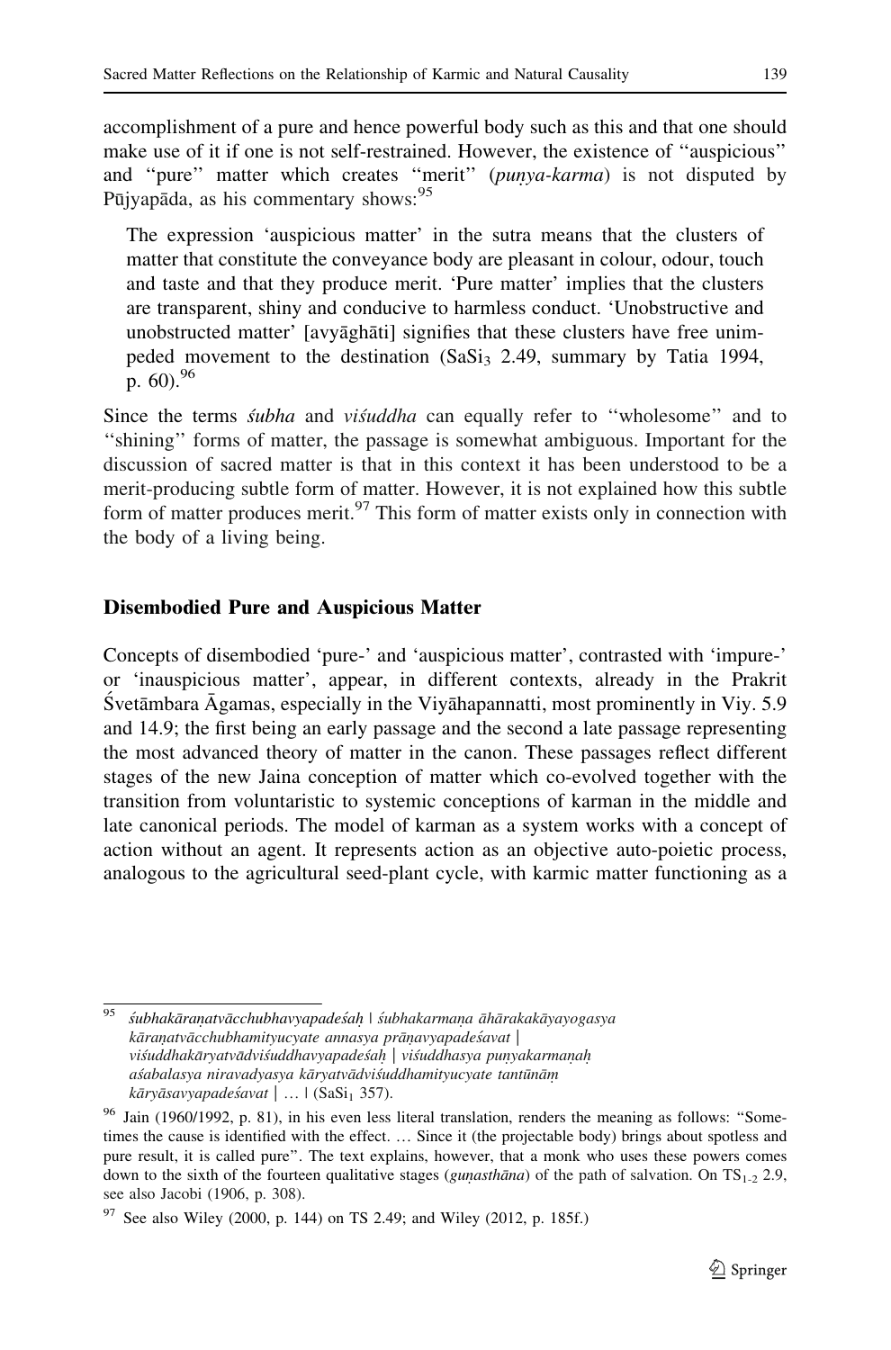accomplishment of a pure and hence powerful body such as this and that one should make use of it if one is not self-restrained. However, the existence of ''auspicious'' and ''pure'' matter which creates ''merit'' (*puṇya-karma*) is not disputed by Pūjyapāda, as his commentary shows:[95]

> The expression 'auspicious matter' in the sutra means that the clusters of matter that constitute the conveyance body are pleasant in colour, odour, touch and taste and that they produce merit. 'Pure matter' implies that the clusters are transparent, shiny and conducive to harmless conduct. 'Unobstructive and unobstructed matter' [avyāghāti] signifies that these clusters have free unimpeded movement to the destination ($\text{SaSi}_3$ 2.49, summary by Tatia 1994, p. 60).[96]

Since the terms *śubha* and *viśuddha* can equally refer to ''wholesome'' and to ''shining'' forms of matter, the passage is somewhat ambiguous. Important for the discussion of sacred matter is that in this context it has been understood to be a merit-producing subtle form of matter. However, it is not explained how this subtle form of matter produces merit.[97] This form of matter exists only in connection with the body of a living being.

## Disembodied Pure and Auspicious Matter

Concepts of disembodied 'pure-' and 'auspicious matter', contrasted with 'impure-' or 'inauspicious matter', appear, in different contexts, already in the Prakrit Śvetāmbara Āgamas, especially in the Viyāhapannatti, most prominently in Viy. 5.9 and 14.9; the first being an early passage and the second a late passage representing the most advanced theory of matter in the canon. These passages reflect different stages of the new Jaina conception of matter which co-evolved together with the transition from voluntaristic to systemic conceptions of karman in the middle and late canonical periods. The model of karman as a system works with a concept of action without an agent. It represents action as an objective auto-poietic process, analogous to the agricultural seed-plant cycle, with karmic matter functioning as a

---

[95] *śubhakāraṇatvācchubhavyapadeśaḥ | śubhakarmaṇa āhārakakāyayogasya kāraṇatvācchubhamityucyate annasya prāṇavyapadeśavat | viśuddhakāryatvādviśuddhavyapadeśaḥ | viśuddhasya puṇyakarmaṇaḥ aśabalasya niravadyasya kāryatvādviśuddhamityucyate tantūnāṃ kāryāsavyapadeśavat* | … | ($\text{SaSi}_1$ 357).

[96] Jain (1960/1992, p. 81), in his even less literal translation, renders the meaning as follows: ''Sometimes the cause is identified with the effect. … Since it (the projectable body) brings about spotless and pure result, it is called pure''. The text explains, however, that a monk who uses these powers comes down to the sixth of the fourteen qualitative stages (*guṇasthāna*) of the path of salvation. On $\text{TS}_{1\text{-}2}$ 2.9, see also Jacobi (1906, p. 308).

[97] See also Wiley (2000, p. 144) on TS 2.49; and Wiley (2012, p. 185f.)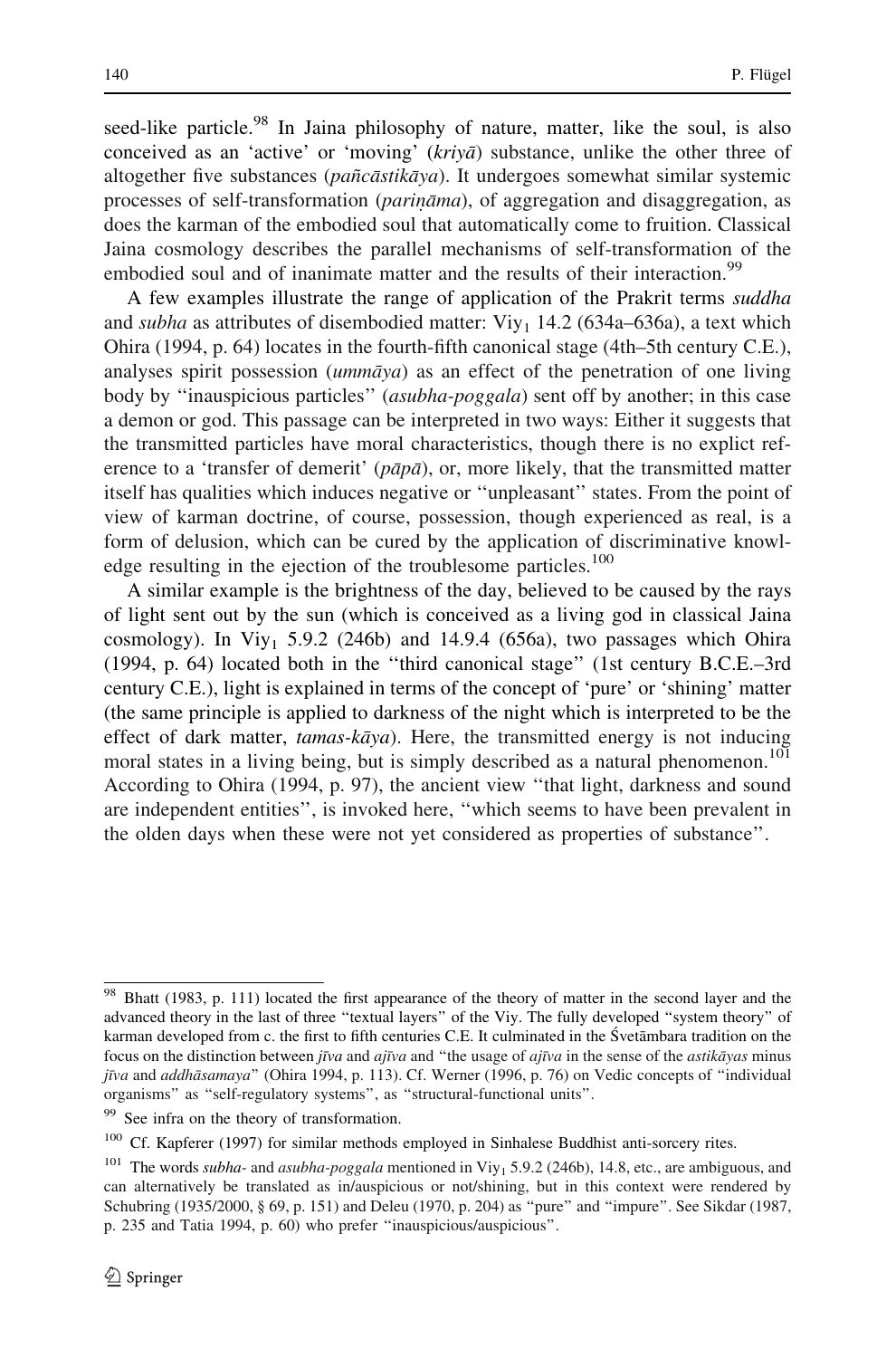seed-like particle.[98] In Jaina philosophy of nature, matter, like the soul, is also conceived as an 'active' or 'moving' (*kriyā*) substance, unlike the other three of altogether five substances (*pañcāstikāya*). It undergoes somewhat similar systemic processes of self-transformation (*pariṇāma*), of aggregation and disaggregation, as does the karman of the embodied soul that automatically come to fruition. Classical Jaina cosmology describes the parallel mechanisms of self-transformation of the embodied soul and of inanimate matter and the results of their interaction.[99]

A few examples illustrate the range of application of the Prakrit terms *suddha* and *subha* as attributes of disembodied matter: $\text{Viy}_1$ 14.2 (634a–636a), a text which Ohira (1994, p. 64) locates in the fourth-fifth canonical stage (4th–5th century C.E.), analyses spirit possession (*ummāya*) as an effect of the penetration of one living body by "inauspicious particles" (*asubha-poggala*) sent off by another; in this case a demon or god. This passage can be interpreted in two ways: Either it suggests that the transmitted particles have moral characteristics, though there is no explict reference to a 'transfer of demerit' (*pāpā*), or, more likely, that the transmitted matter itself has qualities which induces negative or "unpleasant" states. From the point of view of karman doctrine, of course, possession, though experienced as real, is a form of delusion, which can be cured by the application of discriminative knowledge resulting in the ejection of the troublesome particles.[100]

A similar example is the brightness of the day, believed to be caused by the rays of light sent out by the sun (which is conceived as a living god in classical Jaina cosmology). In $\text{Viy}_1$ 5.9.2 (246b) and 14.9.4 (656a), two passages which Ohira (1994, p. 64) located both in the "third canonical stage" (1st century B.C.E.–3rd century C.E.), light is explained in terms of the concept of 'pure' or 'shining' matter (the same principle is applied to darkness of the night which is interpreted to be the effect of dark matter, *tamas-kāya*). Here, the transmitted energy is not inducing moral states in a living being, but is simply described as a natural phenomenon.[101] According to Ohira (1994, p. 97), the ancient view "that light, darkness and sound are independent entities", is invoked here, "which seems to have been prevalent in the olden days when these were not yet considered as properties of substance".

---

[98] Bhatt (1983, p. 111) located the first appearance of the theory of matter in the second layer and the advanced theory in the last of three "textual layers" of the Viy. The fully developed "system theory" of karman developed from c. the first to fifth centuries C.E. It culminated in the Śvetāmbara tradition on the focus on the distinction between *jīva* and *ajīva* and "the usage of *ajīva* in the sense of the *astikāyas* minus *jīva* and *addhāsamaya*" (Ohira 1994, p. 113). Cf. Werner (1996, p. 76) on Vedic concepts of "individual organisms" as "self-regulatory systems", as "structural-functional units".

[99] See infra on the theory of transformation.

[100] Cf. Kapferer (1997) for similar methods employed in Sinhalese Buddhist anti-sorcery rites.

[101] The words *subha-* and *asubha-poggala* mentioned in $\text{Viy}_1$ 5.9.2 (246b), 14.8, etc., are ambiguous, and can alternatively be translated as in/auspicious or not/shining, but in this context were rendered by Schubring (1935/2000, § 69, p. 151) and Deleu (1970, p. 204) as "pure" and "impure". See Sikdar (1987, p. 235 and Tatia 1994, p. 60) who prefer "inauspicious/auspicious".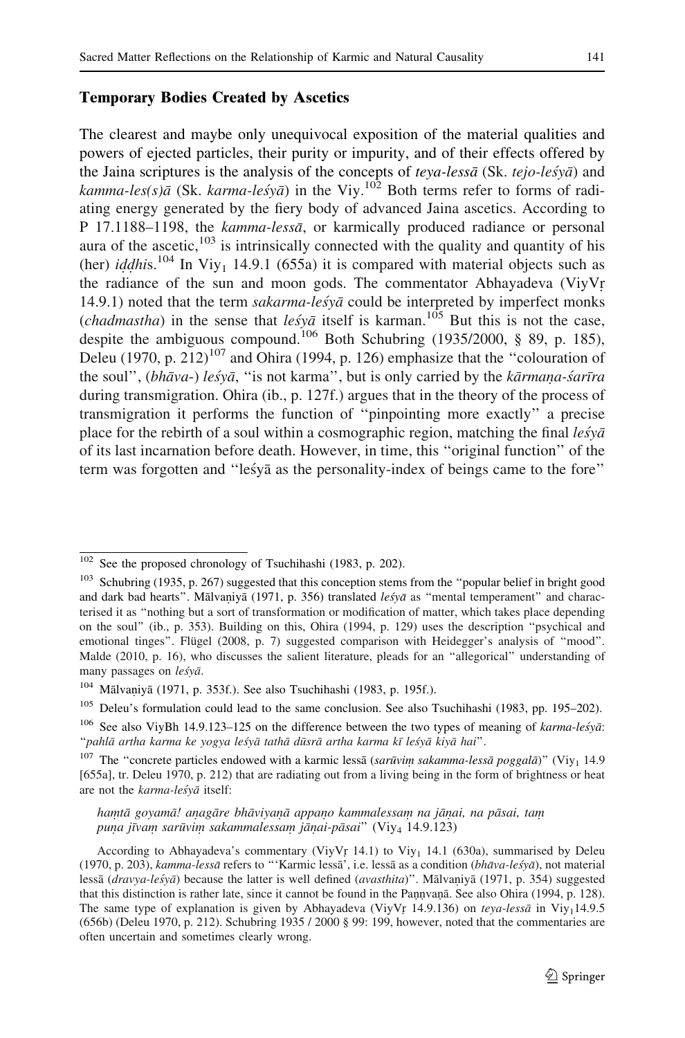### Temporary Bodies Created by Ascetics

The clearest and maybe only unequivocal exposition of the material qualities and powers of ejected particles, their purity or impurity, and of their effects offered by the Jaina scriptures is the analysis of the concepts of *teya-lessā* (Sk. *tejo-leśyā*) and *kamma-les(s)ā* (Sk. *karma-leśyā*) in the Viy.[102] Both terms refer to forms of radiating energy generated by the fiery body of advanced Jaina ascetics. According to P 17.1188–1198, the *kamma-lessā*, or karmically produced radiance or personal aura of the ascetic,[103] is intrinsically connected with the quality and quantity of his (her) *iḍḍhi*s.[104] In $\text{Viy}_1$ 14.9.1 (655a) it is compared with material objects such as the radiance of the sun and moon gods. The commentator Abhayadeva (ViyVṛ 14.9.1) noted that the term *sakarma-leśyā* could be interpreted by imperfect monks (*chadmastha*) in the sense that *leśyā* itself is karman.[105] But this is not the case, despite the ambiguous compound.[106] Both Schubring (1935/2000, § 89, p. 185), Deleu (1970, p. 212)[107] and Ohira (1994, p. 126) emphasize that the "colouration of the soul", (*bhāva-*) *leśyā*, "is not karma", but is only carried by the *kārmaṇa-śarīra* during transmigration. Ohira (ib., p. 127f.) argues that in the theory of the process of transmigration it performs the function of "pinpointing more exactly" a precise place for the rebirth of a soul within a cosmographic region, matching the final *leśyā* of its last incarnation before death. However, in time, this "original function" of the term was forgotten and "leśyā as the personality-index of beings came to the fore"

---

[102] See the proposed chronology of Tsuchihashi (1983, p. 202).

[103] Schubring (1935, p. 267) suggested that this conception stems from the "popular belief in bright good and dark bad hearts". Mālvaṇiyā (1971, p. 356) translated *leśyā* as "mental temperament" and characterised it as "nothing but a sort of transformation or modification of matter, which takes place depending on the soul" (ib., p. 353). Building on this, Ohira (1994, p. 129) uses the description "psychical and emotional tinges". Flügel (2008, p. 7) suggested comparison with Heidegger's analysis of "mood". Malde (2010, p. 16), who discusses the salient literature, pleads for an "allegorical" understanding of many passages on *leśyā*.

[104] Mālvaṇiyā (1971, p. 353f.). See also Tsuchihashi (1983, p. 195f.).

[105] Deleu's formulation could lead to the same conclusion. See also Tsuchihashi (1983, pp. 195–202).

[106] See also ViyBh 14.9.123–125 on the difference between the two types of meaning of *karma-leśyā*: "*pahlā artha karma ke yogya leśyā tathā dūsrā artha karma kī leśyā kiyā hai*".

[107] The "concrete particles endowed with a karmic lessā (*sarūviṃ sakamma-lessā poggalā*)" ($\text{Viy}_1$ 14.9 [655a], tr. Deleu 1970, p. 212) that are radiating out from a living being in the form of brightness or heat are not the *karma-leśyā* itself:

> *haṃtā goyamā! aṇagāre bhāviyaṇā appaṇo kammalessaṃ na jāṇai, na pāsai, taṃ puṇa jīvaṃ sarūviṃ sakammalessaṃ jāṇai-pāsai*" ($\text{Viy}_4$ 14.9.123)

According to Abhayadeva's commentary (ViyVṛ 14.1) to $\text{Viy}_1$ 14.1 (630a), summarised by Deleu (1970, p. 203), *kamma-lessā* refers to "'Karmic lessā', i.e. lessā as a condition (*bhāva-leśyā*), not material lessā (*dravya-leśyā*) because the latter is well defined (*avasthita*)". Mālvaṇiyā (1971, p. 354) suggested that this distinction is rather late, since it cannot be found in the Paṇṇvaṇā. See also Ohira (1994, p. 128). The same type of explanation is given by Abhayadeva (ViyVṛ 14.9.136) on *teya-lessā* in $\text{Viy}_1$14.9.5 (656b) (Deleu 1970, p. 212). Schubring 1935 / 2000 § 99: 199, however, noted that the commentaries are often uncertain and sometimes clearly wrong.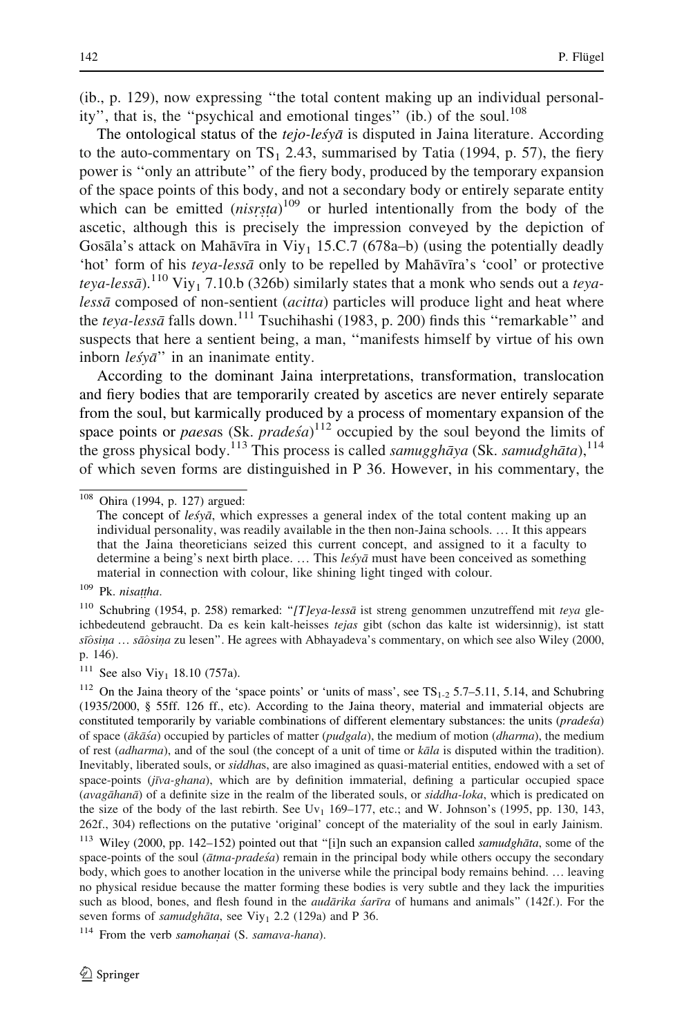(ib., p. 129), now expressing "the total content making up an individual personality", that is, the "psychical and emotional tinges" (ib.) of the soul.[108]

The ontological status of the *tejo-leśyā* is disputed in Jaina literature. According to the auto-commentary on $TS_1$ 2.43, summarised by Tatia (1994, p. 57), the fiery power is "only an attribute" of the fiery body, produced by the temporary expansion of the space points of this body, and not a secondary body or entirely separate entity which can be emitted (*nisṛṣṭa*)[109] or hurled intentionally from the body of the ascetic, although this is precisely the impression conveyed by the depiction of Gosāla's attack on Mahāvīra in $Viy_1$ 15.C.7 (678a–b) (using the potentially deadly 'hot' form of his *teya-lessā* only to be repelled by Mahāvīra's 'cool' or protective *teya-lessā*).[110] $Viy_1$ 7.10.b (326b) similarly states that a monk who sends out a *teya-lessā* composed of non-sentient (*acitta*) particles will produce light and heat where the *teya-lessā* falls down.[111] Tsuchihashi (1983, p. 200) finds this "remarkable" and suspects that here a sentient being, a man, "manifests himself by virtue of his own inborn *leśyā*" in an inanimate entity.

According to the dominant Jaina interpretations, transformation, translocation and fiery bodies that are temporarily created by ascetics are never entirely separate from the soul, but karmically produced by a process of momentary expansion of the space points or *paesa*s (Sk. *pradeśa*)[112] occupied by the soul beyond the limits of the gross physical body.[113] This process is called *samugghāya* (Sk. *samudghāta*),[114] of which seven forms are distinguished in P 36. However, in his commentary, the

---

[108] Ohira (1994, p. 127) argued:

The concept of *leśyā*, which expresses a general index of the total content making up an individual personality, was readily available in the then non-Jaina schools. … It this appears that the Jaina theoreticians seized this current concept, and assigned to it a faculty to determine a being's next birth place. … This *leśyā* must have been conceived as something material in connection with colour, like shining light tinged with colour.

[109] Pk. *nisaṭṭha*.

[110] Schubring (1954, p. 258) remarked: "*[T]eya-lessā* ist streng genommen unzutreffend mit *teya* gleichbedeutend gebraucht. Da es kein kalt-heisses *tejas* gibt (schon das kalte ist widersinnig), ist statt *sîôsiṇa* … *sāôsiṇa* zu lesen". He agrees with Abhayadeva's commentary, on which see also Wiley (2000, p. 146).

[111] See also $Viy_1$ 18.10 (757a).

[112] On the Jaina theory of the 'space points' or 'units of mass', see $TS_{1\text{-}2}$ 5.7–5.11, 5.14, and Schubring (1935/2000, § 55ff. 126 ff., etc). According to the Jaina theory, material and immaterial objects are constituted temporarily by variable combinations of different elementary substances: the units (*pradeśa*) of space (*ākāśa*) occupied by particles of matter (*pudgala*), the medium of motion (*dharma*), the medium of rest (*adharma*), and of the soul (the concept of a unit of time or *kāla* is disputed within the tradition). Inevitably, liberated souls, or *siddha*s, are also imagined as quasi-entities, endowed with a set of space-points (*jīva-ghana*), which are by definition immaterial, defining a particular occupied space (*avagāhanā*) of a definite size in the realm of the liberated souls, or *siddha-loka*, which is predicated on the size of the body of the last rebirth. See $Uv_1$ 169–177, etc.; and W. Johnson's (1995, pp. 130, 143, 262f., 304) reflections on the putative 'original' concept of the materiality of the soul in early Jainism.

[113] Wiley (2000, pp. 142–152) pointed out that "[i]n such an expansion called *samudghāta*, some of the space-points of the soul (*ātma-pradeśa*) remain in the principal body while others occupy the secondary body, which goes to another location in the universe while the principal body remains behind. … leaving no physical residue because the matter forming these bodies is very subtle and they lack the impurities such as blood, bones, and flesh found in the *audārika śarīra* of humans and animals" (142f.). For the seven forms of *samudghāta*, see $Viy_1$ 2.2 (129a) and P 36.

[114] From the verb *samohaṇai* (S. *samava-hana*).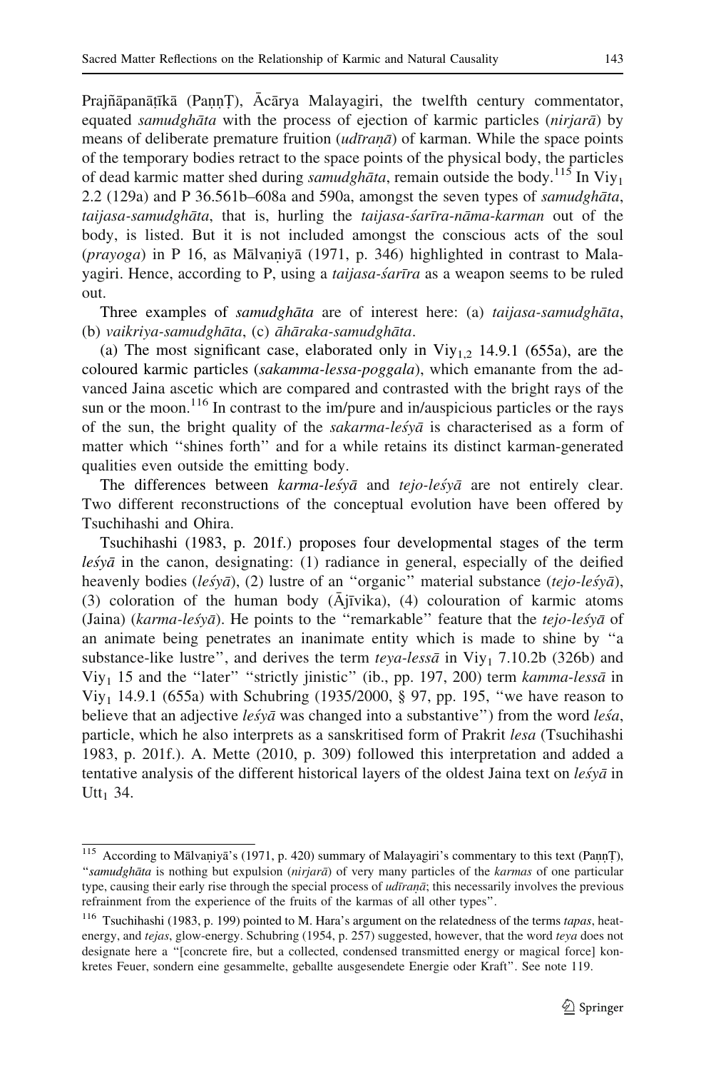Prajñāpanāṭīkā (PaṇṇT), Ācārya Malayagiri, the twelfth century commentator, equated *samudghāta* with the process of ejection of karmic particles (*nirjarā*) by means of deliberate premature fruition (*udīraṇā*) of karman. While the space points of the temporary bodies retract to the space points of the physical body, the particles of dead karmic matter shed during *samudghāta*, remain outside the body.[115] In $Viy_1$ 2.2 (129a) and P 36.561b–608a and 590a, amongst the seven types of *samudghāta*, *taijasa-samudghāta*, that is, hurling the *taijasa-śarīra-nāma-karman* out of the body, is listed. But it is not included amongst the conscious acts of the soul (*prayoga*) in P 16, as Mālvaṇiyā (1971, p. 346) highlighted in contrast to Malayagiri. Hence, according to P, using a *taijasa-śarīra* as a weapon seems to be ruled out.

Three examples of *samudghāta* are of interest here: (a) *taijasa-samudghāta*, (b) *vaikriya-samudghāta*, (c) *āhāraka-samudghāta*.

(a) The most significant case, elaborated only in $Viy_{1,2}$ 14.9.1 (655a), are the coloured karmic particles (*sakamma-lessa-poggala*), which emanante from the advanced Jaina ascetic which are compared and contrasted with the bright rays of the sun or the moon.[116] In contrast to the im/pure and in/auspicious particles or the rays of the sun, the bright quality of the *sakarma-leśyā* is characterised as a form of matter which "shines forth" and for a while retains its distinct karman-generated qualities even outside the emitting body.

The differences between *karma-leśyā* and *tejo-leśyā* are not entirely clear. Two different reconstructions of the conceptual evolution have been offered by Tsuchihashi and Ohira.

Tsuchihashi (1983, p. 201f.) proposes four developmental stages of the term *leśyā* in the canon, designating: (1) radiance in general, especially of the deified heavenly bodies (*leśyā*), (2) lustre of an "organic" material substance (*tejo-leśyā*), (3) coloration of the human body (Ājīvika), (4) colouration of karmic atoms (Jaina) (*karma-leśyā*). He points to the "remarkable" feature that the *tejo-leśyā* of an animate being penetrates an inanimate entity which is made to shine by "a substance-like lustre", and derives the term *teya-lessā* in $Viy_1$ 7.10.2b (326b) and $Viy_1$ 15 and the "later" "strictly jinistic" (ib., pp. 197, 200) term *kamma-lessā* in $Viy_1$ 14.9.1 (655a) with Schubring (1935/2000, § 97, pp. 195, "we have reason to believe that an adjective *leśyā* was changed into a substantive") from the word *leśa*, particle, which he also interprets as a sanskritised form of Prakrit *lesa* (Tsuchihashi 1983, p. 201f.). A. Mette (2010, p. 309) followed this interpretation and added a tentative analysis of the different historical layers of the oldest Jaina text on *leśyā* in $Utt_1$ 34.

---

[115] According to Mālvaṇiyā's (1971, p. 420) summary of Malayagiri's commentary to this text (PaṇṇT), "*samudghāta* is nothing but expulsion (*nirjarā*) of very many particles of the *karmas* of one particular type, causing their early rise through the special process of *udīraṇā*; this necessarily involves the previous refrainment from the experience of the fruits of the karmas of all other types".

[116] Tsuchihashi (1983, p. 199) pointed to M. Hara's argument on the relatedness of the terms *tapas*, heat-energy, and *tejas*, glow-energy. Schubring (1954, p. 257) suggested, however, that the word *teya* does not designate here a "[concrete fire, but a collected, condensed transmitted energy or magical force] konkretes Feuer, sondern eine gesammelte, geballte ausgesendete Energie oder Kraft". See note 119.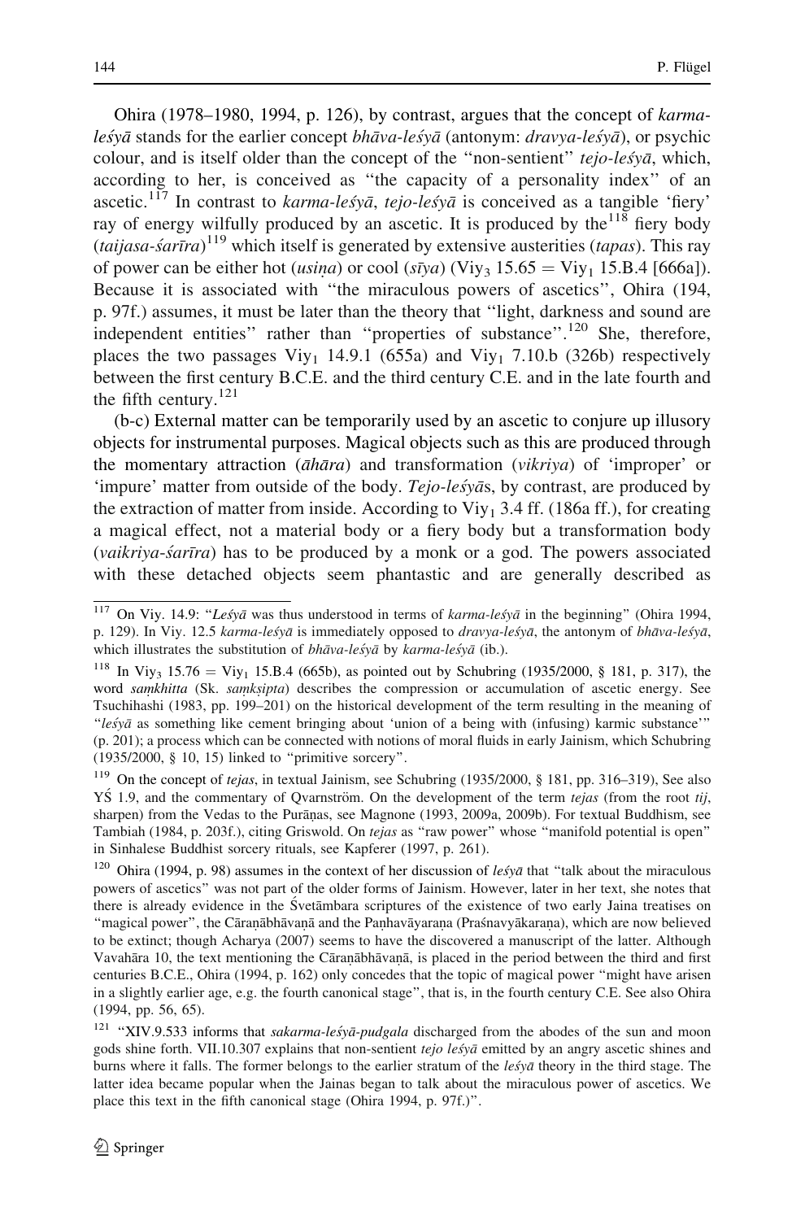Ohira (1978–1980, 1994, p. 126), by contrast, argues that the concept of *karma-leśyā* stands for the earlier concept *bhāva-leśyā* (antonym: *dravya-leśyā*), or psychic colour, and is itself older than the concept of the "non-sentient" *tejo-leśyā*, which, according to her, is conceived as "the capacity of a personality index" of an ascetic.[117] In contrast to *karma-leśyā*, *tejo-leśyā* is conceived as a tangible 'fiery' ray of energy wilfully produced by an ascetic. It is produced by the[118] fiery body (*taijasa-śarīra*)[119] which itself is generated by extensive austerities (*tapas*). This ray of power can be either hot (*usiṇa*) or cool (*sīya*) ($\text{Viy}_3$ 15.65 = $\text{Viy}_1$ 15.B.4 [666a]). Because it is associated with "the miraculous powers of ascetics", Ohira (194, p. 97f.) assumes, it must be later than the theory that "light, darkness and sound are independent entities" rather than "properties of substance".[120] She, therefore, places the two passages $\text{Viy}_1$ 14.9.1 (655a) and $\text{Viy}_1$ 7.10.b (326b) respectively between the first century B.C.E. and the third century C.E. and in the late fourth and the fifth century.[121]

(b-c) External matter can be temporarily used by an ascetic to conjure up illusory objects for instrumental purposes. Magical objects such as this are produced through the momentary attraction (*āhāra*) and transformation (*vikriya*) of 'improper' or 'impure' matter from outside of the body. *Tejo-leśyā*s, by contrast, are produced by the extraction of matter from inside. According to $\text{Viy}_1$ 3.4 ff. (186a ff.), for creating a magical effect, not a material body or a fiery body but a transformation body (*vaikriya-śarīra*) has to be produced by a monk or a god. The powers associated with these detached objects seem phantastic and are generally described as

---

[117] On Viy. 14.9: "*Leśyā* was thus understood in terms of *karma-leśyā* in the beginning" (Ohira 1994, p. 129). In Viy. 12.5 *karma-leśyā* is immediately opposed to *dravya-leśyā*, the antonym of *bhāva-leśyā*, which illustrates the substitution of *bhāva-leśyā* by *karma-leśyā* (ib.).

[118] In $\text{Viy}_3$ 15.76 = $\text{Viy}_1$ 15.B.4 (665b), as pointed out by Schubring (1935/2000, § 181, p. 317), the word *saṃkhitta* (Sk. *saṃkṣipta*) describes the compression or accumulation of ascetic energy. See Tsuchihashi (1983, pp. 199–201) on the historical development of the term resulting in the meaning of "*leśyā* as something like cement bringing about 'union of a being with (infusing) karmic substance'" (p. 201); a process which can be connected with notions of moral fluids in early Jainism, which Schubring (1935/2000, § 10, 15) linked to "primitive sorcery".

[119] On the concept of *tejas*, in textual Jainism, see Schubring (1935/2000, § 181, pp. 316–319), See also YŚ 1.9, and the commentary of Qvarnström. On the development of the term *tejas* (from the root *tij*, sharpen) from the Vedas to the Purāṇas, see Magnone (1993, 2009a, 2009b). For textual Buddhism, see Tambiah (1984, p. 203f.), citing Griswold. On *tejas* as "raw power" whose "manifold potential is open" in Sinhalese Buddhist sorcery rituals, see Kapferer (1997, p. 261).

[120] Ohira (1994, p. 98) assumes in the context of her discussion of *leśyā* that "talk about the miraculous powers of ascetics" was not part of the older forms of Jainism. However, later in her text, she notes that there is already evidence in the Śvetāmbara scriptures of the existence of two early Jaina treatises on "magical power", the Cāraṇābhāvaṇā and the Paṇhavāyaraṇa (Praśnavyākaraṇa), which are now believed to be extinct; though Acharya (2007) seems to have the discovered a manuscript of the latter. Although Vavahāra 10, the text mentioning the Cāraṇābhāvaṇā, is placed in the period between the third and first centuries B.C.E., Ohira (1994, p. 162) only concedes that the topic of magical power "might have arisen in a slightly earlier age, e.g. the fourth canonical stage", that is, in the fourth century C.E. See also Ohira (1994, pp. 56, 65).

[121] "XIV.9.533 informs that *sakarma-leśyā-pudgala* discharged from the abodes of the sun and moon gods shine forth. VII.10.307 explains that non-sentient *tejo leśyā* emitted by an angry ascetic shines and burns where it falls. The former belongs to the earlier stratum of the *leśyā* theory in the third stage. The latter idea became popular when the Jainas began to talk about the miraculous power of ascetics. We place this text in the fifth canonical stage (Ohira 1994, p. 97f.)".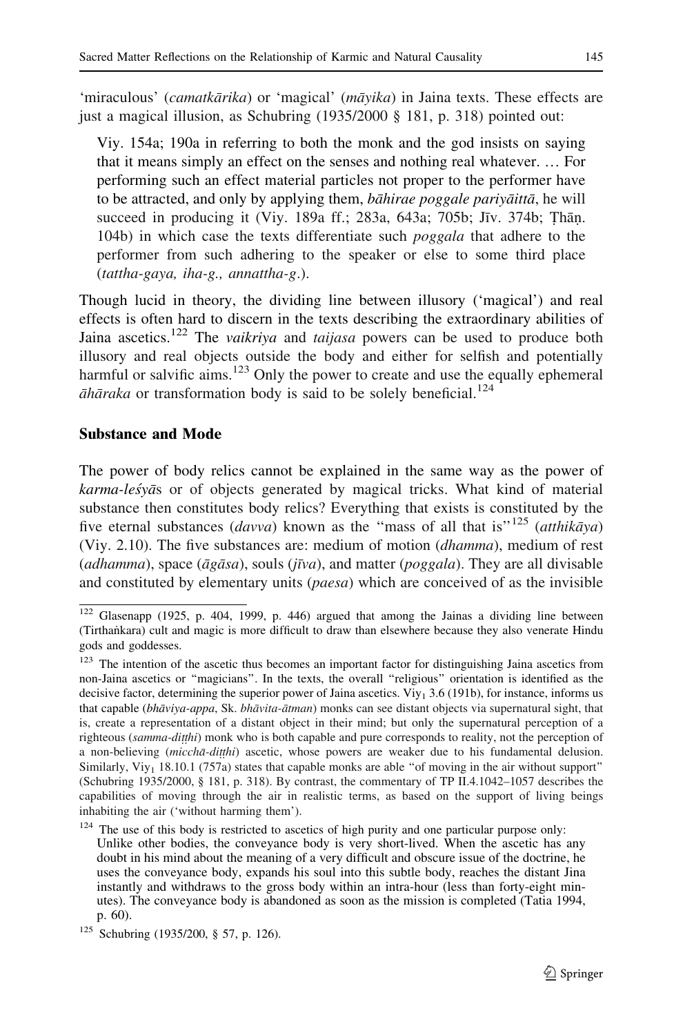'miraculous' (*camatkārika*) or 'magical' (*māyika*) in Jaina texts. These effects are just a magical illusion, as Schubring (1935/2000 § 181, p. 318) pointed out:

> Viy. 154a; 190a in referring to both the monk and the god insists on saying that it means simply an effect on the senses and nothing real whatever. … For performing such an effect material particles not proper to the performer have to be attracted, and only by applying them, *bāhirae poggale pariyāittā*, he will succeed in producing it (Viy. 189a ff.; 283a, 643a; 705b; Jīv. 374b; Ṭhāṇ. 104b) in which case the texts differentiate such *poggala* that adhere to the performer from such adhering to the speaker or else to some third place (*tattha-gaya, iha-g., annattha-g.*).

Though lucid in theory, the dividing line between illusory ('magical') and real effects is often hard to discern in the texts describing the extraordinary abilities of Jaina ascetics.[122] The *vaikriya* and *taijasa* powers can be used to produce both illusory and real objects outside the body and either for selfish and potentially harmful or salvific aims.[123] Only the power to create and use the equally ephemeral *āhāraka* or transformation body is said to be solely beneficial.[124]

## Substance and Mode

The power of body relics cannot be explained in the same way as the power of *karma-leśyā*s or of objects generated by magical tricks. What kind of material substance then constitutes body relics? Everything that exists is constituted by the five eternal substances (*davva*) known as the "mass of all that is"[125] (*atthikāya*) (Viy. 2.10). The five substances are: medium of motion (*dhamma*), medium of rest (*adhamma*), space (*āgāsa*), souls (*jīva*), and matter (*poggala*). They are all divisable and constituted by elementary units (*paesa*) which are conceived of as the invisible

---

[122] Glasenapp (1925, p. 404, 1999, p. 446) argued that among the Jainas a dividing line between (Tirthaṅkara) cult and magic is more difficult to draw than elsewhere because they also venerate Hindu gods and goddesses.

[123] The intention of the ascetic thus becomes an important factor for distinguishing Jaina ascetics from non-Jaina ascetics or "magicians". In the texts, the overall "religious" orientation is identified as the decisive factor, determining the superior power of Jaina ascetics. $\text{Viy}_1$ 3.6 (191b), for instance, informs us that capable (*bhāviya-appa*, Sk. *bhāvita-ātman*) monks can see distant objects via supernatural sight, that is, create a representation of a distant object in their mind; but only the supernatural perception of a righteous (*samma-diṭṭhi*) monk who is both capable and pure corresponds to reality, not the perception of a non-believing (*micchā-diṭṭhi*) ascetic, whose powers are weaker due to his fundamental delusion. Similarly, $\text{Viy}_1$ 18.10.1 (757a) states that capable monks are able "of moving in the air without support" (Schubring 1935/2000, § 181, p. 318). By contrast, the commentary of TP II.4.1042–1057 describes the capabilities of moving through the air in realistic terms, as based on the support of living beings inhabiting the air ('without harming them').

[124] The use of this body is restricted to ascetics of high purity and one particular purpose only:

> Unlike other bodies, the conveyance body is very short-lived. When the ascetic has any doubt in his mind about the meaning of a very difficult and obscure issue of the doctrine, he uses the conveyance body, expands his soul into this subtle body, reaches the distant Jina instantly and withdraws to the gross body within an intra-hour (less than forty-eight minutes). The conveyance body is abandoned as soon as the mission is completed (Tatia 1994, p. 60).

[125] Schubring (1935/200, § 57, p. 126).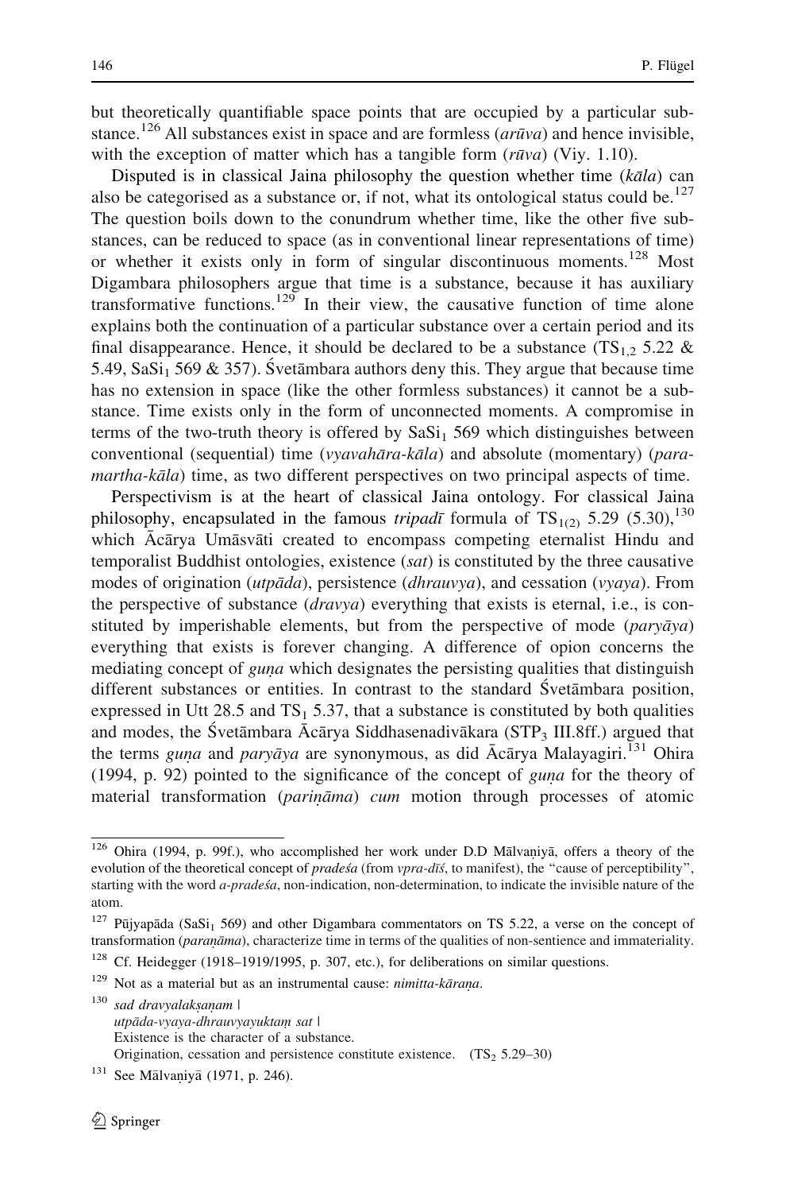but theoretically quantifiable space points that are occupied by a particular substance.[126] All substances exist in space and are formless (*arūva*) and hence invisible, with the exception of matter which has a tangible form (*rūva*) (Viy. 1.10).

Disputed is in classical Jaina philosophy the question whether time (*kāla*) can also be categorised as a substance or, if not, what its ontological status could be.[127] The question boils down to the conundrum whether time, like the other five substances, can be reduced to space (as in conventional linear representations of time) or whether it exists only in form of singular discontinuous moments.[128] Most Digambara philosophers argue that time is a substance, because it has auxiliary transformative functions.[129] In their view, the causative function of time alone explains both the continuation of a particular substance over a certain period and its final disappearance. Hence, it should be declared to be a substance ($TS_{1,2}$ 5.22 & 5.49, $SaSi_1$ 569 & 357). Śvetāmbara authors deny this. They argue that because time has no extension in space (like the other formless substances) it cannot be a substance. Time exists only in the form of unconnected moments. A compromise in terms of the two-truth theory is offered by $SaSi_1$ 569 which distinguishes between conventional (sequential) time (*vyavahāra-kāla*) and absolute (momentary) (*paramartha-kāla*) time, as two different perspectives on two principal aspects of time.

Perspectivism is at the heart of classical Jaina ontology. For classical Jaina philosophy, encapsulated in the famous *tripadī* formula of $TS_{1(2)}$ 5.29 (5.30),[130] which Ācārya Umāsvāti created to encompass competing eternalist Hindu and temporalist Buddhist ontologies, existence (*sat*) is constituted by the three causative modes of origination (*utpāda*), persistence (*dhrauvya*), and cessation (*vyaya*). From the perspective of substance (*dravya*) everything that exists is eternal, i.e., is constituted by imperishable elements, but from the perspective of mode (*paryāya*) everything that exists is forever changing. A difference of opion concerns the mediating concept of *guṇa* which designates the persisting qualities that distinguish different substances or entities. In contrast to the standard Śvetāmbara position, expressed in Utt 28.5 and $TS_1$ 5.37, that a substance is constituted by both qualities and modes, the Śvetāmbara Ācārya Siddhasenadivākara ($STP_3$ III.8ff.) argued that the terms *guṇa* and *paryāya* are synonymous, as did Ācārya Malayagiri.[131] Ohira (1994, p. 92) pointed to the significance of the concept of *guṇa* for the theory of material transformation (*pariṇāma*) *cum* motion through processes of atomic

---

[126] Ohira (1994, p. 99f.), who accomplished her work under D.D Mālvaṇiyā, offers a theory of the evolution of the theoretical concept of *pradeśa* (from *vpra-dīś*, to manifest), the "cause of perceptibility", starting with the word *a-pradeśa*, non-indication, non-determination, to indicate the invisible nature of the atom.

[127] Pūjyapāda ($SaSi_1$ 569) and other Digambara commentators on TS 5.22, a verse on the concept of transformation (*paraṇāma*), characterize time in terms of the qualities of non-sentience and immateriality.

[128] Cf. Heidegger (1918–1919/1995, p. 307, etc.), for deliberations on similar questions.

[129] Not as a material but as an instrumental cause: *nimitta-kāraṇa*.

[130] *sad dravyalakṣaṇam* |
*utpāda-vyaya-dhrauvyayuktaṃ sat* |
Existence is the character of a substance.
Origination, cessation and persistence constitute existence. ($TS_2$ 5.29–30)

[131] See Mālvaṇiyā (1971, p. 246).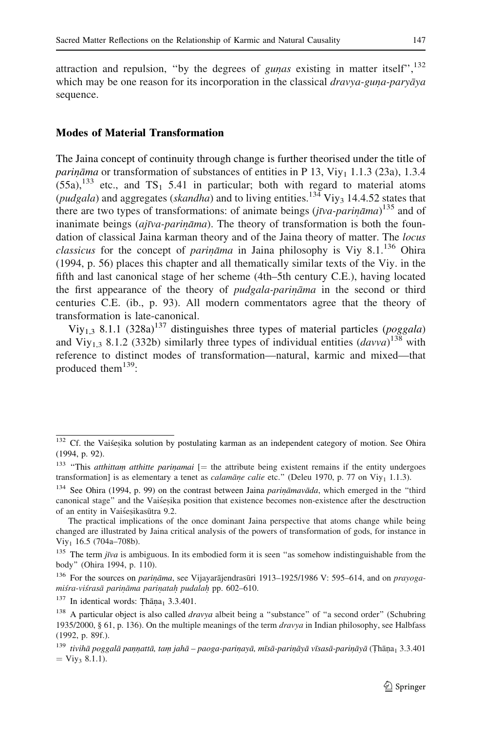attraction and repulsion, "by the degrees of *guṇas* existing in matter itself",[132] which may be one reason for its incorporation in the classical *dravya-guṇa-paryāya* sequence.

## Modes of Material Transformation

The Jaina concept of continuity through change is further theorised under the title of *pariṇāma* or transformation of substances of entities in P 13, $Viy_1$ 1.1.3 (23a), 1.3.4 (55a),[133] etc., and $TS_1$ 5.41 in particular; both with regard to material atoms (*pudgala*) and aggregates (*skandha*) and to living entities.[134] $Viy_3$ 14.4.52 states that there are two types of transformations: of animate beings (*jīva-pariṇāma*)[135] and of inanimate beings (*ajīva-pariṇāma*). The theory of transformation is both the foundation of classical Jaina karman theory and of the Jaina theory of matter. The *locus classicus* for the concept of *pariṇāma* in Jaina philosophy is Viy 8.1.[136] Ohira (1994, p. 56) places this chapter and all thematically similar texts of the Viy. in the fifth and last canonical stage of her scheme (4th–5th century C.E.), having located the first appearance of the theory of *pudgala-pariṇāma* in the second or third centuries C.E. (ib., p. 93). All modern commentators agree that the theory of transformation is late-canonical.

$Viy_{1,3}$ 8.1.1 (328a)[137] distinguishes three types of material particles (*poggala*) and $Viy_{1,3}$ 8.1.2 (332b) similarly three types of individual entities (*davva*)[138] with reference to distinct modes of transformation—natural, karmic and mixed—that produced them[139]:

---

[132] Cf. the Vaiśeṣika solution by postulating karman as an independent category of motion. See Ohira (1994, p. 92).

[133] "This *atthittaṃ atthitte pariṇamai* [= the attribute being existent remains if the entity undergoes transformation] is as elementary a tenet as *calamāṇe calie* etc." (Deleu 1970, p. 77 on $Viy_1$ 1.1.3).

[134] See Ohira (1994, p. 99) on the contrast between Jaina *pariṇāmavāda*, which emerged in the "third canonical stage" and the Vaiśeṣika position that existence becomes non-existence after the desctruction of an entity in Vaiśeṣikasūtra 9.2.

The practical implications of the once dominant Jaina perspective that atoms change while being changed are illustrated by Jaina critical analysis of the powers of transformation of gods, for instance in $Viy_1$ 16.5 (704a–708b).

[135] The term *jīva* is ambiguous. In its embodied form it is seen "as somehow indistinguishable from the body" (Ohira 1994, p. 110).

[136] For the sources on *pariṇāma*, see Vijayarājendrasūri 1913–1925/1986 V: 595–614, and on *prayoga-miśra-viśrasā pariṇāma pariṇataḥ pudalaḥ* pp. 602–610.

[137] In identical words: $Ṭhāṇa_1$ 3.3.401.

[138] A particular object is also called *dravya* albeit being a "substance" of "a second order" (Schubring 1935/2000, § 61, p. 136). On the multiple meanings of the term *dravya* in Indian philosophy, see Halbfass (1992, p. 89f.).

[139] *tivihā poggalā paṇṇattā, taṃ jahā – paoga-pariṇayā, mīsā-pariṇāyā vīsasā-pariṇāyā* ($Ṭhāṇa_1$ 3.3.401 = $Viy_3$ 8.1.1).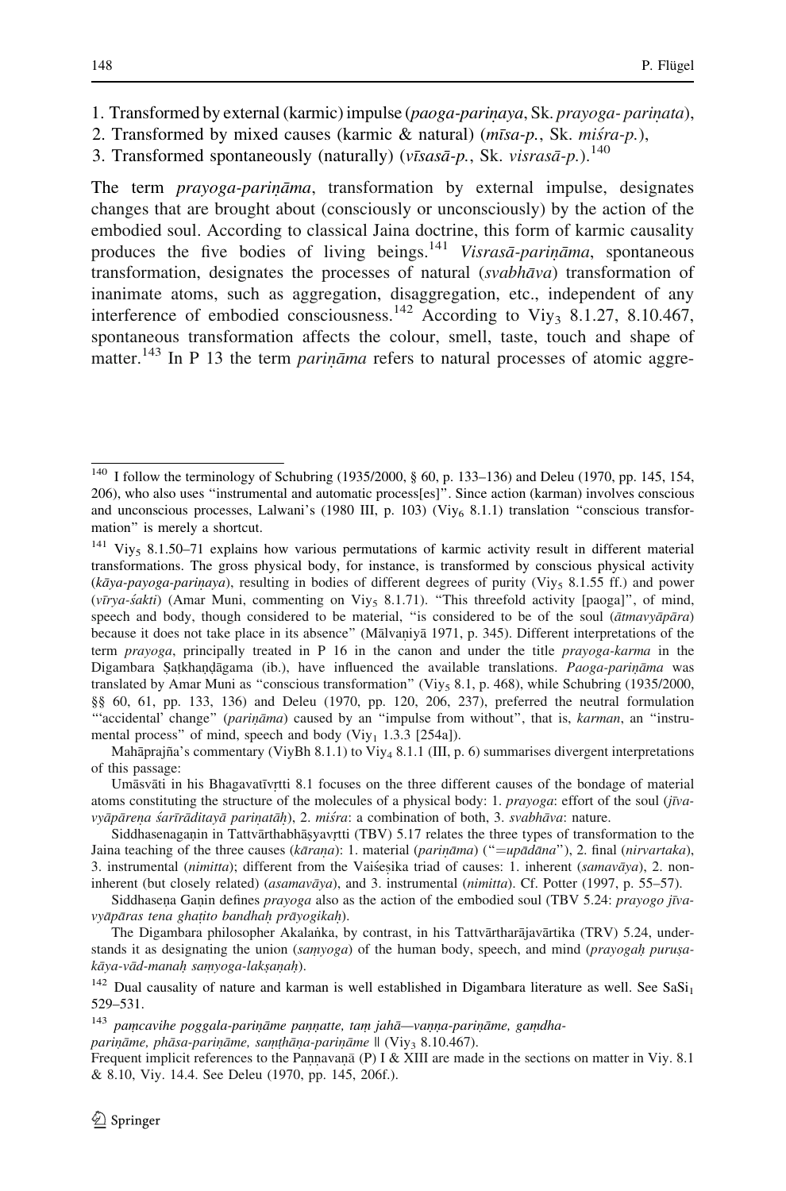1. Transformed by external (karmic) impulse (*paoga-pariṇaya*, Sk. *prayoga- pariṇata*),
2. Transformed by mixed causes (karmic & natural) (*mīsa-p.*, Sk. *miśra-p.*),
3. Transformed spontaneously (naturally) (*vīsasā-p.*, Sk. *visrasā-p.*).[140]

The term *prayoga-pariṇāma*, transformation by external impulse, designates changes that are brought about (consciously or unconsciously) by the action of the embodied soul. According to classical Jaina doctrine, this form of karmic causality produces the five bodies of living beings.[141] *Visrasā-pariṇāma*, spontaneous transformation, designates the processes of natural (*svabhāva*) transformation of inanimate atoms, such as aggregation, disaggregation, etc., independent of any interference of embodied consciousness.[142] According to $\text{Viy}_3$ 8.1.27, 8.10.467, spontaneous transformation affects the colour, smell, taste, touch and shape of matter.[143] In P 13 the term *pariṇāma* refers to natural processes of atomic aggre-

---

[140] I follow the terminology of Schubring (1935/2000, § 60, p. 133–136) and Deleu (1970, pp. 145, 154, 206), who also uses "instrumental and automatic process[es]". Since action (karman) involves conscious and unconscious processes, Lalwani's (1980 III, p. 103) ($\text{Viy}_6$ 8.1.1) translation "conscious transformation" is merely a shortcut.

[141] $\text{Viy}_5$ 8.1.50–71 explains how various permutations of karmic activity result in different material transformations. The gross physical body, for instance, is transformed by conscious physical activity (*kāya-payoga-pariṇaya*), resulting in bodies of different degrees of purity ($\text{Viy}_5$ 8.1.55 ff.) and power (*vīrya-śakti*) (Amar Muni, commenting on $\text{Viy}_5$ 8.1.71). "This threefold activity [paoga]", of mind, speech and body, though considered to be material, "is considered to be of the soul (*ātmavyāpāra*) because it does not take place in its absence" (Mālvaṇiyā 1971, p. 345). Different interpretations of the term *prayoga*, principally treated in P 16 in the canon and under the title *prayoga-karma* in the Digambara Ṣaṭkhaṇḍāgama (ib.), have influenced the available translations. *Paoga-pariṇāma* was translated by Amar Muni as "conscious transformation" ($\text{Viy}_5$ 8.1, p. 468), while Schubring (1935/2000, §§ 60, 61, pp. 133, 136) and Deleu (1970, pp. 120, 206, 237), preferred the neutral formulation "'accidental' change" (*pariṇāma*) caused by an "impulse from without", that is, *karman*, an "instrumental process" of mind, speech and body ($\text{Viy}_1$ 1.3.3 [254a]).

Mahāprajña's commentary (ViyBh 8.1.1) to $\text{Viy}_4$ 8.1.1 (III, p. 6) summarises divergent interpretations of this passage:

Umāsvāti in his Bhagavatīvṛtti 8.1 focuses on the three different causes of the bondage of material atoms constituting the structure of the molecules of a physical body: 1. *prayoga*: effort of the soul (*jīva-vyāpāreṇa śarīrāditayā pariṇatāḥ*), 2. *miśra*: a combination of both, 3. *svabhāva*: nature.

Siddhasenagaṇin in Tattvārthabhāṣyavṛtti (TBV) 5.17 relates the three types of transformation to the Jaina teaching of the three causes (*kāraṇa*): 1. material (*pariṇāma*) ("=*upādāna*"), 2. final (*nirvartaka*), 3. instrumental (*nimitta*); different from the Vaiśeṣika triad of causes: 1. inherent (*samavāya*), 2. non-inherent (but closely related) (*asamavāya*), and 3. instrumental (*nimitta*). Cf. Potter (1997, p. 55–57).

Siddhasena Gaṇin defines *prayoga* also as the action of the embodied soul (TBV 5.24: *prayogo jīva-vyāpāras tena ghaṭito bandhaḥ prāyogikaḥ*).

The Digambara philosopher Akalaṅka, by contrast, in his Tattvārtharājavārtika (TRV) 5.24, understands it as designating the union (*saṃyoga*) of the human body, speech, and mind (*prayogaḥ puruṣa-kāya-vād-manaḥ saṃyoga-lakṣaṇaḥ*).

[142] Dual causality of nature and karman is well established in Digambara literature as well. See $\text{SaSi}_1$ 529–531.

[143] *paṃcavihe poggala-pariṇāme paṇṇatte, taṃ jahā—vaṇṇa-pariṇāme, gaṃdha-pariṇāme, phāsa-pariṇāme, saṃṭhāṇa-pariṇāme* ‖ ($\text{Viy}_3$ 8.10.467).

Frequent implicit references to the Paṇṇavaṇā (P) I & XIII are made in the sections on matter in Viy. 8.1 & 8.10, Viy. 14.4. See Deleu (1970, pp. 145, 206f.).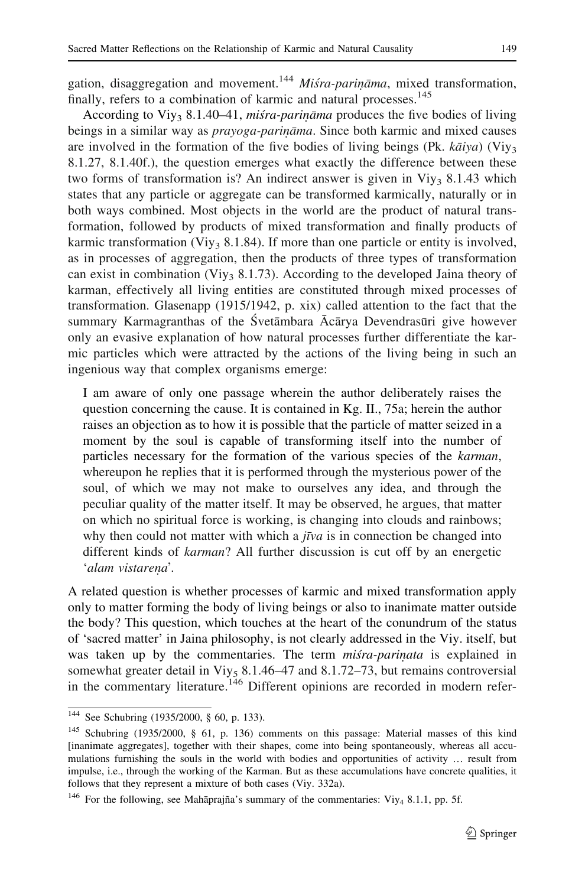gation, disaggregation and movement.[144] *Miśra-pariṇāma*, mixed transformation, finally, refers to a combination of karmic and natural processes.[145]

According to $\text{Viy}_3$ 8.1.40–41, *miśra-pariṇāma* produces the five bodies of living beings in a similar way as *prayoga-pariṇāma*. Since both karmic and mixed causes are involved in the formation of the five bodies of living beings (Pk. *kāiya*) ($\text{Viy}_3$ 8.1.27, 8.1.40f.), the question emerges what exactly the difference between these two forms of transformation is? An indirect answer is given in $\text{Viy}_3$ 8.1.43 which states that any particle or aggregate can be transformed karmically, naturally or in both ways combined. Most objects in the world are the product of natural transformation, followed by products of mixed transformation and finally products of karmic transformation ($\text{Viy}_3$ 8.1.84). If more than one particle or entity is involved, as in processes of aggregation, then the products of three types of transformation can exist in combination ($\text{Viy}_3$ 8.1.73). According to the developed Jaina theory of karman, effectively all living entities are constituted through mixed processes of transformation. Glasenapp (1915/1942, p. xix) called attention to the fact that the summary Karmagranthas of the Śvetāmbara Ācārya Devendrasūri give however only an evasive explanation of how natural processes further differentiate the karmic particles which were attracted by the actions of the living being in such an ingenious way that complex organisms emerge:

> I am aware of only one passage wherein the author deliberately raises the question concerning the cause. It is contained in Kg. II., 75a; herein the author raises an objection as to how it is possible that the particle of matter seized in a moment by the soul is capable of transforming itself into the number of particles necessary for the formation of the various species of the *karman*, whereupon he replies that it is performed through the mysterious power of the soul, of which we may not make to ourselves any idea, and through the peculiar quality of the matter itself. It may be observed, he argues, that matter on which no spiritual force is working, is changing into clouds and rainbows; why then could not matter with which a *jīva* is in connection be changed into different kinds of *karman*? All further discussion is cut off by an energetic '*alam vistareṇa*'.

A related question is whether processes of karmic and mixed transformation apply only to matter forming the body of living beings or also to inanimate matter outside the body? This question, which touches at the heart of the conundrum of the status of 'sacred matter' in Jaina philosophy, is not clearly addressed in the Viy. itself, but was taken up by the commentaries. The term *miśra-pariṇata* is explained in somewhat greater detail in $\text{Viy}_5$ 8.1.46–47 and 8.1.72–73, but remains controversial in the commentary literature.[146] Different opinions are recorded in modern refer-

---

[144] See Schubring (1935/2000, § 60, p. 133).

[145] Schubring (1935/2000, § 61, p. 136) comments on this passage: Material masses of this kind [inanimate aggregates], together with their shapes, come into being spontaneously, whereas all accumulations furnishing the souls in the world with bodies and opportunities of activity … result from impulse, i.e., through the working of the Karman. But as these accumulations have concrete qualities, it follows that they represent a mixture of both cases (Viy. 332a).

[146] For the following, see Mahāprajña's summary of the commentaries: $\text{Viy}_4$ 8.1.1, pp. 5f.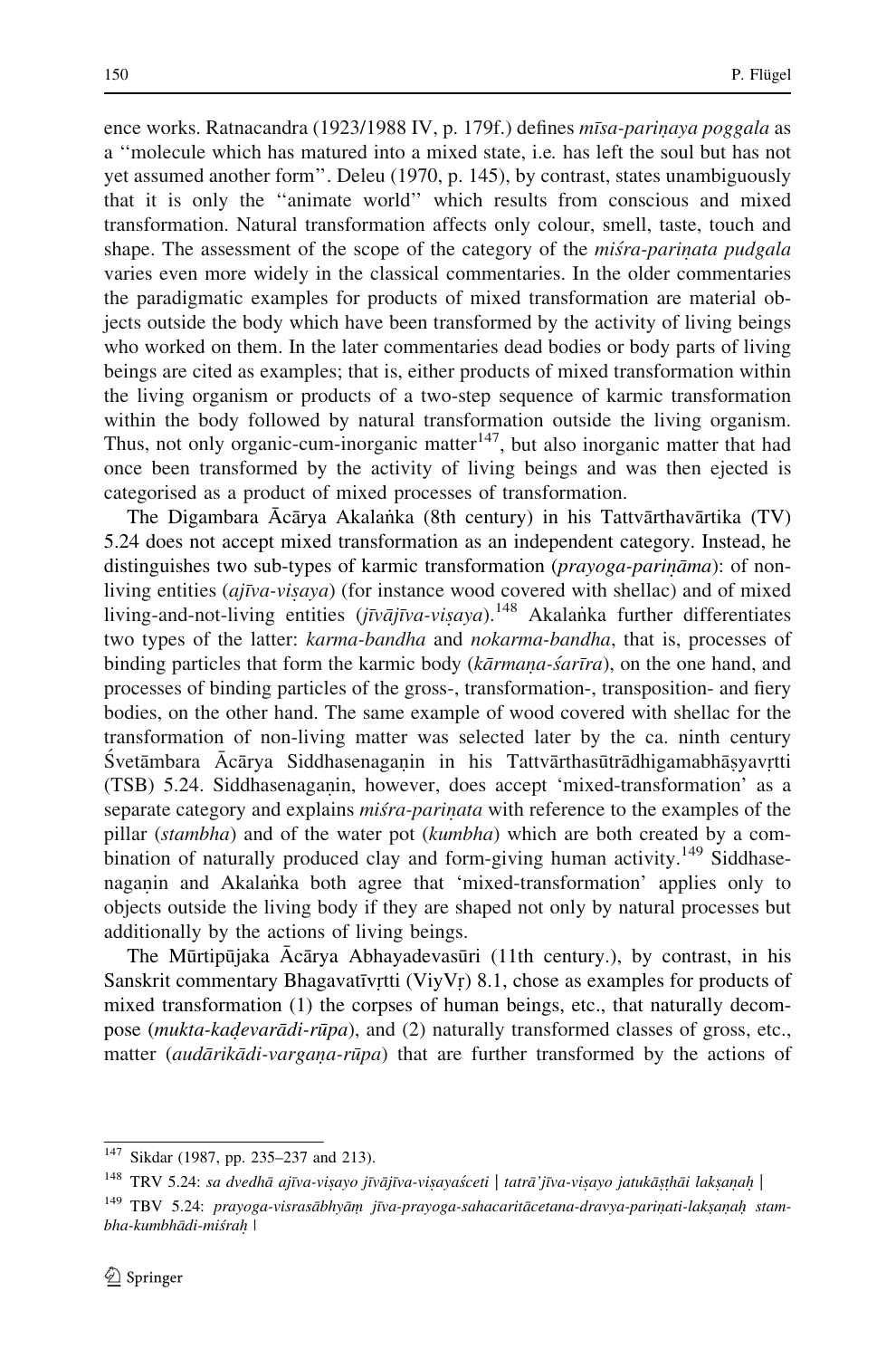ence works. Ratnacandra (1923/1988 IV, p. 179f.) defines *mīsa-pariṇaya poggala* as a ''molecule which has matured into a mixed state, i.e. has left the soul but has not yet assumed another form''. Deleu (1970, p. 145), by contrast, states unambiguously that it is only the ''animate world'' which results from conscious and mixed transformation. Natural transformation affects only colour, smell, taste, touch and shape. The assessment of the scope of the category of the *miśra-pariṇata pudgala* varies even more widely in the classical commentaries. In the older commentaries the paradigmatic examples for products of mixed transformation are material objects outside the body which have been transformed by the activity of living beings who worked on them. In the later commentaries dead bodies or body parts of living beings are cited as examples; that is, either products of mixed transformation within the living organism or products of a two-step sequence of karmic transformation within the body followed by natural transformation outside the living organism. Thus, not only organic-cum-inorganic matter[147], but also inorganic matter that had once been transformed by the activity of living beings and was then ejected is categorised as a product of mixed processes of transformation.

The Digambara Ācārya Akalaṅka (8th century) in his Tattvārthavārtika (TV) 5.24 does not accept mixed transformation as an independent category. Instead, he distinguishes two sub-types of karmic transformation (*prayoga-pariṇāma*): of non-living entities (*ajīva-viṣaya*) (for instance wood covered with shellac) and of mixed living-and-not-living entities (*jīvājīva-viṣaya*).[148] Akalaṅka further differentiates two types of the latter: *karma-bandha* and *nokarma-bandha*, that is, processes of binding particles that form the karmic body (*kārmaṇa-śarīra*), on the one hand, and processes of binding particles of the gross-, transformation-, transposition- and fiery bodies, on the other hand. The same example of wood covered with shellac for the transformation of non-living matter was selected later by the ca. ninth century Śvetāmbara Ācārya Siddhasenagaṇin in his Tattvārthasūtrādhigamabhāṣyavṛtti (TSB) 5.24. Siddhasenagaṇin, however, does accept 'mixed-transformation' as a separate category and explains *miśra-pariṇata* with reference to the examples of the pillar (*stambha*) and of the water pot (*kumbha*) which are both created by a combination of naturally produced clay and form-giving human activity.[149] Siddhasenagaṇin and Akalaṅka both agree that 'mixed-transformation' applies only to objects outside the living body if they are shaped not only by natural processes but additionally by the actions of living beings.

The Mūrtipūjaka Ācārya Abhayadevasūri (11th century.), by contrast, in his Sanskrit commentary Bhagavatīvṛtti (ViyVṛ) 8.1, chose as examples for products of mixed transformation (1) the corpses of human beings, etc., that naturally decompose (*mukta-kaḍevarādi-rūpa*), and (2) naturally transformed classes of gross, etc., matter (*audārikādi-vargaṇa-rūpa*) that are further transformed by the actions of

---

[147] Sikdar (1987, pp. 235–237 and 213).

[148] TRV 5.24: *sa dvedhā ajīva-viṣayo jīvājīva-viṣayaśceti | tatrā'jīva-viṣayo jatukāṣṭhāi lakṣaṇaḥ |*

[149] TBV 5.24: *prayoga-visrasābhyāṃ jīva-prayoga-sahacaritācetana-dravya-pariṇati-lakṣaṇaḥ stambha-kumbhādi-miśraḥ |*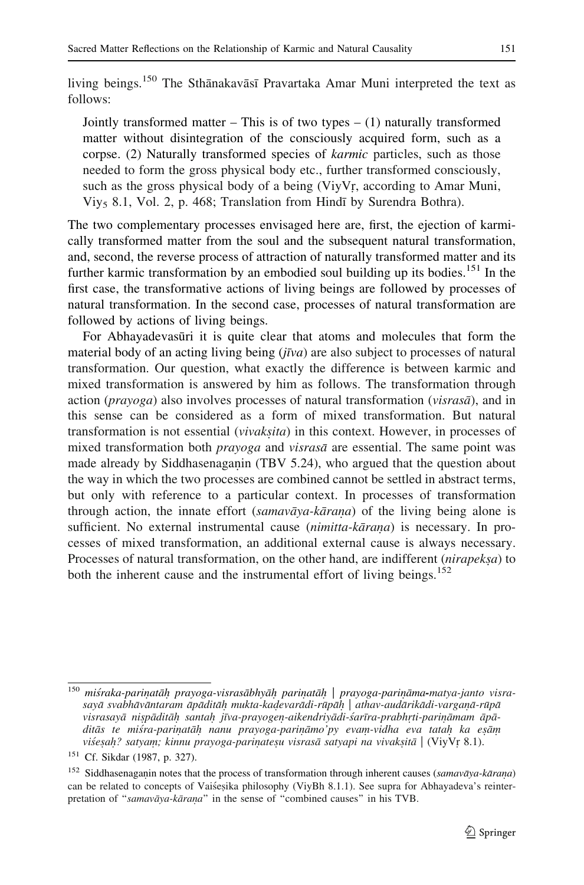living beings.[150] The Sthānakavāsī Pravartaka Amar Muni interpreted the text as follows:

> Jointly transformed matter – This is of two types – (1) naturally transformed matter without disintegration of the consciously acquired form, such as a corpse. (2) Naturally transformed species of *karmic* particles, such as those needed to form the gross physical body etc., further transformed consciously, such as the gross physical body of a being (ViyVṛ, according to Amar Muni, $\text{Viy}_5$ 8.1, Vol. 2, p. 468; Translation from Hindī by Surendra Bothra).

The two complementary processes envisaged here are, first, the ejection of karmically transformed matter from the soul and the subsequent natural transformation, and, second, the reverse process of attraction of naturally transformed matter and its further karmic transformation by an embodied soul building up its bodies.[151] In the first case, the transformative actions of living beings are followed by processes of natural transformation. In the second case, processes of natural transformation are followed by actions of living beings.

For Abhayadevasūri it is quite clear that atoms and molecules that form the material body of an acting living being (*jīva*) are also subject to processes of natural transformation. Our question, what exactly the difference is between karmic and mixed transformation is answered by him as follows. The transformation through action (*prayoga*) also involves processes of natural transformation (*visrasā*), and in this sense can be considered as a form of mixed transformation. But natural transformation is not essential (*vivakṣita*) in this context. However, in processes of mixed transformation both *prayoga* and *visrasā* are essential. The same point was made already by Siddhasenagaṇin (TBV 5.24), who argued that the question about the way in which the two processes are combined cannot be settled in abstract terms, but only with reference to a particular context. In processes of transformation through action, the innate effort (*samavāya-kāraṇa*) of the living being alone is sufficient. No external instrumental cause (*nimitta-kāraṇa*) is necessary. In processes of mixed transformation, an additional external cause is always necessary. Processes of natural transformation, on the other hand, are indifferent (*nirapekṣa*) to both the inherent cause and the instrumental effort of living beings.[152]

---

[150] *miśraka-pariṇatāḥ prayoga-visrasābhyāḥ pariṇatāḥ | prayoga-pariṇāma-matya-janto visrasayā svabhāvāntaram āpāditāḥ mukta-kaḍevarādi-rūpāḥ | athav-audārikādi-vargaṇā-rūpā visrasayā niṣpāditāḥ santaḥ jīva-prayogeṇ-aikendriyādi-śarīra-prabhṛti-pariṇāmam āpāditās te miśra-pariṇatāḥ nanu prayoga-pariṇāmo'py evaṃ-vidha eva tataḥ ka eṣāṃ viśeṣaḥ? satyaṃ; kinnu prayoga-pariṇateṣu visrasā satyapi na vivakṣitā |* (ViyVṛ 8.1).

[151] Cf. Sikdar (1987, p. 327).

[152] Siddhasenagaṇin notes that the process of transformation through inherent causes (*samavāya-kāraṇa*) can be related to concepts of Vaiśeṣika philosophy (ViyBh 8.1.1). See supra for Abhayadeva's reinterpretation of "*samavāya-kāraṇa*" in the sense of "combined causes" in his TVB.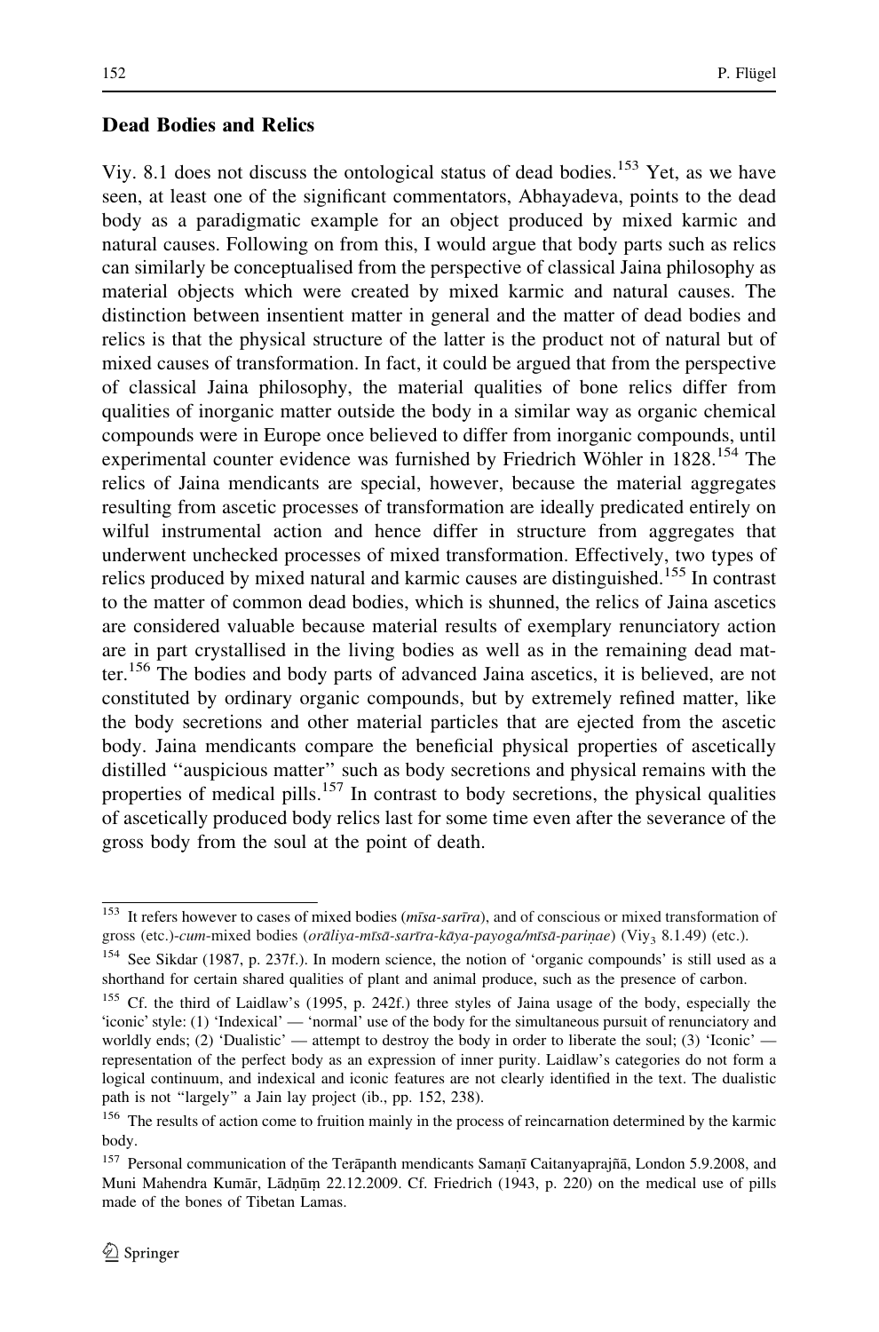## Dead Bodies and Relics

Viy. 8.1 does not discuss the ontological status of dead bodies.[153] Yet, as we have seen, at least one of the significant commentators, Abhayadeva, points to the dead body as a paradigmatic example for an object produced by mixed karmic and natural causes. Following on from this, I would argue that body parts such as relics can similarly be conceptualised from the perspective of classical Jaina philosophy as material objects which were created by mixed karmic and natural causes. The distinction between insentient matter in general and the matter of dead bodies and relics is that the physical structure of the latter is the product not of natural but of mixed causes of transformation. In fact, it could be argued that from the perspective of classical Jaina philosophy, the material qualities of bone relics differ from qualities of inorganic matter outside the body in a similar way as organic chemical compounds were in Europe once believed to differ from inorganic compounds, until experimental counter evidence was furnished by Friedrich Wöhler in 1828.[154] The relics of Jaina mendicants are special, however, because the material aggregates resulting from ascetic processes of transformation are ideally predicated entirely on wilful instrumental action and hence differ in structure from aggregates that underwent unchecked processes of mixed transformation. Effectively, two types of relics produced by mixed natural and karmic causes are distinguished.[155] In contrast to the matter of common dead bodies, which is shunned, the relics of Jaina ascetics are considered valuable because material results of exemplary renunciatory action are in part crystallised in the living bodies as well as in the remaining dead matter.[156] The bodies and body parts of advanced Jaina ascetics, it is believed, are not constituted by ordinary organic compounds, but by extremely refined matter, like the body secretions and other material particles that are ejected from the ascetic body. Jaina mendicants compare the beneficial physical properties of ascetically distilled "auspicious matter" such as body secretions and physical remains with the properties of medical pills.[157] In contrast to body secretions, the physical qualities of ascetically produced body relics last for some time even after the severance of the gross body from the soul at the point of death.

---

[153] It refers however to cases of mixed bodies (*mīsa-sarīra*), and of conscious or mixed transformation of gross (etc.)-*cum*-mixed bodies (*orāliya-mīsā-sarīra-kāya-payoga/mīsā-pariṇae*) ($\text{Viy}_3$ 8.1.49) (etc.).

[154] See Sikdar (1987, p. 237f.). In modern science, the notion of 'organic compounds' is still used as a shorthand for certain shared qualities of plant and animal produce, such as the presence of carbon.

[155] Cf. the third of Laidlaw's (1995, p. 242f.) three styles of Jaina usage of the body, especially the 'iconic' style: (1) 'Indexical' — 'normal' use of the body for the simultaneous pursuit of renunciatory and worldly ends; (2) 'Dualistic' — attempt to destroy the body in order to liberate the soul; (3) 'Iconic' — representation of the perfect body as an expression of inner purity. Laidlaw's categories do not form a logical continuum, and indexical and iconic features are not clearly identified in the text. The dualistic path is not "largely" a Jain lay project (ib., pp. 152, 238).

[156] The results of action come to fruition mainly in the process of reincarnation determined by the karmic body.

[157] Personal communication of the Terāpanth mendicants Samaṇī Caitanyaprajñā, London 5.9.2008, and Muni Mahendra Kumār, Lāḍnūṃ 22.12.2009. Cf. Friedrich (1943, p. 220) on the medical use of pills made of the bones of Tibetan Lamas.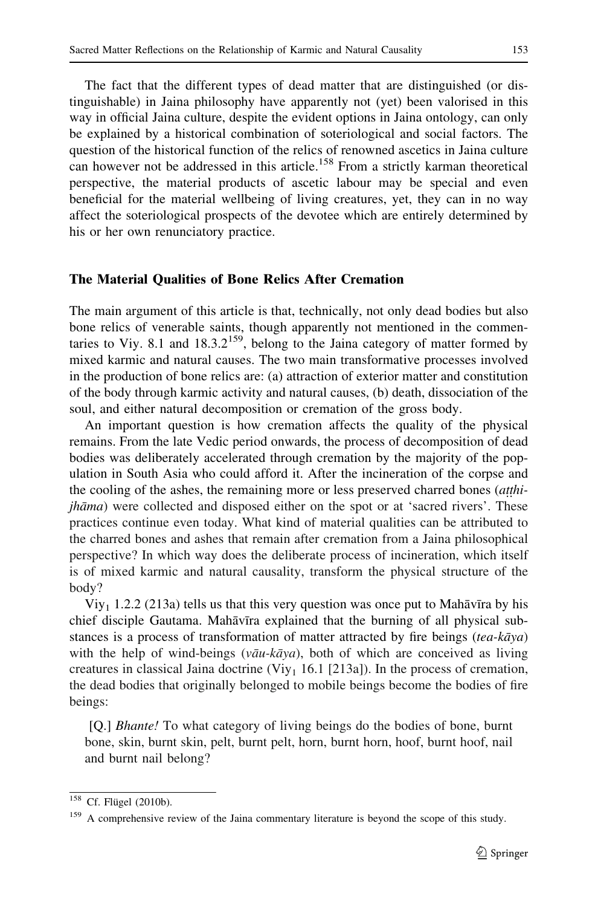The fact that the different types of dead matter that are distinguished (or distinguishable) in Jaina philosophy have apparently not (yet) been valorised in this way in official Jaina culture, despite the evident options in Jaina ontology, can only be explained by a historical combination of soteriological and social factors. The question of the historical function of the relics of renowned ascetics in Jaina culture can however not be addressed in this article.[158] From a strictly karman theoretical perspective, the material products of ascetic labour may be special and even beneficial for the material wellbeing of living creatures, yet, they can in no way affect the soteriological prospects of the devotee which are entirely determined by his or her own renunciatory practice.

### The Material Qualities of Bone Relics After Cremation

The main argument of this article is that, technically, not only dead bodies but also bone relics of venerable saints, though apparently not mentioned in the commentaries to Viy. 8.1 and 18.3.2[159], belong to the Jaina category of matter formed by mixed karmic and natural causes. The two main transformative processes involved in the production of bone relics are: (a) attraction of exterior matter and constitution of the body through karmic activity and natural causes, (b) death, dissociation of the soul, and either natural decomposition or cremation of the gross body.

An important question is how cremation affects the quality of the physical remains. From the late Vedic period onwards, the process of decomposition of dead bodies was deliberately accelerated through cremation by the majority of the population in South Asia who could afford it. After the incineration of the corpse and the cooling of the ashes, the remaining more or less preserved charred bones (*aṭṭhi-jhāma*) were collected and disposed either on the spot or at 'sacred rivers'. These practices continue even today. What kind of material qualities can be attributed to the charred bones and ashes that remain after cremation from a Jaina philosophical perspective? In which way does the deliberate process of incineration, which itself is of mixed karmic and natural causality, transform the physical structure of the body?

$\text{Viy}_1$ 1.2.2 (213a) tells us that this very question was once put to Mahāvīra by his chief disciple Gautama. Mahāvīra explained that the burning of all physical substances is a process of transformation of matter attracted by fire beings (*tea-kāya*) with the help of wind-beings (*vāu-kāya*), both of which are conceived as living creatures in classical Jaina doctrine ($\text{Viy}_1$ 16.1 [213a]). In the process of cremation, the dead bodies that originally belonged to mobile beings become the bodies of fire beings:

> [Q.] *Bhante!* To what category of living beings do the bodies of bone, burnt bone, skin, burnt skin, pelt, burnt pelt, horn, burnt horn, hoof, burnt hoof, nail and burnt nail belong?

---

[158] Cf. Flügel (2010b).

[159] A comprehensive review of the Jaina commentary literature is beyond the scope of this study.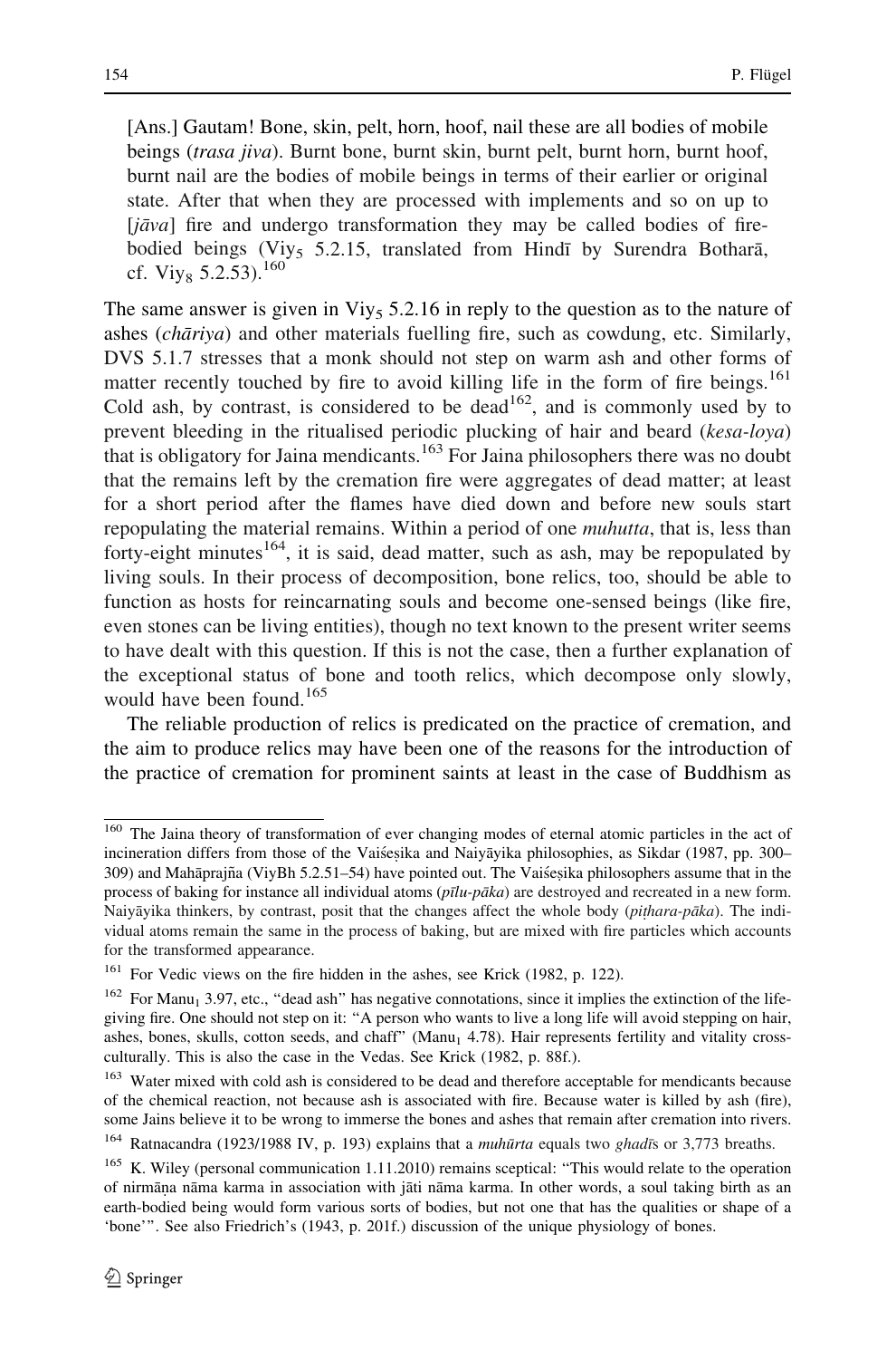> [Ans.] Gautam! Bone, skin, pelt, horn, hoof, nail these are all bodies of mobile beings (*trasa jiva*). Burnt bone, burnt skin, burnt pelt, burnt horn, burnt hoof, burnt nail are the bodies of mobile beings in terms of their earlier or original state. After that when they are processed with implements and so on up to [*jāva*] fire and undergo transformation they may be called bodies of fire-bodied beings ($\text{Viy}_5$ 5.2.15, translated from Hindī by Surendra Botharā, cf. $\text{Viy}_8$ 5.2.53).[160]

The same answer is given in $\text{Viy}_5$ 5.2.16 in reply to the question as to the nature of ashes (*chāriya*) and other materials fuelling fire, such as cowdung, etc. Similarly, DVS 5.1.7 stresses that a monk should not step on warm ash and other forms of matter recently touched by fire to avoid killing life in the form of fire beings.[161] Cold ash, by contrast, is considered to be dead[162], and is commonly used by to prevent bleeding in the ritualised periodic plucking of hair and beard (*kesa-loya*) that is obligatory for Jaina mendicants.[163] For Jaina philosophers there was no doubt that the remains left by the cremation fire were aggregates of dead matter; at least for a short period after the flames have died down and before new souls start repopulating the material remains. Within a period of one *muhutta*, that is, less than forty-eight minutes[164], it is said, dead matter, such as ash, may be repopulated by living souls. In their process of decomposition, bone relics, too, should be able to function as hosts for reincarnating souls and become one-sensed beings (like fire, even stones can be living entities), though no text known to the present writer seems to have dealt with this question. If this is not the case, then a further explanation of the exceptional status of bone and tooth relics, which decompose only slowly, would have been found.[165]

The reliable production of relics is predicated on the practice of cremation, and the aim to produce relics may have been one of the reasons for the introduction of the practice of cremation for prominent saints at least in the case of Buddhism as

---

[160] The Jaina theory of transformation of ever changing modes of eternal atomic particles in the act of incineration differs from those of the Vaiśeṣika and Naiyāyika philosophies, as Sikdar (1987, pp. 300–309) and Mahāprajña (ViyBh 5.2.51–54) have pointed out. The Vaiśeṣika philosophers assume that in the process of baking for instance all individual atoms (*pīlu-pāka*) are destroyed and recreated in a new form. Naiyāyika thinkers, by contrast, posit that the changes affect the whole body (*piṭhara-pāka*). The individual atoms remain the same in the process of baking, but are mixed with fire particles which accounts for the transformed appearance.

[161] For Vedic views on the fire hidden in the ashes, see Krick (1982, p. 122).

[162] For $\text{Manu}_1$ 3.97, etc., "dead ash" has negative connotations, since it implies the extinction of the life-giving fire. One should not step on it: "A person who wants to live a long life will avoid stepping on hair, ashes, bones, skulls, cotton seeds, and chaff" ($\text{Manu}_1$ 4.78). Hair represents fertility and vitality cross-culturally. This is also the case in the Vedas. See Krick (1982, p. 88f.).

[163] Water mixed with cold ash is considered to be dead and therefore acceptable for mendicants because of the chemical reaction, not because ash is associated with fire. Because water is killed by ash (fire), some Jains believe it to be wrong to immerse the bones and ashes that remain after cremation into rivers.

[164] Ratnacandra (1923/1988 IV, p. 193) explains that a *muhūrta* equals two *ghaḍī*s or 3,773 breaths.

[165] K. Wiley (personal communication 1.11.2010) remains sceptical: "This would relate to the operation of nirmāṇa nāma karma in association with jāti nāma karma. In other words, a soul taking birth as an earth-bodied being would form various sorts of bodies, but not one that has the qualities or shape of a 'bone'". See also Friedrich's (1943, p. 201f.) discussion of the unique physiology of bones.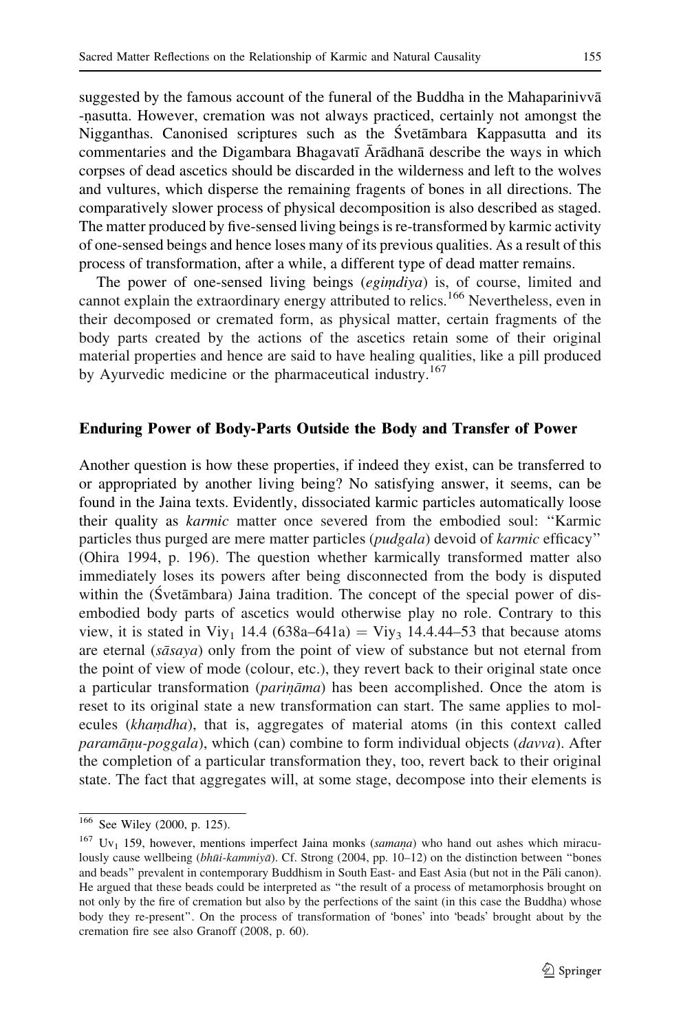suggested by the famous account of the funeral of the Buddha in the Mahaparinivvā-ṇasutta. However, cremation was not always practiced, certainly not amongst the Nigganthas. Canonised scriptures such as the Śvetāmbara Kappasutta and its commentaries and the Digambara Bhagavatī Ārādhanā describe the ways in which corpses of dead ascetics should be discarded in the wilderness and left to the wolves and vultures, which disperse the remaining fragents of bones in all directions. The comparatively slower process of physical decomposition is also described as staged. The matter produced by five-sensed living beings is re-transformed by karmic activity of one-sensed beings and hence loses many of its previous qualities. As a result of this process of transformation, after a while, a different type of dead matter remains.

The power of one-sensed living beings (*egiṃdiya*) is, of course, limited and cannot explain the extraordinary energy attributed to relics.[166] Nevertheless, even in their decomposed or cremated form, as physical matter, certain fragments of the body parts created by the actions of the ascetics retain some of their original material properties and hence are said to have healing qualities, like a pill produced by Ayurvedic medicine or the pharmaceutical industry.[167]

## Enduring Power of Body-Parts Outside the Body and Transfer of Power

Another question is how these properties, if indeed they exist, can be transferred to or appropriated by another living being? No satisfying answer, it seems, can be found in the Jaina texts. Evidently, dissociated karmic particles automatically loose their quality as *karmic* matter once severed from the embodied soul: "Karmic particles thus purged are mere matter particles (*pudgala*) devoid of *karmic* efficacy" (Ohira 1994, p. 196). The question whether karmically transformed matter also immediately loses its powers after being disconnected from the body is disputed within the (Śvetāmbara) Jaina tradition. The concept of the special power of disembodied body parts of ascetics would otherwise play no role. Contrary to this view, it is stated in $\text{Viy}_1$ 14.4 (638a–641a) = $\text{Viy}_3$ 14.4.44–53 that because atoms are eternal (*sāsaya*) only from the point of view of substance but not eternal from the point of view of mode (colour, etc.), they revert back to their original state once a particular transformation (*pariṇāma*) has been accomplished. Once the atom is reset to its original state a new transformation can start. The same applies to molecules (*khaṃdha*), that is, aggregates of material atoms (in this context called *paramāṇu-poggala*), which (can) combine to form individual objects (*davva*). After the completion of a particular transformation they, too, revert back to their original state. The fact that aggregates will, at some stage, decompose into their elements is

---

[166] See Wiley (2000, p. 125).

[167] $\text{Uv}_1$ 159, however, mentions imperfect Jaina monks (*samaṇa*) who hand out ashes which miraculously cause wellbeing (*bhūi-kammiyā*). Cf. Strong (2004, pp. 10–12) on the distinction between "bones and beads" prevalent in contemporary Buddhism in South East- and East Asia (but not in the Pāli canon). He argued that these beads could be interpreted as "the result of a process of metamorphosis brought on not only by the fire of cremation but also by the perfections of the saint (in this case the Buddha) whose body they re-present". On the process of transformation of 'bones' into 'beads' brought about by the cremation fire see also Granoff (2008, p. 60).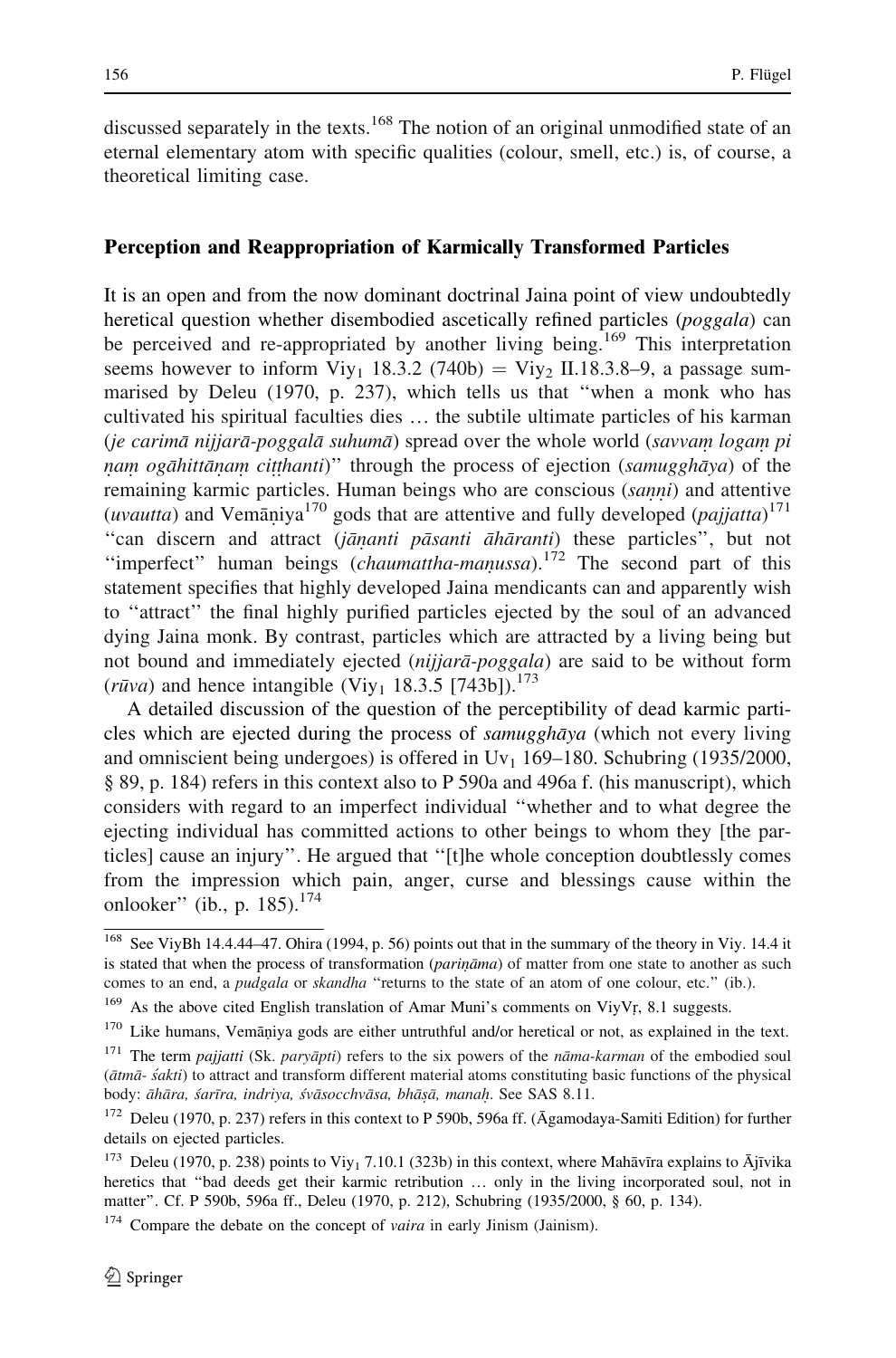discussed separately in the texts.[168] The notion of an original unmodified state of an eternal elementary atom with specific qualities (colour, smell, etc.) is, of course, a theoretical limiting case.

## Perception and Reappropriation of Karmically Transformed Particles

It is an open and from the now dominant doctrinal Jaina point of view undoubtedly heretical question whether disembodied ascetically refined particles (*poggala*) can be perceived and re-appropriated by another living being.[169] This interpretation seems however to inform $Viy_1$ 18.3.2 (740b) = $Viy_2$ II.18.3.8–9, a passage summarised by Deleu (1970, p. 237), which tells us that "when a monk who has cultivated his spiritual faculties dies … the subtile ultimate particles of his karman (*je carimā nijjarā-poggalā suhumā*) spread over the whole world (*savvaṃ logaṃ pi ṇaṃ ogāhittāṇaṃ ciṭṭhanti*)" through the process of ejection (*samugghāya*) of the remaining karmic particles. Human beings who are conscious (*saṇṇi*) and attentive (*uvautta*) and Vemāṇiya[170] gods that are attentive and fully developed (*pajjatta*)[171] "can discern and attract (*jāṇanti pāsanti āhāranti*) these particles", but not "imperfect" human beings (*chaumattha-maṇussa*).[172] The second part of this statement specifies that highly developed Jaina mendicants can and apparently wish to "attract" the final highly purified particles ejected by the soul of an advanced dying Jaina monk. By contrast, particles which are attracted by a living being but not bound and immediately ejected (*nijjarā-poggala*) are said to be without form (*rūva*) and hence intangible ($Viy_1$ 18.3.5 [743b]).[173]

A detailed discussion of the question of the perceptibility of dead karmic particles which are ejected during the process of *samugghāya* (which not every living and omniscient being undergoes) is offered in $Uv_1$ 169–180. Schubring (1935/2000, § 89, p. 184) refers in this context also to P 590a and 496a f. (his manuscript), which considers with regard to an imperfect individual "whether and to what degree the ejecting individual has committed actions to other beings to whom they [the particles] cause an injury". He argued that "[t]he whole conception doubtlessly comes from the impression which pain, anger, curse and blessings cause within the onlooker" (ib., p. 185).[174]

---

[168] See ViyBh 14.4.44–47. Ohira (1994, p. 56) points out that in the summary of the theory in Viy. 14.4 it is stated that when the process of transformation (*pariṇāma*) of matter from one state to another as such comes to an end, a *pudgala* or *skandha* "returns to the state of an atom of one colour, etc." (ib.).

[169] As the above cited English translation of Amar Muni's comments on ViyVṛ, 8.1 suggests.

[170] Like humans, Vemāṇiya gods are either untruthful and/or heretical or not, as explained in the text.

[171] The term *pajjatti* (Sk. *paryāpti*) refers to the six powers of the *nāma-karman* of the embodied soul (*ātmā- śakti*) to attract and transform different material atoms constituting basic functions of the physical body: *āhāra, śarīra, indriya, śvāsocchvāsa, bhāṣā, manaḥ*. See SAS 8.11.

[172] Deleu (1970, p. 237) refers in this context to P 590b, 596a ff. (Āgamodaya-Samiti Edition) for further details on ejected particles.

[173] Deleu (1970, p. 238) points to $Viy_1$ 7.10.1 (323b) in this context, where Mahāvīra explains to Ājīvika heretics that "bad deeds get their karmic retribution … only in the living incorporated soul, not in matter". Cf. P 590b, 596a ff., Deleu (1970, p. 212), Schubring (1935/2000, § 60, p. 134).

[174] Compare the debate on the concept of *vaira* in early Jinism (Jainism).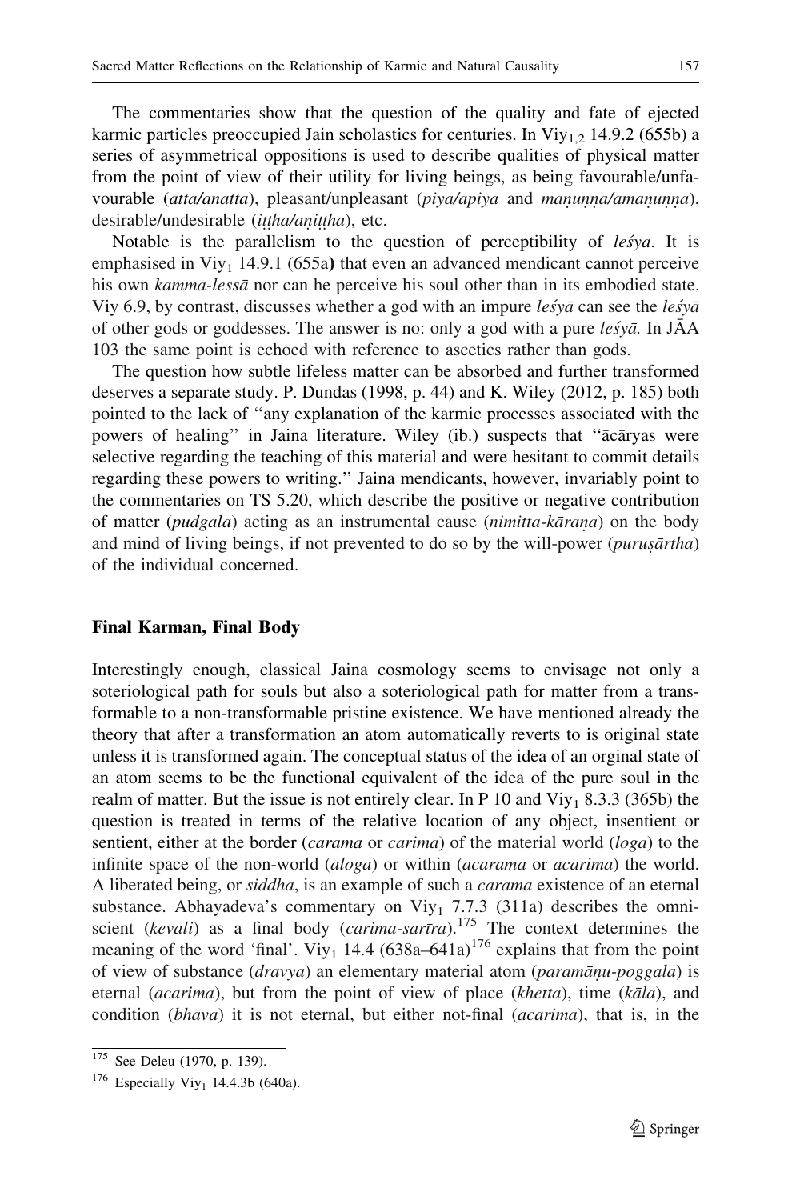The commentaries show that the question of the quality and fate of ejected karmic particles preoccupied Jain scholastics for centuries. In $\text{Viy}_{1,2}$ 14.9.2 (655b) a series of asymmetrical oppositions is used to describe qualities of physical matter from the point of view of their utility for living beings, as being favourable/unfavourable (*atta/anatta*), pleasant/unpleasant (*piya/apiya* and *maṇuṇṇa/amaṇuṇṇa*), desirable/undesirable (*iṭṭha/aṇiṭṭha*), etc.

Notable is the parallelism to the question of perceptibility of *leśya*. It is emphasised in $\text{Viy}_1$ 14.9.1 (655a**)** that even an advanced mendicant cannot perceive his own *kamma-lessā* nor can he perceive his soul other than in its embodied state. Viy 6.9, by contrast, discusses whether a god with an impure *leśyā* can see the *leśyā* of other gods or goddesses. The answer is no: only a god with a pure *leśyā*. In JĀA 103 the same point is echoed with reference to ascetics rather than gods.

The question how subtle lifeless matter can be absorbed and further transformed deserves a separate study. P. Dundas (1998, p. 44) and K. Wiley (2012, p. 185) both pointed to the lack of ''any explanation of the karmic processes associated with the powers of healing'' in Jaina literature. Wiley (ib.) suspects that ''ācāryas were selective regarding the teaching of this material and were hesitant to commit details regarding these powers to writing.'' Jaina mendicants, however, invariably point to the commentaries on TS 5.20, which describe the positive or negative contribution of matter (*pudgala*) acting as an instrumental cause (*nimitta-kāraṇa*) on the body and mind of living beings, if not prevented to do so by the will-power (*puruṣārtha*) of the individual concerned.

## Final Karman, Final Body

Interestingly enough, classical Jaina cosmology seems to envisage not only a soteriological path for souls but also a soteriological path for matter from a transformable to a non-transformable pristine existence. We have mentioned already the theory that after a transformation an atom automatically reverts to is original state unless it is transformed again. The conceptual status of the idea of an orginal state of an atom seems to be the functional equivalent of the idea of the pure soul in the realm of matter. But the issue is not entirely clear. In P 10 and $\text{Viy}_1$ 8.3.3 (365b) the question is treated in terms of the relative location of any object, insentient or sentient, either at the border (*carama* or *carima*) of the material world (*loga*) to the infinite space of the non-world (*aloga*) or within (*acarama* or *acarima*) the world. A liberated being, or *siddha*, is an example of such a *carama* existence of an eternal substance. Abhayadeva's commentary on $\text{Viy}_1$ 7.7.3 (311a) describes the omniscient (*kevali*) as a final body (*carima-sarīra*).[175] The context determines the meaning of the word 'final'. $\text{Viy}_1$ 14.4 (638a–641a)[176] explains that from the point of view of substance (*dravya*) an elementary material atom (*paramāṇu-poggala*) is eternal (*acarima*), but from the point of view of place (*khetta*), time (*kāla*), and condition (*bhāva*) it is not eternal, but either not-final (*acarima*), that is, in the

---

[175] See Deleu (1970, p. 139).

[176] Especially $\text{Viy}_1$ 14.4.3b (640a).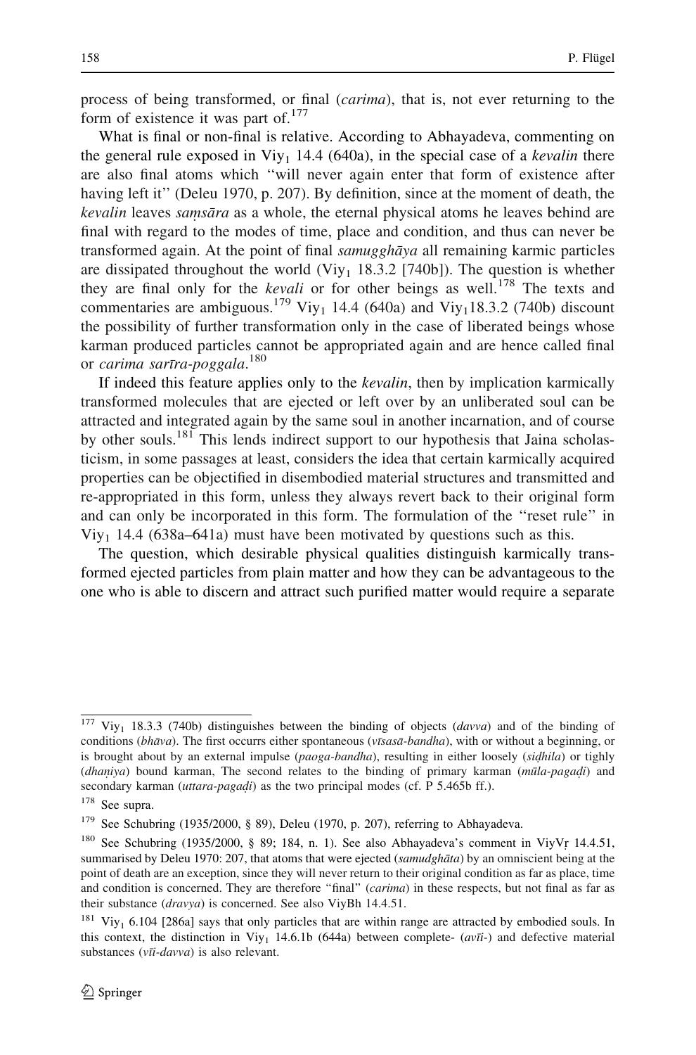process of being transformed, or final (*carima*), that is, not ever returning to the form of existence it was part of.[177]

What is final or non-final is relative. According to Abhayadeva, commenting on the general rule exposed in $\text{Viy}_1$ 14.4 (640a), in the special case of a *kevalin* there are also final atoms which ''will never again enter that form of existence after having left it'' (Deleu 1970, p. 207). By definition, since at the moment of death, the *kevalin* leaves *saṃsāra* as a whole, the eternal physical atoms he leaves behind are final with regard to the modes of time, place and condition, and thus can never be transformed again. At the point of final *samugghāya* all remaining karmic particles are dissipated throughout the world ($\text{Viy}_1$ 18.3.2 [740b]). The question is whether they are final only for the *kevali* or for other beings as well.[178] The texts and commentaries are ambiguous.[179] $\text{Viy}_1$ 14.4 (640a) and $\text{Viy}_1$18.3.2 (740b) discount the possibility of further transformation only in the case of liberated beings whose karman produced particles cannot be appropriated again and are hence called final or *carima sarīra-poggala*.[180]

If indeed this feature applies only to the *kevalin*, then by implication karmically transformed molecules that are ejected or left over by an unliberated soul can be attracted and integrated again by the same soul in another incarnation, and of course by other souls.[181] This lends indirect support to our hypothesis that Jaina scholasticism, in some passages at least, considers the idea that certain karmically acquired properties can be objectified in disembodied material structures and transmitted and re-appropriated in this form, unless they always revert back to their original form and can only be incorporated in this form. The formulation of the ''reset rule'' in $\text{Viy}_1$ 14.4 (638a–641a) must have been motivated by questions such as this.

The question, which desirable physical qualities distinguish karmically transformed ejected particles from plain matter and how they can be advantageous to the one who is able to discern and attract such purified matter would require a separate

---

[177] $\text{Viy}_1$ 18.3.3 (740b) distinguishes between the binding of objects (*davva*) and of the binding of conditions (*bhāva*). The first occurrs either spontaneous (*vīsasā-bandha*), with or without a beginning, or is brought about by an external impulse (*paoga-bandha*), resulting in either loosely (*siḍhila*) or tighly (*dhaṇiya*) bound karman, The second relates to the binding of primary karman (*mūla-pagaḍi*) and secondary karman (*uttara-pagaḍi*) as the two principal modes (cf. P 5.465b ff.).

[178] See supra.

[179] See Schubring (1935/2000, § 89), Deleu (1970, p. 207), referring to Abhayadeva.

[180] See Schubring (1935/2000, § 89; 184, n. 1). See also Abhayadeva's comment in ViyVṛ 14.4.51, summarised by Deleu 1970: 207, that atoms that were ejected (*samudghāta*) by an omniscient being at the point of death are an exception, since they will never return to their original condition as far as place, time and condition is concerned. They are therefore "final" (*carima*) in these respects, but not final as far as their substance (*dravya*) is concerned. See also ViyBh 14.4.51.

[181] $\text{Viy}_1$ 6.104 [286a] says that only particles that are within range are attracted by embodied souls. In this context, the distinction in $\text{Viy}_1$ 14.6.1b (644a) between complete- (*avī-*) and defective material substances (*vī-davva*) is also relevant.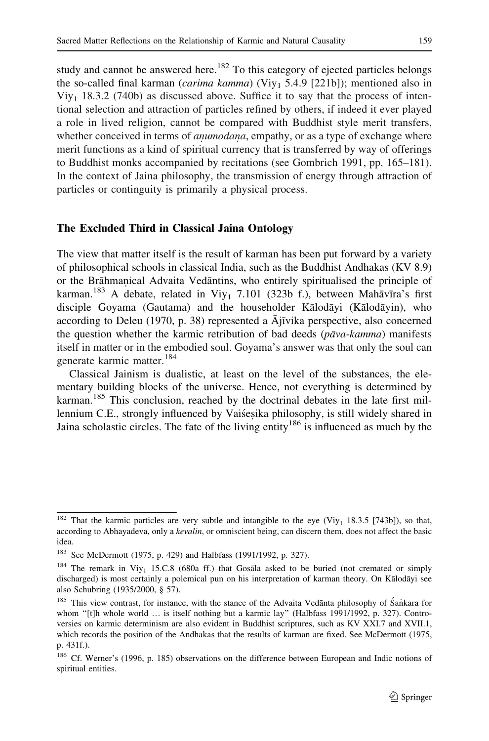study and cannot be answered here.[182] To this category of ejected particles belongs the so-called final karman (*carima kamma*) ($\text{Viy}_1$ 5.4.9 [221b]); mentioned also in $\text{Viy}_1$ 18.3.2 (740b) as discussed above. Suffice it to say that the process of intentional selection and attraction of particles refined by others, if indeed it ever played a role in lived religion, cannot be compared with Buddhist style merit transfers, whether conceived in terms of *aṇumodaṇa*, empathy, or as a type of exchange where merit functions as a kind of spiritual currency that is transferred by way of offerings to Buddhist monks accompanied by recitations (see Gombrich 1991, pp. 165–181). In the context of Jaina philosophy, the transmission of energy through attraction of particles or contingity is primarily a physical process.

### The Excluded Third in Classical Jaina Ontology

The view that matter itself is the result of karman has been put forward by a variety of philosophical schools in classical India, such as the Buddhist Andhakas (KV 8.9) or the Brāhmaṇical Advaita Vedāntins, who entirely spiritualised the principle of karman.[183] A debate, related in $\text{Viy}_1$ 7.101 (323b f.), between Mahāvīra's first disciple Goyama (Gautama) and the householder Kālodāyi (Kālodāyin), who according to Deleu (1970, p. 38) represented a Ājīvika perspective, also concerned the question whether the karmic retribution of bad deeds (*pāva-kamma*) manifests itself in matter or in the embodied soul. Goyama's answer was that only the soul can generate karmic matter.[184]

Classical Jainism is dualistic, at least on the level of the substances, the elementary building blocks of the universe. Hence, not everything is determined by karman.[185] This conclusion, reached by the doctrinal debates in the late first millennium C.E., strongly influenced by Vaiśeṣika philosophy, is still widely shared in Jaina scholastic circles. The fate of the living entity[186] is influenced as much by the

---

[182] That the karmic particles are very subtle and intangible to the eye ($\text{Viy}_1$ 18.3.5 [743b]), so that, according to Abhayadeva, only a *kevalin*, or omniscient being, can discern them, does not affect the basic idea.

[183] See McDermott (1975, p. 429) and Halbfass (1991/1992, p. 327).

[184] The remark in $\text{Viy}_1$ 15.C.8 (680a ff.) that Gosāla asked to be buried (not cremated or simply discharged) is most certainly a polemical pun on his interpretation of karman theory. On Kālodāyi see also Schubring (1935/2000, § 57).

[185] This view contrast, for instance, with the stance of the Advaita Vedānta philosophy of Śaṅkara for whom "[t]h whole world … is itself nothing but a karmic lay" (Halbfass 1991/1992, p. 327). Controversies on karmic determinism are also evident in Buddhist scriptures, such as KV XXI.7 and XVII.1, which records the position of the Andhakas that the results of karman are fixed. See McDermott (1975, p. 431f.).

[186] Cf. Werner's (1996, p. 185) observations on the difference between European and Indic notions of spiritual entities.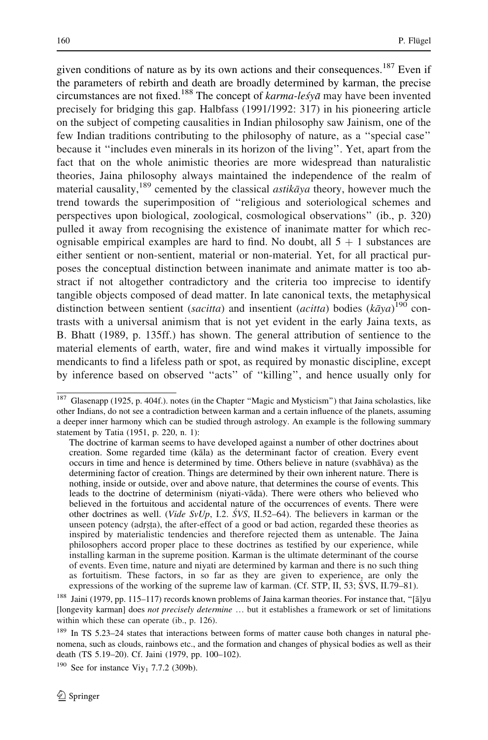given conditions of nature as by its own actions and their consequences.[187] Even if the parameters of rebirth and death are broadly determined by karman, the precise circumstances are not fixed.[188] The concept of *karma-leśyā* may have been invented precisely for bridging this gap. Halbfass (1991/1992: 317) in his pioneering article on the subject of competing causalities in Indian philosophy saw Jainism, one of the few Indian traditions contributing to the philosophy of nature, as a ''special case'' because it ''includes even minerals in its horizon of the living''. Yet, apart from the fact that on the whole animistic theories are more widespread than naturalistic theories, Jaina philosophy always maintained the independence of the realm of material causality,[189] cemented by the classical *astikāya* theory, however much the trend towards the superimposition of ''religious and soteriological schemes and perspectives upon biological, zoological, cosmological observations'' (ib., p. 320) pulled it away from recognising the existence of inanimate matter for which recognisable empirical examples are hard to find. No doubt, all 5 + 1 substances are either sentient or non-sentient, material or non-material. Yet, for all practical purposes the conceptual distinction between inanimate and animate matter is too abstract if not altogether contradictory and the criteria too imprecise to identify tangible objects composed of dead matter. In late canonical texts, the metaphysical distinction between sentient (*sacitta*) and insentient (*acitta*) bodies (*kāya*)[190] contrasts with a universal animism that is not yet evident in the early Jaina texts, as B. Bhatt (1989, p. 135ff.) has shown. The general attribution of sentience to the material elements of earth, water, fire and wind makes it virtually impossible for mendicants to find a lifeless path or spot, as required by monastic discipline, except by inference based on observed ''acts'' of ''killing'', and hence usually only for

---

[187] Glasenapp (1925, p. 404f.). notes (in the Chapter "Magic and Mysticism") that Jaina scholastics, like other Indians, do not see a contradiction between karman and a certain influence of the planets, assuming a deeper inner harmony which can be studied through astrology. An example is the following summary statement by Tatia (1951, p. 220, n. 1):

> The doctrine of karman seems to have developed against a number of other doctrines about creation. Some regarded time (kāla) as the determinant factor of creation. Every event occurs in time and hence is determined by time. Others believe in nature (svabhāva) as the determining factor of creation. Things are determined by their own inherent nature. There is nothing, inside or outside, over and above nature, that determines the course of events. This leads to the doctrine of determinism (niyati-vāda). There were others who believed who believed in the fortuitous and accidental nature of the occurrences of events. There were other doctrines as well. (*Vide SvUp*, I.2. *ŚVS*, II.52–64). The believers in karman or the unseen potency (adṛṣṭa), the after-effect of a good or bad action, regarded these theories as inspired by materialistic tendencies and therefore rejected them as untenable. The Jaina philosophers accord proper place to these doctrines as testified by our experience, while installing karman in the supreme position. Karman is the ultimate determinant of the course of events. Even time, nature and niyati are determined by karman and there is no such thing as fortuitism. These factors, in so far as they are given to experience, are only the expressions of the working of the supreme law of karman. (Cf. STP, II, 53; ŚVS, II.79–81).

[188] Jaini (1979, pp. 115–117) records known problems of Jaina karman theories. For instance that, ''[ā]yu [longevity karman] does *not precisely determine* … but it establishes a framework or set of limitations within which these can operate (ib., p. 126).

[189] In TS 5.23–24 states that interactions between forms of matter cause both changes in natural phenomena, such as clouds, rainbows etc., and the formation and changes of physical bodies as well as their death (TS 5.19–20). Cf. Jaini (1979, pp. 100–102).

[190] See for instance $\text{Viy}_1$ 7.7.2 (309b).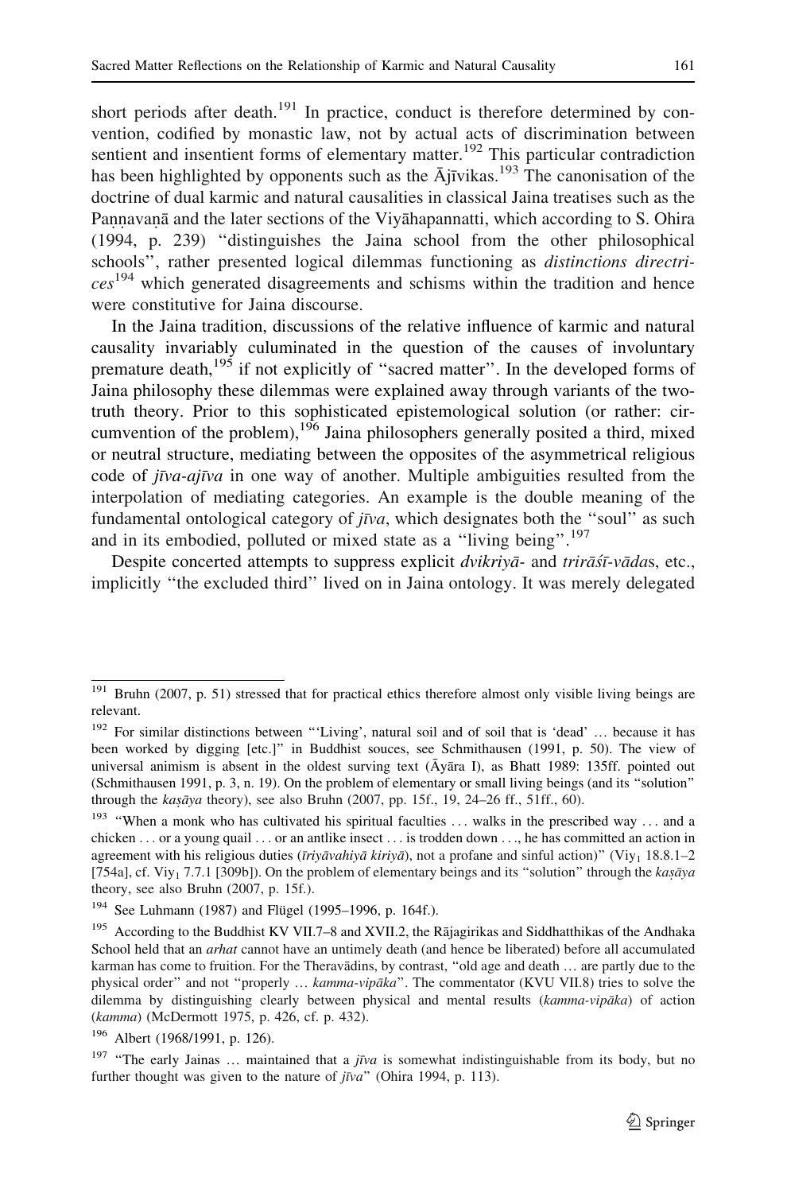short periods after death.[191] In practice, conduct is therefore determined by convention, codified by monastic law, not by actual acts of discrimination between sentient and insentient forms of elementary matter.[192] This particular contradiction has been highlighted by opponents such as the Ājīvikas.[193] The canonisation of the doctrine of dual karmic and natural causalities in classical Jaina treatises such as the Paṇṇavaṇā and the later sections of the Viyāhapannatti, which according to S. Ohira (1994, p. 239) "distinguishes the Jaina school from the other philosophical schools", rather presented logical dilemmas functioning as *distinctions directrices*[194] which generated disagreements and schisms within the tradition and hence were constitutive for Jaina discourse.

In the Jaina tradition, discussions of the relative influence of karmic and natural causality invariably culuminated in the question of the causes of involuntary premature death,[195] if not explicitly of "sacred matter". In the developed forms of Jaina philosophy these dilemmas were explained away through variants of the two-truth theory. Prior to this sophisticated epistemological solution (or rather: circumvention of the problem),[196] Jaina philosophers generally posited a third, mixed or neutral structure, mediating between the opposites of the asymmetrical religious code of *jīva-ajīva* in one way of another. Multiple ambiguities resulted from the interpolation of mediating categories. An example is the double meaning of the fundamental ontological category of *jīva*, which designates both the "soul" as such and in its embodied, polluted or mixed state as a "living being".[197]

Despite concerted attempts to suppress explicit *dvikriyā*- and *trirāśī-vāda*s, etc., implicitly "the excluded third" lived on in Jaina ontology. It was merely delegated

---

[191] Bruhn (2007, p. 51) stressed that for practical ethics therefore almost only visible living beings are relevant.

[192] For similar distinctions between "'Living', natural soil and of soil that is 'dead' … because it has been worked by digging [etc.]" in Buddhist souces, see Schmithausen (1991, p. 50). The view of universal animism is absent in the oldest surving text (Āyāra I), as Bhatt 1989: 135ff. pointed out (Schmithausen 1991, p. 3, n. 19). On the problem of elementary or small living beings (and its "solution" through the *kaṣāya* theory), see also Bruhn (2007, pp. 15f., 19, 24–26 ff., 51ff., 60).

[193] "When a monk who has cultivated his spiritual faculties … walks in the prescribed way … and a chicken … or a young quail … or an antlike insect … is trodden down …, he has committed an action in agreement with his religious duties (*īriyāvahiyā kiriyā*), not a profane and sinful action)" ($Viy_1$ 18.8.1–2 [754a], cf. $Viy_1$ 7.7.1 [309b]). On the problem of elementary beings and its "solution" through the *kaṣāya* theory, see also Bruhn (2007, p. 15f.).

[194] See Luhmann (1987) and Flügel (1995–1996, p. 164f.).

[195] According to the Buddhist KV VII.7–8 and XVII.2, the Rājagirikas and Siddhatthikas of the Andhaka School held that an *arhat* cannot have an untimely death (and hence be liberated) before all accumulated karman has come to fruition. For the Theravādins, by contrast, "old age and death … are partly due to the physical order" and not "properly … *kamma-vipāka*". The commentator (KVU VII.8) tries to solve the dilemma by distinguishing clearly between physical and mental results (*kamma-vipāka*) of action (*kamma*) (McDermott 1975, p. 426, cf. p. 432).

[196] Albert (1968/1991, p. 126).

[197] "The early Jainas … maintained that a *jīva* is somewhat indistinguishable from its body, but no further thought was given to the nature of *jīva*" (Ohira 1994, p. 113).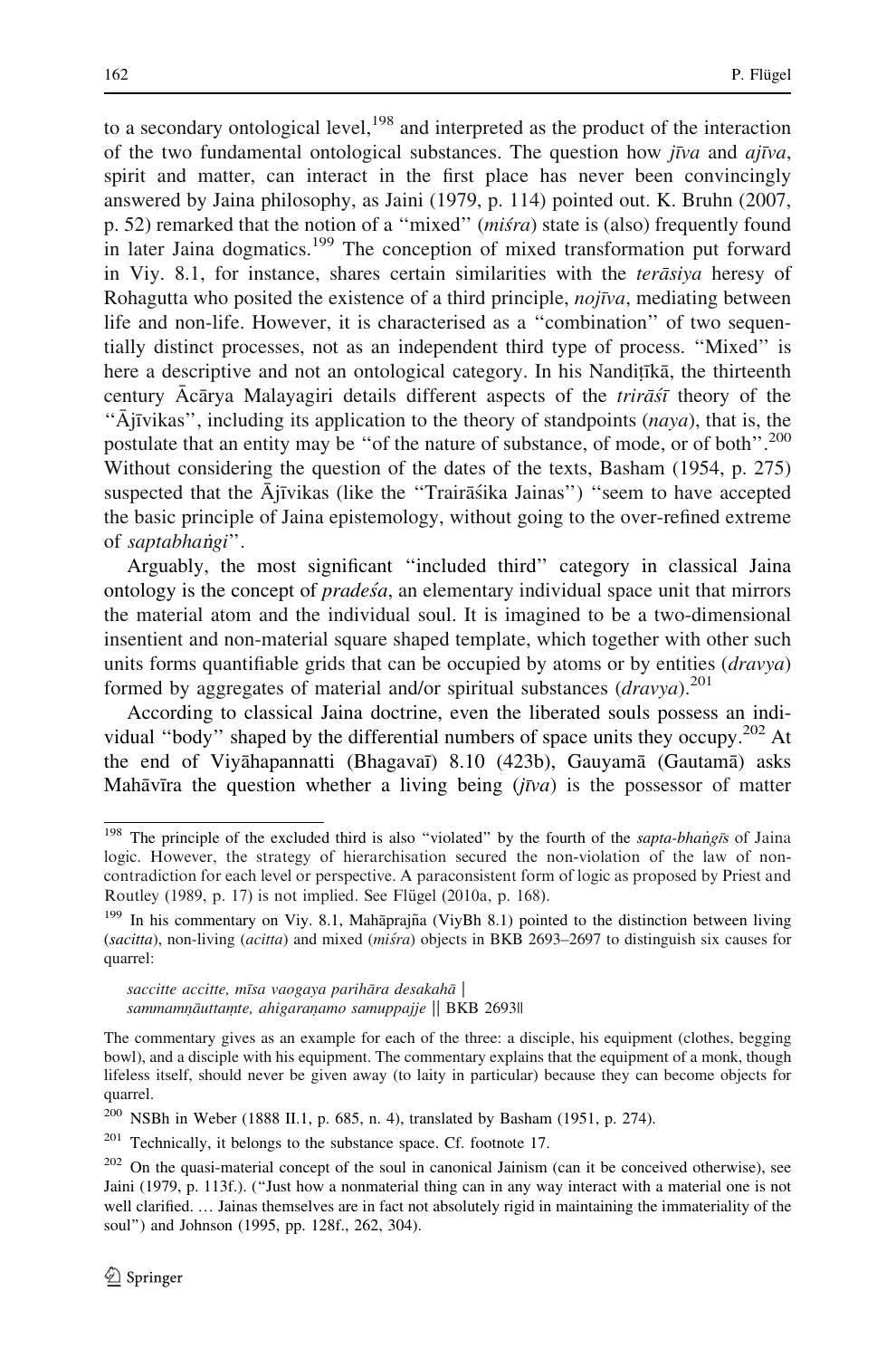to a secondary ontological level,[198] and interpreted as the product of the interaction of the two fundamental ontological substances. The question how *jīva* and *ajīva*, spirit and matter, can interact in the first place has never been convincingly answered by Jaina philosophy, as Jaini (1979, p. 114) pointed out. K. Bruhn (2007, p. 52) remarked that the notion of a ''mixed'' (*miśra*) state is (also) frequently found in later Jaina dogmatics.[199] The conception of mixed transformation put forward in Viy. 8.1, for instance, shares certain similarities with the *terāsiya* heresy of Rohagutta who posited the existence of a third principle, *nojīva*, mediating between life and non-life. However, it is characterised as a ''combination'' of two sequentially distinct processes, not as an independent third type of process. ''Mixed'' is here a descriptive and not an ontological category. In his Nandiṭīkā, the thirteenth century Ācārya Malayagiri details different aspects of the *trirāśī* theory of the ''Ājīvikas'', including its application to the theory of standpoints (*naya*), that is, the postulate that an entity may be ''of the nature of substance, of mode, or of both''.[200] Without considering the question of the dates of the texts, Basham (1954, p. 275) suspected that the Ājīvikas (like the ''Trairāśika Jainas'') ''seem to have accepted the basic principle of Jaina epistemology, without going to the over-refined extreme of *saptabhaṅgi*''.

Arguably, the most significant ''included third'' category in classical Jaina ontology is the concept of *pradeśa*, an elementary individual space unit that mirrors the material atom and the individual soul. It is imagined to be a two-dimensional insentient and non-material square shaped template, which together with other such units forms quantifiable grids that can be occupied by atoms or by entities (*dravya*) formed by aggregates of material and/or spiritual substances (*dravya*).[201]

According to classical Jaina doctrine, even the liberated souls possess an individual ''body'' shaped by the differential numbers of space units they occupy.[202] At the end of Viyāhapannatti (Bhagavaī) 8.10 (423b), Gauyamā (Gautamā) asks Mahāvīra the question whether a living being (*jīva*) is the possessor of matter

---

[198] The principle of the excluded third is also ''violated'' by the fourth of the *sapta-bhaṅgīs* of Jaina logic. However, the strategy of hierarchisation secured the non-violation of the law of non-contradiction for each level or perspective. A paraconsistent form of logic as proposed by Priest and Routley (1989, p. 17) is not implied. See Flügel (2010a, p. 168).

[199] In his commentary on Viy. 8.1, Mahāprajña (ViyBh 8.1) pointed to the distinction between living (*sacitta*), non-living (*acitta*) and mixed (*miśra*) objects in BKB 2693–2697 to distinguish six causes for quarrel:

> *saccitte accitte, mīsa vaogaya parihāra desakahā* |
> *sammamṇāuttaṃte, ahigaraṇamo samuppajje* || BKB 2693||

The commentary gives as an example for each of the three: a disciple, his equipment (clothes, begging bowl), and a disciple with his equipment. The commentary explains that the equipment of a monk, though lifeless itself, should never be given away (to laity in particular) because they can become objects for quarrel.

[200] NSBh in Weber (1888 II.1, p. 685, n. 4), translated by Basham (1951, p. 274).

[201] Technically, it belongs to the substance space. Cf. footnote 17.

[202] On the quasi-material concept of the soul in canonical Jainism (can it be conceived otherwise), see Jaini (1979, p. 113f.). (''Just how a nonmaterial thing can in any way interact with a material one is not well clarified. … Jainas themselves are in fact not absolutely rigid in maintaining the immateriality of the soul'') and Johnson (1995, pp. 128f., 262, 304).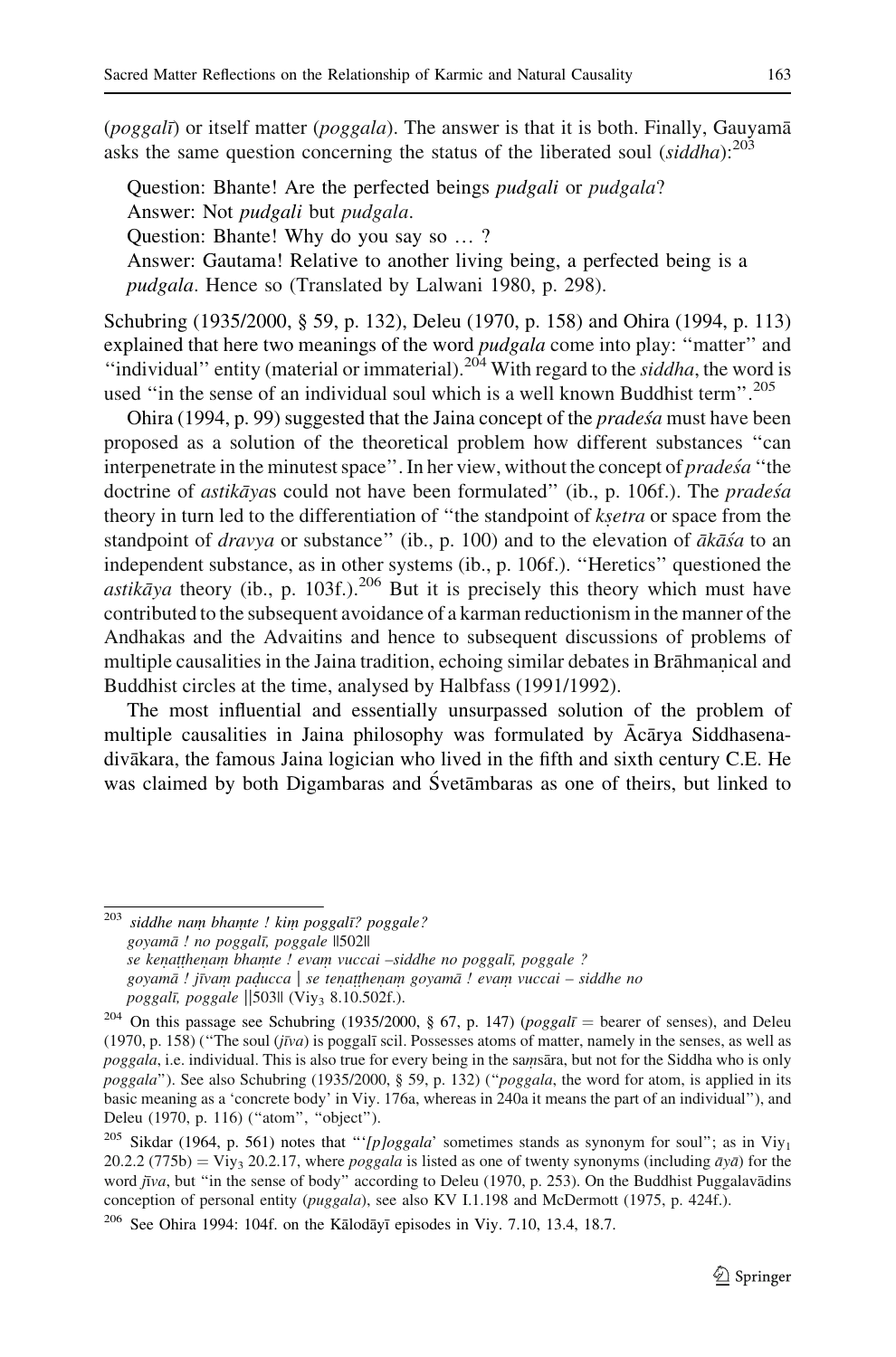(*poggalī*) or itself matter (*poggala*). The answer is that it is both. Finally, Gauyamā asks the same question concerning the status of the liberated soul (*siddha*):[203]

> Question: Bhante! Are the perfected beings *pudgali* or *pudgala*?
> Answer: Not *pudgali* but *pudgala*.
> Question: Bhante! Why do you say so … ?
> Answer: Gautama! Relative to another living being, a perfected being is a *pudgala*. Hence so (Translated by Lalwani 1980, p. 298).

Schubring (1935/2000, § 59, p. 132), Deleu (1970, p. 158) and Ohira (1994, p. 113) explained that here two meanings of the word *pudgala* come into play: "matter" and "individual" entity (material or immaterial).[204] With regard to the *siddha*, the word is used "in the sense of an individual soul which is a well known Buddhist term".[205]

Ohira (1994, p. 99) suggested that the Jaina concept of the *pradeśa* must have been proposed as a solution of the theoretical problem how different substances "can interpenetrate in the minutest space". In her view, without the concept of *pradeśa* "the doctrine of *astikāya*s could not have been formulated" (ib., p. 106f.). The *pradeśa* theory in turn led to the differentiation of "the standpoint of *kṣetra* or space from the standpoint of *dravya* or substance" (ib., p. 100) and to the elevation of *ākāśa* to an independent substance, as in other systems (ib., p. 106f.). "Heretics" questioned the *astikāya* theory (ib., p. 103f.).[206] But it is precisely this theory which must have contributed to the subsequent avoidance of a karman reductionism in the manner of the Andhakas and the Advaitins and hence to subsequent discussions of problems of multiple causalities in the Jaina tradition, echoing similar debates in Brāhmaṇical and Buddhist circles at the time, analysed by Halbfass (1991/1992).

The most influential and essentially unsurpassed solution of the problem of multiple causalities in Jaina philosophy was formulated by Ācārya Siddhasena-divākara, the famous Jaina logician who lived in the fifth and sixth century C.E. He was claimed by both Digambaras and Śvetāmbaras as one of theirs, but linked to

---

[203] *siddhe naṃ bhaṃte ! kiṃ poggalī? poggale?*
*goyamā ! no poggalī, poggale* ||502||
*se keṇaṭṭheṇaṃ bhaṃte ! evaṃ vuccai –siddhe no poggalī, poggale ?*
*goyamā ! jīvaṃ paḍucca | se teṇaṭṭheṇaṃ goyamā ! evaṃ vuccai – siddhe no poggalī, poggale* ||503|| (Viy$_3$ 8.10.502f.).

[204] On this passage see Schubring (1935/2000, § 67, p. 147) (*poggalī* = bearer of senses), and Deleu (1970, p. 158) ("The soul (*jīva*) is poggalī scil. Possesses atoms of matter, namely in the senses, as well as *poggala*, i.e. individual. This is also true for every being in the saṃsāra, but not for the Siddha who is only *poggala*"). See also Schubring (1935/2000, § 59, p. 132) ("*poggala*, the word for atom, is applied in its basic meaning as a 'concrete body' in Viy. 176a, whereas in 240a it means the part of an individual"), and Deleu (1970, p. 116) ("atom", "object").

[205] Sikdar (1964, p. 561) notes that "'*[p]oggala*' sometimes stands as synonym for soul"; as in Viy$_1$ 20.2.2 (775b) = Viy$_3$ 20.2.17, where *poggala* is listed as one of twenty synonyms (including *āyā*) for the word *jīva*, but "in the sense of body" according to Deleu (1970, p. 253). On the Buddhist Puggalavādins conception of personal entity (*puggala*), see also KV I.1.198 and McDermott (1975, p. 424f.).

[206] See Ohira 1994: 104f. on the Kālodāyī episodes in Viy. 7.10, 13.4, 18.7.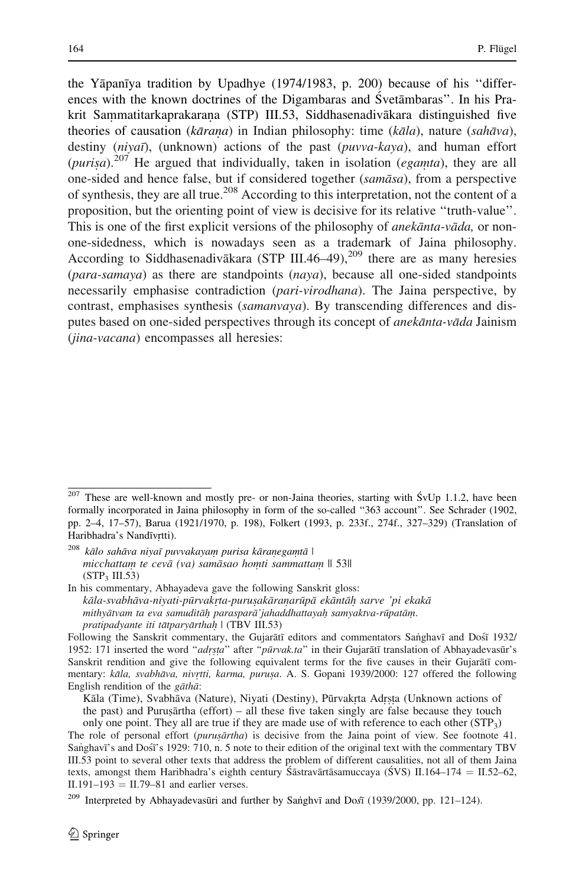the Yāpanīya tradition by Upadhye (1974/1983, p. 200) because of his ''differences with the known doctrines of the Digambaras and Śvetāmbaras''. In his Prakrit Saṃmatitarkaprakaraṇa (STP) III.53, Siddhasenadivākara distinguished five theories of causation (*kāraṇa*) in Indian philosophy: time (*kāla*), nature (*sahāva*), destiny (*niyaī*), (unknown) actions of the past (*puvva-kaya*), and human effort (*puriṣa*).[207] He argued that individually, taken in isolation (*egaṃta*), they are all one-sided and hence false, but if considered together (*samāsa*), from a perspective of synthesis, they are all true.[208] According to this interpretation, not the content of a proposition, but the orienting point of view is decisive for its relative ''truth-value''. This is one of the first explicit versions of the philosophy of *anekānta-vāda,* or non-one-sidedness, which is nowadays seen as a trademark of Jaina philosophy. According to Siddhasenadivākara (STP III.46–49),[209] there are as many heresies (*para-samaya*) as there are standpoints (*naya*), because all one-sided standpoints necessarily emphasise contradiction (*pari-virodhana*). The Jaina perspective, by contrast, emphasises synthesis (*samanvaya*). By transcending differences and disputes based on one-sided perspectives through its concept of *anekānta-vāda* Jainism (*jina-vacana*) encompasses all heresies:

---

[207] These are well-known and mostly pre- or non-Jaina theories, starting with ŚvUp 1.1.2, have been formally incorporated in Jaina philosophy in form of the so-called ''363 account''. See Schrader (1902, pp. 2–4, 17–57), Barua (1921/1970, p. 198), Folkert (1993, p. 233f., 274f., 327–329) (Translation of Haribhadra's Nandīvṛtti).

[208] *kālo sahāva niyaī puvvakayaṃ purisa kāraṇegaṃtā |*
*micchattaṃ te cevā (va) samāsao hoṃti sammattaṃ* || 53||
($STP_3$ III.53)

In his commentary, Abhayadeva gave the following Sanskrit gloss:
*kāla-svabhāva-niyati-pūrvakṛta-puruṣakāraṇarūpā ekāntāḥ sarve 'pi ekakā mithyātvam ta eva samuditāḥ parasparā'jahaddhattayaḥ samyaktva-rūpatāṃ. pratipadyante iti tātparyārthaḥ* | (TBV III.53)

Following the Sanskrit commentary, the Gujarātī editors and commentators Saṅghavī and Dośī 1932/1952: 171 inserted the word ''*adṛṣṭa*'' after ''*pūrvak.ta*'' in their Gujarātī translation of Abhayadevasūr's Sanskrit rendition and give the following equivalent terms for the five causes in their Gujarātī commentary: *kāla, svabhāva, nivṛtti, karma, puruṣa*. A. S. Gopani 1939/2000: 127 offered the following English rendition of the *gāthā*:

Kāla (Time), Svabhāva (Nature), Niyati (Destiny), Pūrvakṛta Adṛṣṭa (Unknown actions of the past) and Puruṣārtha (effort) – all these five taken singly are false because they touch only one point. They all are true if they are made use of with reference to each other ($STP_3$)

The role of personal effort (*puruṣārtha*) is decisive from the Jaina point of view. See footnote 41. Saṅghavī's and Dośī's 1929: 710, n. 5 note to their edition of the original text with the commentary TBV III.53 point to several other texts that address the problem of different causalities, not all of them Jaina texts, amongst them Haribhadra's eighth century Śāstravārtāsamuccaya (ŚVS) II.164–174 = II.52–62, II.191–193 = II.79–81 and earlier verses.

[209] Interpreted by Abhayadevasūri and further by Saṅghvī and Dośī (1939/2000, pp. 121–124).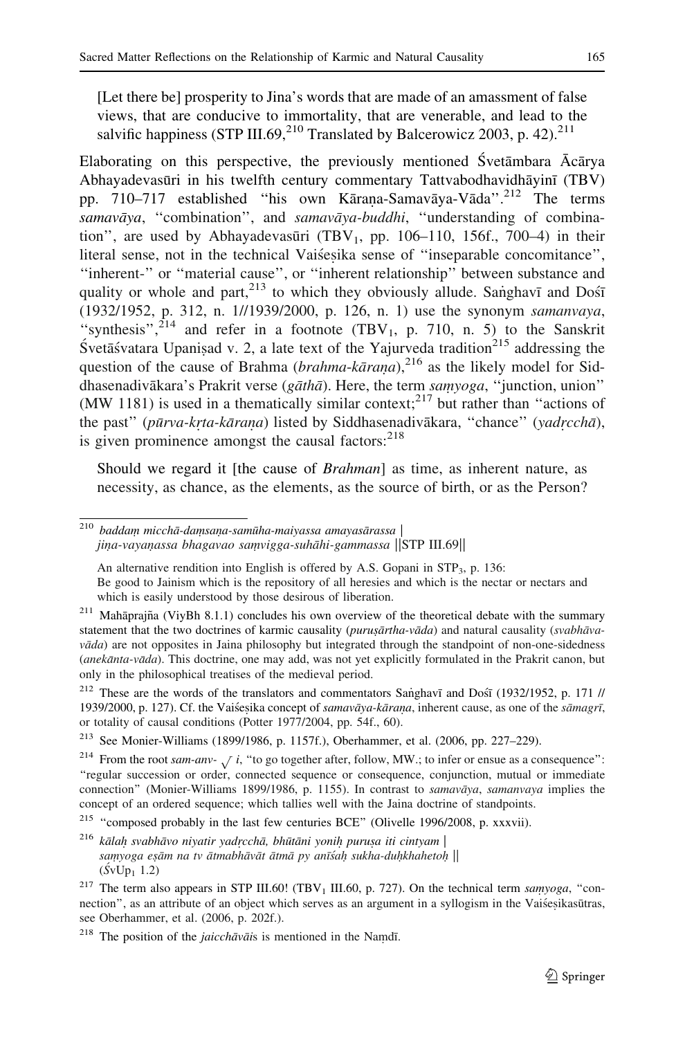[Let there be] prosperity to Jina's words that are made of an amassment of false views, that are conducive to immortality, that are venerable, and lead to the salvific happiness (STP III.69,[210] Translated by Balcerowicz 2003, p. 42).[211]

Elaborating on this perspective, the previously mentioned Śvetāmbara Ācārya Abhayadevasūri in his twelfth century commentary Tattvabodhavidhāyinī (TBV) pp. 710–717 established "his own Kāraṇa-Samavāya-Vāda".[212] The terms *samavāya*, "combination", and *samavāya-buddhi*, "understanding of combination", are used by Abhayadevasūri ($TBV_1$, pp. 106–110, 156f., 700–4) in their literal sense, not in the technical Vaiśeṣika sense of "inseparable concomitance", "inherent-" or "material cause", or "inherent relationship" between substance and quality or whole and part,[213] to which they obviously allude. Saṅghavī and Dośī (1932/1952, p. 312, n. 1//1939/2000, p. 126, n. 1) use the synonym *samanvaya*, "synthesis",[214] and refer in a footnote ($TBV_1$, p. 710, n. 5) to the Sanskrit Śvetāśvatara Upaniṣad v. 2, a late text of the Yajurveda tradition[215] addressing the question of the cause of Brahma (*brahma-kāraṇa*),[216] as the likely model for Siddhasenadivākara's Prakrit verse (*gāthā*). Here, the term *saṃyoga*, "junction, union" (MW 1181) is used in a thematically similar context;[217] but rather than "actions of the past" (*pūrva-kṛta-kāraṇa*) listed by Siddhasenadivākara, "chance" (*yadṛcchā*), is given prominence amongst the causal factors:[218]

Should we regard it [the cause of *Brahman*] as time, as inherent nature, as necessity, as chance, as the elements, as the source of birth, or as the Person?

---

[210] *baddaṃ micchā-daṃsaṇa-samūha-maiyassa amayasārassa* |
*jiṇa-vayaṇassa bhagavao saṃvigga-suhāhi-gammassa* ||STP III.69||

An alternative rendition into English is offered by A.S. Gopani in $STP_3$, p. 136:
Be good to Jainism which is the repository of all heresies and which is the nectar or nectars and which is easily understood by those desirous of liberation.

[211] Mahāprajña (ViyBh 8.1.1) concludes his own overview of the theoretical debate with the summary statement that the two doctrines of karmic causality (*puruṣārtha-vāda*) and natural causality (*svabhāva-vāda*) are not opposites in Jaina philosophy but integrated through the standpoint of non-one-sidedness (*anekānta-vāda*). This doctrine, one may add, was not yet explicitly formulated in the Prakrit canon, but only in the philosophical treatises of the medieval period.

[212] These are the words of the translators and commentators Saṅghavī and Dośī (1932/1952, p. 171 // 1939/2000, p. 127). Cf. the Vaiśeṣika concept of *samavāya-kāraṇa*, inherent cause, as one of the *sāmagrī*, or totality of causal conditions (Potter 1977/2004, pp. 54f., 60).

[213] See Monier-Williams (1899/1986, p. 1157f.), Oberhammer, et al. (2006, pp. 227–229).

[214] From the root *sam-anv-* $\sqrt{}$ *i*, "to go together after, follow, MW.; to infer or ensue as a consequence": "regular succession or order, connected sequence or consequence, conjunction, mutual or immediate connection" (Monier-Williams 1899/1986, p. 1155). In contrast to *samavāya*, *samanvaya* implies the concept of an ordered sequence; which tallies well with the Jaina doctrine of standpoints.

[215] "composed probably in the last few centuries BCE" (Olivelle 1996/2008, p. xxxvii).

[216] *kālaḥ svabhāvo niyatir yadṛcchā, bhūtāni yoniḥ puruṣa iti cintyam* |
*saṃyoga eṣām na tv ātmabhāvāt ātmā py anīśaḥ sukha-duḥkhahetoḥ* ||
($ŚvUp_1$ 1.2)

[217] The term also appears in STP III.60! ($TBV_1$ III.60, p. 727). On the technical term *saṃyoga*, "connection", as an attribute of an object which serves as an argument in a syllogism in the Vaiśeṣikasūtras, see Oberhammer, et al. (2006, p. 202f.).

[218] The position of the *jaicchāvāi*s is mentioned in the Naṃdī.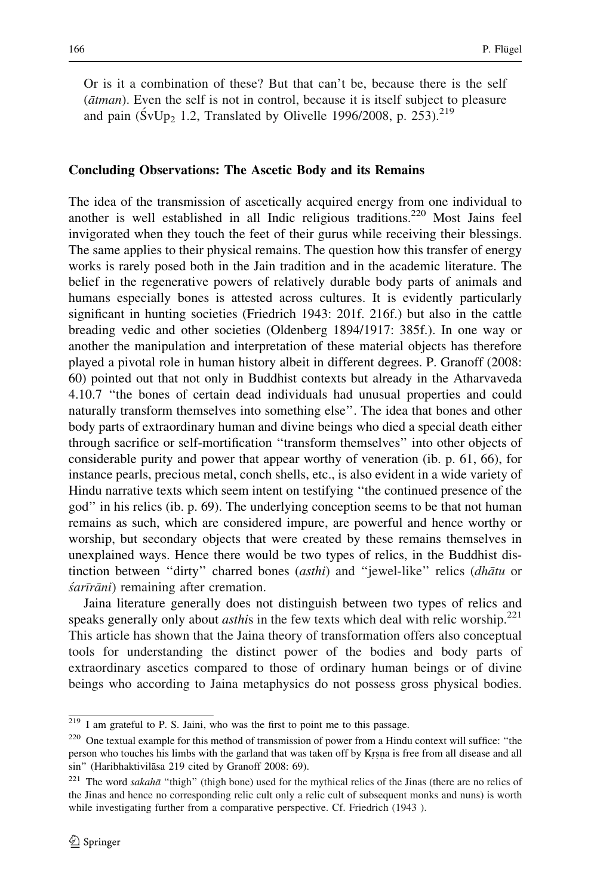Or is it a combination of these? But that can't be, because there is the self (*ātman*). Even the self is not in control, because it is itself subject to pleasure and pain (ŚvUp$_2$ 1.2, Translated by Olivelle 1996/2008, p. 253).[219]

## Concluding Observations: The Ascetic Body and its Remains

The idea of the transmission of ascetically acquired energy from one individual to another is well established in all Indic religious traditions.[220] Most Jains feel invigorated when they touch the feet of their gurus while receiving their blessings. The same applies to their physical remains. The question how this transfer of energy works is rarely posed both in the Jain tradition and in the academic literature. The belief in the regenerative powers of relatively durable body parts of animals and humans especially bones is attested across cultures. It is evidently particularly significant in hunting societies (Friedrich 1943: 201f. 216f.) but also in the cattle breading vedic and other societies (Oldenberg 1894/1917: 385f.). In one way or another the manipulation and interpretation of these material objects has therefore played a pivotal role in human history albeit in different degrees. P. Granoff (2008: 60) pointed out that not only in Buddhist contexts but already in the Atharvaveda 4.10.7 "the bones of certain dead individuals had unusual properties and could naturally transform themselves into something else". The idea that bones and other body parts of extraordinary human and divine beings who died a special death either through sacrifice or self-mortification "transform themselves" into other objects of considerable purity and power that appear worthy of veneration (ib. p. 61, 66), for instance pearls, precious metal, conch shells, etc., is also evident in a wide variety of Hindu narrative texts which seem intent on testifying "the continued presence of the god" in his relics (ib. p. 69). The underlying conception seems to be that not human remains as such, which are considered impure, are powerful and hence worthy or worship, but secondary objects that were created by these remains themselves in unexplained ways. Hence there would be two types of relics, in the Buddhist distinction between "dirty" charred bones (*asthi*) and "jewel-like" relics (*dhātu* or *śarīrāni*) remaining after cremation.

Jaina literature generally does not distinguish between two types of relics and speaks generally about *asthi*s in the few texts which deal with relic worship.[221] This article has shown that the Jaina theory of transformation offers also conceptual tools for understanding the distinct power of the bodies and body parts of extraordinary ascetics compared to those of ordinary human beings or of divine beings who according to Jaina metaphysics do not possess gross physical bodies.

---

[219] I am grateful to P. S. Jaini, who was the first to point me to this passage.

[220] One textual example for this method of transmission of power from a Hindu context will suffice: "the person who touches his limbs with the garland that was taken off by Kṛṣṇa is free from all disease and all sin" (Haribhaktivilāsa 219 cited by Granoff 2008: 69).

[221] The word *sakahā* "thigh" (thigh bone) used for the mythical relics of the Jinas (there are no relics of the Jinas and hence no corresponding relic cult only a relic cult of subsequent monks and nuns) is worth while investigating further from a comparative perspective. Cf. Friedrich (1943 ).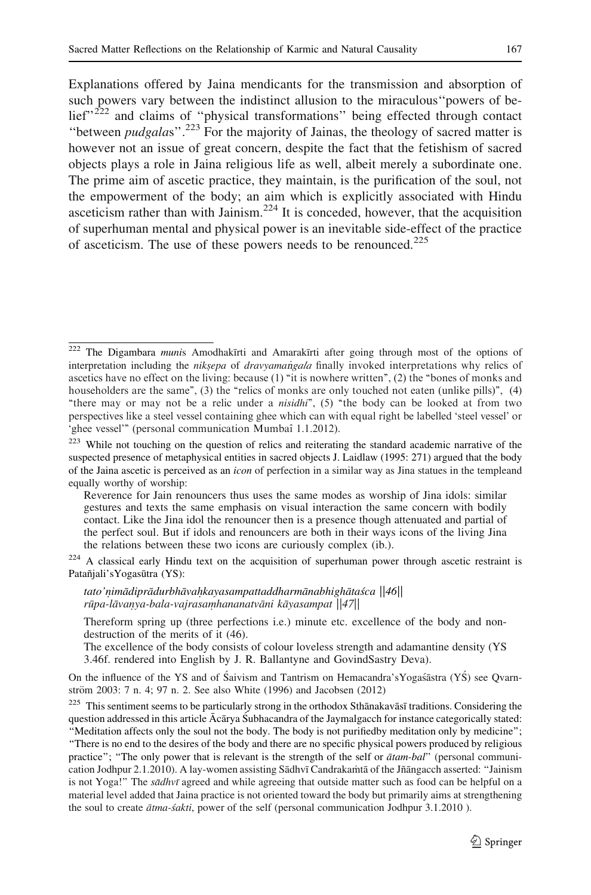Explanations offered by Jaina mendicants for the transmission and absorption of such powers vary between the indistinct allusion to the miraculous''powers of belief''[222] and claims of ''physical transformations'' being effected through contact ''between *pudgala*s''.[223] For the majority of Jainas, the theology of sacred matter is however not an issue of great concern, despite the fact that the fetishism of sacred objects plays a role in Jaina religious life as well, albeit merely a subordinate one. The prime aim of ascetic practice, they maintain, is the purification of the soul, not the empowerment of the body; an aim which is explicitly associated with Hindu asceticism rather than with Jainism.[224] It is conceded, however, that the acquisition of superhuman mental and physical power is an inevitable side-effect of the practice of asceticism. The use of these powers needs to be renounced.[225]

---

[222] The Digambara *muni*s Amodhakīrti and Amarakīrti after going through most of the options of interpretation including the *nikṣepa* of *dravyamaṅgala* finally invoked interpretations why relics of ascetics have no effect on the living: because (1) "it is nowhere written", (2) the "bones of monks and householders are the same", (3) the "relics of monks are only touched not eaten (unlike pills)", (4) "there may or may not be a relic under a *nisidhi*", (5) "the body can be looked at from two perspectives like a steel vessel containing ghee which can with equal right be labelled 'steel vessel' or 'ghee vessel'" (personal communication Mumbaî 1.1.2012).

[223] While not touching on the question of relics and reiterating the standard academic narrative of the suspected presence of metaphysical entities in sacred objects J. Laidlaw (1995: 271) argued that the body of the Jaina ascetic is perceived as an *icon* of perfection in a similar way as Jina statues in the templeand equally worthy of worship:

> Reverence for Jain renouncers thus uses the same modes as worship of Jina idols: similar gestures and texts the same emphasis on visual interaction the same concern with bodily contact. Like the Jina idol the renouncer then is a presence though attenuated and partial of the perfect soul. But if idols and renouncers are both in their ways icons of the living Jina the relations between these two icons are curiously complex (ib.).

[224] A classical early Hindu text on the acquisition of superhuman power through ascetic restraint is Patañjali'sYogasūtra (YS):

> *tato'ṇimādiprādurbhāvaḥkayasampattaddharmānabhighātaśca ||46||*
> *rūpa-lāvaṇya-bala-vajrasaṃhananatvāni kāyasampat ||47||*
>
> Thereform spring up (three perfections i.e.) minute etc. excellence of the body and non-destruction of the merits of it (46).
> The excellence of the body consists of colour loveless strength and adamantine density (YS 3.46f. rendered into English by J. R. Ballantyne and GovindSastry Deva).

On the influence of the YS and of Śaivism and Tantrism on Hemacandra'sYogaśāstra (YŚ) see Qvarnström 2003: 7 n. 4; 97 n. 2. See also White (1996) and Jacobsen (2012)

[225] This sentiment seems to be particularly strong in the orthodox Sthānakavāsī traditions. Considering the question addressed in this article Ācārya Śubhacandra of the Jaymalgacch for instance categorically stated: ''Meditation affects only the soul not the body. The body is not purifiedby meditation only by medicine''; "There is no end to the desires of the body and there are no specific physical powers produced by religious practice"; "The only power that is relevant is the strength of the self or *ātam-bal*" (personal communication Jodhpur 2.1.2010). A lay-women assisting Sādhvī Candrakaṁtā of the Jñāngacch asserted: "Jainism is not Yoga!" The *sādhvī* agreed and while agreeing that outside matter such as food can be helpful on a material level added that Jaina practice is not oriented toward the body but primarily aims at strengthening the soul to create *ātma-śakti*, power of the self (personal communication Jodhpur 3.1.2010 ).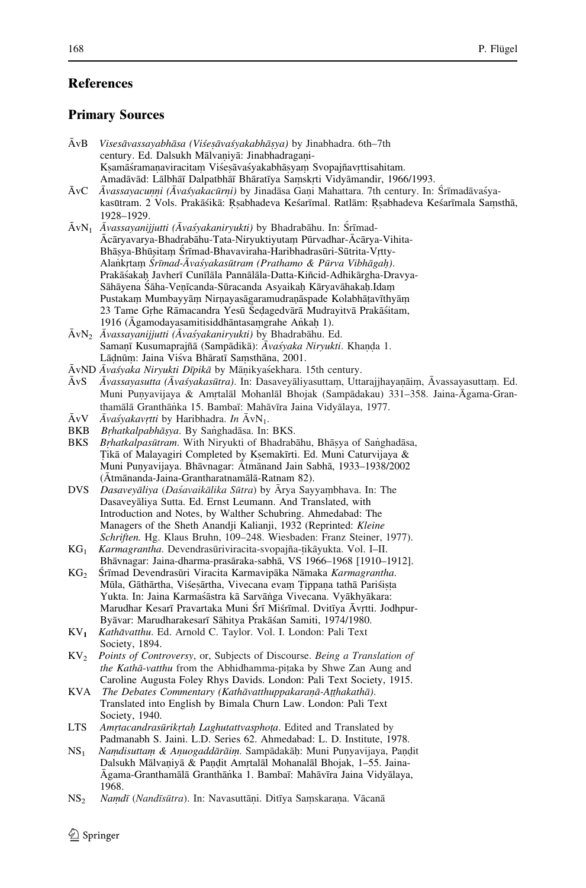## References

### Primary Sources

ĀvB *Visesāvassayabhāsa (Viśeṣāvaśyakabhāṣya)* by Jinabhadra. 6th–7th century. Ed. Dalsukh Mālvaṇiyā: Jinabhadragaṇi-Kṣamāśramaṇaviracitaṃ Viśeṣāvaśyakabhāṣyaṃ Svopajñavṛttisahitam. Amadāvād: Lālbhāī Dalpatbhāī Bhāratīya Saṃskṛti Vidyāmandir, 1966/1993.

ĀvC *Āvassayacuṇṇi (Āvaśyakacūrṇi)* by Jinadāsa Gaṇi Mahattara. 7th century. In: Śrīmadāvaśyakasūtram. 2 Vols. Prakāśikā: Ṛṣabhadeva Keśarīmal. Ratlām: Ṛṣabhadeva Keśarīmala Saṃsthā, 1928–1929.

$\bar{A}vN_1$ *Āvassayanijjutti (Āvaśyakaniryukti)* by Bhadrabāhu. In: Śrīmad-Ācāryavarya-Bhadrabāhu-Tata-Niryuktiyutaṃ Pūrvadhar-Ācārya-Vihita-Bhāṣya-Bhūṣitaṃ Śrīmad-Bhavaviraha-Haribhadrasūri-Sūtrita-Vṛtty-Alaṅkṛtaṃ *Śrīmad-Āvaśyakasūtram (Prathamo & Pūrva Vibhāgaḥ)*. Prakāśakaḥ Javherī Cunīlāla Pannālāla-Datta-Kiñcid-Adhikārgha-Dravya-Sāhāyena Śāha-Veṇīcanda-Sūracanda Asyaikaḥ Kāryavāhakaḥ.Idaṃ Pustakaṃ Mumbayyāṃ Nirṇayasāgaramudraṇāspade Kolabhāṭavīthyāṃ 23 Tame Gṛhe Rāmacandra Yesū Śedagedvārā Mudrayitvā Prakāśitam, 1916 (Āgamodayasamitisiddhāntasaṃgrahe Aṅkaḥ 1).

$\bar{A}vN_2$ *Āvassayanijjutti (Āvaśyakaniryukti)* by Bhadrabāhu. Ed. Samaṇī Kusumaprajñā (Sampādikā): *Āvaśyaka Niryukti*. Khaṇḍa 1. Lāḍnūṃ: Jaina Viśva Bhāratī Saṃsthāna, 2001.

ĀvND *Āvaśyaka Niryukti Dīpikā* by Māṇikyaśekhara. 15th century.

ĀvS *Āvassayasutta (Āvaśyakasūtra)*. In: Dasaveyāliyasuttaṃ, Uttarajjhayaṇāiṃ, Āvassayasuttaṃ. Ed. Muni Puṇyavijaya & Amṛtalāl Mohanlāl Bhojak (Sampādakau) 331–358. Jaina-Āgama-Granthamālā Granthāṅka 15. Bambaī: Mahāvīra Jaina Vidyālaya, 1977.

ĀvV *Āvaśyakavṛtti* by Haribhadra. *In* $\bar{A}vN_1$.

BKB *Bṛhatkalpabhāṣya*. By Saṅghadāsa. In: BKS.

BKS *Bṛhatkalpasūtram*. With Niryukti of Bhadrabāhu, Bhāṣya of Saṅghadāsa, Ṭikā of Malayagiri Completed by Kṣemakīrti. Ed. Muni Caturvijaya & Muni Puṇyavijaya. Bhāvnagar: Ātmānand Jain Sabhā, 1933–1938/2002 (Ātmānanda-Jaina-Grantharatnamālā-Ratnam 82).

DVS *Dasaveyāliya* (*Daśavaikālika Sūtra*) by Ārya Sayyaṃbhava. In: The Dasaveyāliya Sutta. Ed. Ernst Leumann. And Translated, with Introduction and Notes, by Walther Schubring. Ahmedabad: The Managers of the Sheth Anandji Kalianji, 1932 (Reprinted: *Kleine Schriften*. Hg. Klaus Bruhn, 109–248. Wiesbaden: Franz Steiner, 1977).

$KG_1$ *Karmagrantha*. Devendrasūriviracita-svopajña-ṭikāyukta. Vol. I–II. Bhāvnagar: Jaina-dharma-prasāraka-sabhā, VS 1966–1968 [1910–1912].

$KG_2$ Śrīmad Devendrasūri Viracita Karmavipāka Nāmaka *Karmagrantha*. Mūla, Gāthārtha, Viśeṣārtha, Vivecana evaṃ Ṭippaṇa tathā Pariśiṣṭa Yukta. In: Jaina Karmaśāstra kā Sarvāṅga Vivecana. Vyākhyākara: Marudhar Kesarī Pravartaka Muni Śrī Miśrīmal. Dvitīya Āvṛtti. Jodhpur-Byāvar: Marudharakesarī Sāhitya Prakāśan Samiti, 1974/1980.

$KV_1$ *Kathāvatthu*. Ed. Arnold C. Taylor. Vol. I. London: Pali Text Society, 1894.

$KV_2$ *Points of Controversy*, or, Subjects of Discourse. *Being a Translation of the Kathā-vatthu* from the Abhidhamma-piṭaka by Shwe Zan Aung and Caroline Augusta Foley Rhys Davids. London: Pali Text Society, 1915.

KVA *The Debates Commentary (Kathāvatthuppakaraṇā-Aṭṭhakathā)*. Translated into English by Bimala Churn Law. London: Pali Text Society, 1940.

LTS *Amṛtacandrasūrikṛtaḥ Laghutattvasphoṭa*. Edited and Translated by Padmanabh S. Jaini. L.D. Series 62. Ahmedabad: L. D. Institute, 1978.

$NS_1$ *Naṃdisuttaṃ & Aṇuogaddārāiṃ*. Sampādakāḥ: Muni Puṇyavijaya, Paṇḍit Dalsukh Mālvaṇiyā & Paṇḍit Amṛtalāl Mohanlāl Bhojak, 1–55. Jaina-Āgama-Granthamālā Granthāṅka 1. Bambaī: Mahāvīra Jaina Vidyālaya, 1968.

$NS_2$ *Naṃdī* (*Nandīsūtra*). In: Navasuttāṇi. Ditīya Saṃskaraṇa. Vācanā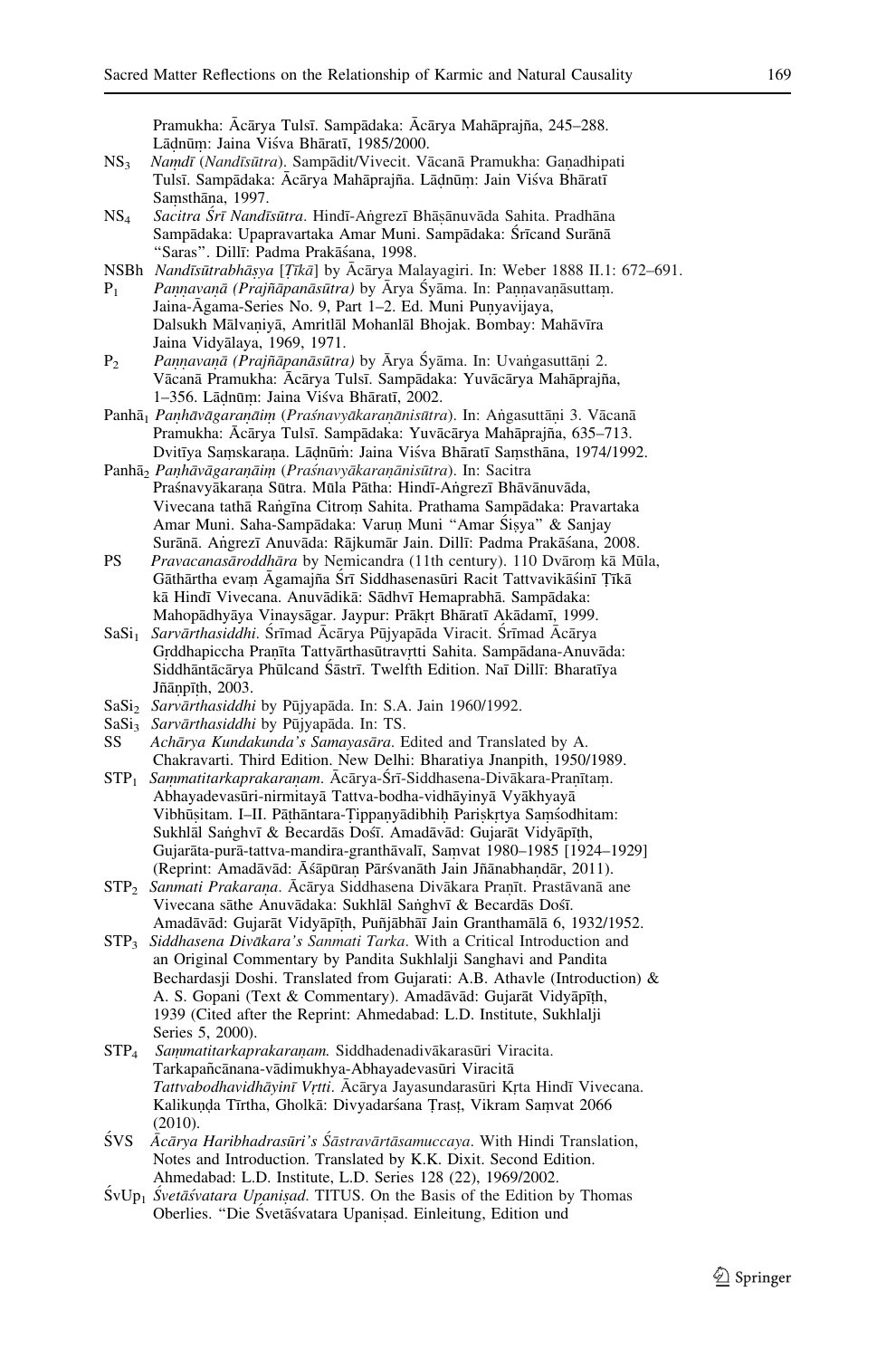Pramukha: Ācārya Tulsī. Sampādaka: Ācārya Mahāprajña, 245–288. Lāḍnūṃ: Jaina Viśva Bhāratī, 1985/2000.

$NS_3$ *Naṃdī (Nandīsūtra)*. Sampādit/Vivecit. Vācanā Pramukha: Gaṇadhipati Tulsī. Sampādaka: Ācārya Mahāprajña. Lāḍnūṃ: Jain Viśva Bhāratī Saṃsthāna, 1997.

$NS_4$ *Sacitra Śrī Nandīsūtra*. Hindī-Aṅgrezī Bhāṣānuvāda Sahita. Pradhāna Sampādaka: Upapravartaka Amar Muni. Sampādaka: Śrīcand Surānā "Saras". Dillī: Padma Prakāśana, 1998.

NSBh *Nandīsūtrabhāṣya* [*Ṭīkā*] by Ācārya Malayagiri. In: Weber 1888 II.1: 672–691.

$P_1$ *Paṇṇavaṇā (Prajñāpanāsūtra)* by Ārya Śyāma. In: Paṇṇavaṇāsuttaṃ. Jaina-Āgama-Series No. 9, Part 1–2. Ed. Muni Puṇyavijaya, Dalsukh Mālvaṇiyā, Amritlāl Mohanlāl Bhojak. Bombay: Mahāvīra Jaina Vidyālaya, 1969, 1971.

$P_2$ *Paṇṇavaṇā (Prajñāpanāsūtra)* by Ārya Śyāma. In: Uvaṅgasuttāṇi 2. Vācanā Pramukha: Ācārya Tulsī. Sampādaka: Yuvācārya Mahāprajña, 1–356. Lāḍnūṃ: Jaina Viśva Bhāratī, 2002.

$Panhā_1$ *Paṇhāvāgaraṇāiṃ* (*Praśnavyākaraṇānisūtra*). In: Aṅgasuttāṇi 3. Vācanā Pramukha: Ācārya Tulsī. Sampādaka: Yuvācārya Mahāprajña, 635–713. Dvitīya Saṃskaraṇa. Lāḍnūṃ: Jaina Viśva Bhāratī Saṃsthāna, 1974/1992.

$Panhā_2$ *Paṇhāvāgaraṇāiṃ* (*Praśnavyākaraṇānisūtra*). In: Sacitra Praśnavyākaraṇa Sūtra. Mūla Pātha: Hindī-Aṅgrezī Bhāvānuvāda, Vivecana tathā Raṅgīna Citroṃ Sahita. Prathama Sampādaka: Pravartaka Amar Muni. Saha-Sampādaka: Varuṇ Muni "Amar Śiṣya" & Sanjay Surānā. Aṅgrezī Anuvāda: Rājkumār Jain. Dillī: Padma Prakāśana, 2008.

PS *Pravacanasāroddhāra* by Nemicandra (11th century). 110 Dvāroṃ kā Mūla, Gāthārtha evaṃ Āgamajña Śrī Siddhasenasūri Racit Tattvavikāśinī Ṭīkā kā Hindī Vivecana. Anuvādikā: Sādhvī Hemaprabhā. Sampādaka: Mahopādhyāya Vinaysāgar. Jaypur: Prākṛt Bhāratī Akādamī, 1999.

$SaSi_1$ *Sarvārthasiddhi*. Śrīmad Ācārya Pūjyapāda Viracit. Śrīmad Ācārya Gṛddhapiccha Praṇīta Tattvārthasūtravṛtti Sahita. Sampādana-Anuvāda: Siddhāntācārya Phūlcand Śāstrī. Twelfth Edition. Naī Dillī: Bharatīya Jñānpīṭh, 2003.

$SaSi_2$ *Sarvārthasiddhi* by Pūjyapāda. In: S.A. Jain 1960/1992.

$SaSi_3$ *Sarvārthasiddhi* by Pūjyapāda. In: TS.

SS *Achārya Kundakunda's Samayasāra*. Edited and Translated by A. Chakravarti. Third Edition. New Delhi: Bharatiya Jnanpith, 1950/1989.

$STP_1$ *Saṃmatitarkaprakaraṇam*. Ācārya-Śrī-Siddhasena-Divākara-Praṇītam. Abhayadevasūri-nirmitayā Tattva-bodha-vidhāyinyā Vyākhyayā Vibhūṣitam. I–II. Pāṭhāntara-Ṭippaṇyādibhiḥ Pariṣkṛtya Saṃśodhitam: Sukhlāl Saṅghvī & Becardās Dośī. Amadāvād: Gujarāt Vidyāpīṭh, Gujarāta-purā-tattva-mandira-granthāvalī, Saṃvat 1980–1985 [1924–1929] (Reprint: Amadāvād: Āśāpūraṇ Pārśvanāth Jain Jñānabhaṇḍār, 2011).

$STP_2$ *Sanmati Prakaraṇa*. Ācārya Siddhasena Divākara Praṇīt. Prastāvanā ane Vivecana sāthe Anuvādaka: Sukhlāl Saṅghvī & Becardās Dośī. Amadāvād: Gujarāt Vidyāpīṭh, Puñjābhāī Jain Granthamālā 6, 1932/1952.

$STP_3$ *Siddhasena Divākara's Sanmati Tarka*. With a Critical Introduction and an Original Commentary by Pandita Sukhlalji Sanghavi and Pandita Bechardasji Doshi. Translated from Gujarati: A.B. Athavle (Introduction) & A. S. Gopani (Text & Commentary). Amadāvād: Gujarāt Vidyāpīṭh, 1939 (Cited after the Reprint: Ahmedabad: L.D. Institute, Sukhlalji Series 5, 2000).

$STP_4$ *Saṃmatitarkaprakaraṇam*. Siddhadenadivākarasūri Viracita. Tarkapañcānana-vādimukhya-Abhayadevasūri Viracitā *Tattvabodhavidhāyinī Vṛtti*. Ācārya Jayasundarasūri Kṛta Hindī Vivecana. Kalikuṇḍa Tīrtha, Gholkā: Divyadarśana Ṭrasṭ, Vikram Saṃvat 2066 (2010).

ŚVS *Ācārya Haribhadrasūri's Śāstravārtāsamuccaya*. With Hindi Translation, Notes and Introduction. Translated by K.K. Dixit. Second Edition. Ahmedabad: L.D. Institute, L.D. Series 128 (22), 1969/2002.

$ŚvUp_1$ *Śvetāśvatara Upaniṣad*. TITUS. On the Basis of the Edition by Thomas Oberlies. "Die Śvetāśvatara Upaniṣad. Einleitung, Edition und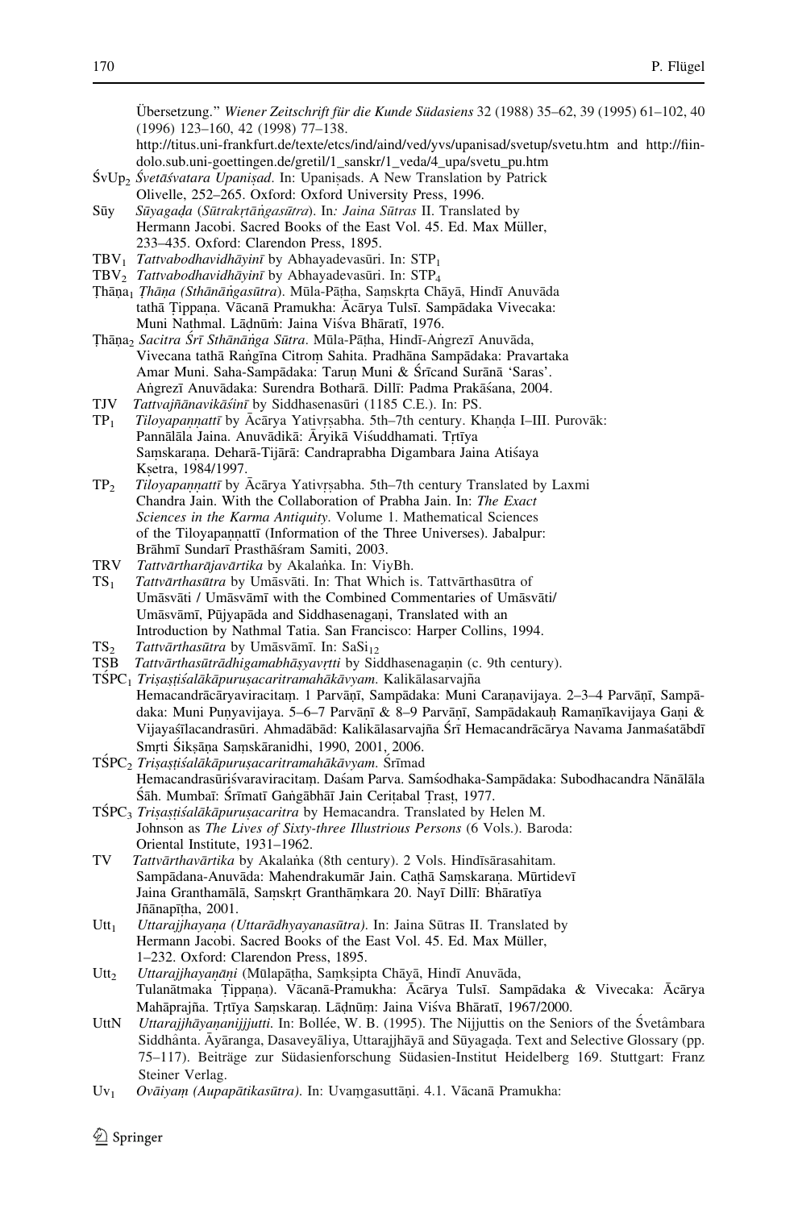Übersetzung." *Wiener Zeitschrift für die Kunde Südasiens* 32 (1988) 35–62, 39 (1995) 61–102, 40 (1996) 123–160, 42 (1998) 77–138.
http://titus.uni-frankfurt.de/texte/etcs/ind/aind/ved/yvs/upanisad/svetup/svetu.htm and http://fiindolo.sub.uni-goettingen.de/gretil/1_sanskr/1_veda/4_upa/svetu_pu.htm

ŚvUp$_2$ *Śvetāśvatara Upaniṣad*. In: Upaniṣads. A New Translation by Patrick Olivelle, 252–265. Oxford: Oxford University Press, 1996.

Sūy *Sūyagaḍa* (*Sūtrakṛtāṅgasūtra*). In*: Jaina Sūtras* II. Translated by Hermann Jacobi. Sacred Books of the East Vol. 45. Ed. Max Müller, 233–435. Oxford: Clarendon Press, 1895.

TBV$_1$ *Tattvabodhavidhāyinī* by Abhayadevasūri. In: STP$_1$

TBV$_2$ *Tattvabodhavidhāyinī* by Abhayadevasūri. In: STP$_4$

Ṭhāṇa$_1$ *Ṭhāṇa (Sthānāṅgasūtra)*. Mūla-Pāṭha, Saṃskṛta Chāyā, Hindī Anuvāda tathā Ṭippaṇa. Vācanā Pramukha: Ācārya Tulsī. Sampādaka Vivecaka: Muni Nathmal. Lāḍnūṁ: Jaina Viśva Bhāratī, 1976.

Ṭhāṇa$_2$ *Sacitra Śrī Sthānāṅga Sūtra*. Mūla-Pāṭha, Hindī-Aṅgrezī Anuvāda, Vivecana tathā Raṅgīna Citroṃ Sahita. Pradhāna Sampādaka: Pravartaka Amar Muni. Saha-Sampādaka: Taruṇ Muni & Śrīcand Surānā 'Saras'. Aṅgrezī Anuvādaka: Surendra Botharā. Dillī: Padma Prakāśana, 2004.

TJV *Tattvajñānavikāśinī* by Siddhasenasūri (1185 C.E.). In: PS.

TP$_1$ *Tiloyapaṇṇattī* by Ācārya Yativṛṣabha. 5th–7th century. Khaṇḍa I–III. Purovāk: Pannālāla Jaina. Anuvādikā: Āryikā Viśuddhamati. Tṛtīya Saṃskaraṇa. Deharā-Tijārā: Candraprabha Digambara Jaina Atiśaya Kṣetra, 1984/1997.

TP$_2$ *Tiloyapaṇṇattī* by Ācārya Yativṛṣabha. 5th–7th century Translated by Laxmi Chandra Jain. With the Collaboration of Prabha Jain. In: *The Exact Sciences in the Karma Antiquity*. Volume 1. Mathematical Sciences of the Tiloyapaṇṇattī (Information of the Three Universes). Jabalpur: Brāhmī Sundarī Prasthāśram Samiti, 2003.

TRV *Tattvārtharājavārtika* by Akalaṅka. In: ViyBh.

TS$_1$ *Tattvārthasūtra* by Umāsvāti. In: That Which is. Tattvārthasūtra of Umāsvāti / Umāsvāmī with the Combined Commentaries of Umāsvāti/ Umāsvāmī, Pūjyapāda and Siddhasenagaṇi, Translated with an Introduction by Nathmal Tatia. San Francisco: Harper Collins, 1994.

TS$_2$ *Tattvārthasūtra* by Umāsvāmī. In: SaSi$_{12}$

TSB *Tattvārthasūtrādhigamabhāṣyavṛtti* by Siddhasenagaṇin (c. 9th century).

TŚPC$_1$ *Triṣaṣṭiśalākāpuruṣacaritramahākāvyam*. Kalikālasarvajña Hemacandrācāryaviracitaṃ. 1 Parvāṇī, Sampādaka: Muni Caraṇavijaya. 2–3–4 Parvāṇī, Sampādaka: Muni Puṇyavijaya. 5–6–7 Parvāṇī & 8–9 Parvāṇī, Sampādakauḥ Ramaṇīkavijaya Gaṇi & Vijayaśīlacandrasūri. Ahmadābād: Kalikālasarvajña Śrī Hemacandrācārya Navama Janmaśatābdī Smṛti Śikṣāṇa Saṃskāranidhi, 1990, 2001, 2006.

TŚPC$_2$ *Triṣaṣṭiśalākāpuruṣacaritramahākāvyam*. Śrīmad Hemacandrasūriśvaraviracitaṃ. Daśam Parva. Saṃśodhaka-Sampādaka: Subodhacandra Nānālāla Śāh. Mumbaī: Śrīmatī Gaṅgābhāī Jain Ceriṭabal Ṭrasṭ, 1977.

TŚPC$_3$ *Triṣaṣṭiśalākāpuruṣacaritra* by Hemacandra. Translated by Helen M. Johnson as *The Lives of Sixty-three Illustrious Persons* (6 Vols.). Baroda: Oriental Institute, 1931–1962.

TV *Tattvārthavārtika* by Akalaṅka (8th century). 2 Vols. Hindīsārasahitam. Sampādana-Anuvāda: Mahendrakumār Jain. Caṭhā Saṃskaraṇa. Mūrtidevī Jaina Granthamālā, Saṃskṛt Granthāṃkara 20. Nayī Dillī: Bhāratīya Jñānapīṭha, 2001.

Utt$_1$ *Uttarajjhayaṇa (Uttarādhyayanasūtra)*. In: Jaina Sūtras II. Translated by Hermann Jacobi. Sacred Books of the East Vol. 45. Ed. Max Müller, 1–232. Oxford: Clarendon Press, 1895.

Utt$_2$ *Uttarajjhayaṇāṇi* (Mūlapāṭha, Saṃkṣipta Chāyā, Hindī Anuvāda, Tulanātmaka Ṭippaṇa). Vācanā-Pramukha: Ācārya Tulsī. Sampādaka & Vivecaka: Ācārya Mahāprajña. Tṛtīya Saṃskaraṇ. Lāḍnūṃ: Jaina Viśva Bhāratī, 1967/2000.

UttN *Uttarajjhāyaṇanijjjutti*. In: Bollée, W. B. (1995). The Nijjuttis on the Seniors of the Śvetâmbara Siddhânta. Āyāranga, Dasaveyāliya, Uttarajjhāyā and Sūyagaḍa. Text and Selective Glossary (pp. 75–117). Beiträge zur Südasienforschung Südasien-Institut Heidelberg 169. Stuttgart: Franz Steiner Verlag.

Uv$_1$ *Ovāiyaṃ (Aupapātikasūtra)*. In: Uvaṃgasuttāṇi. 4.1. Vācanā Pramukha: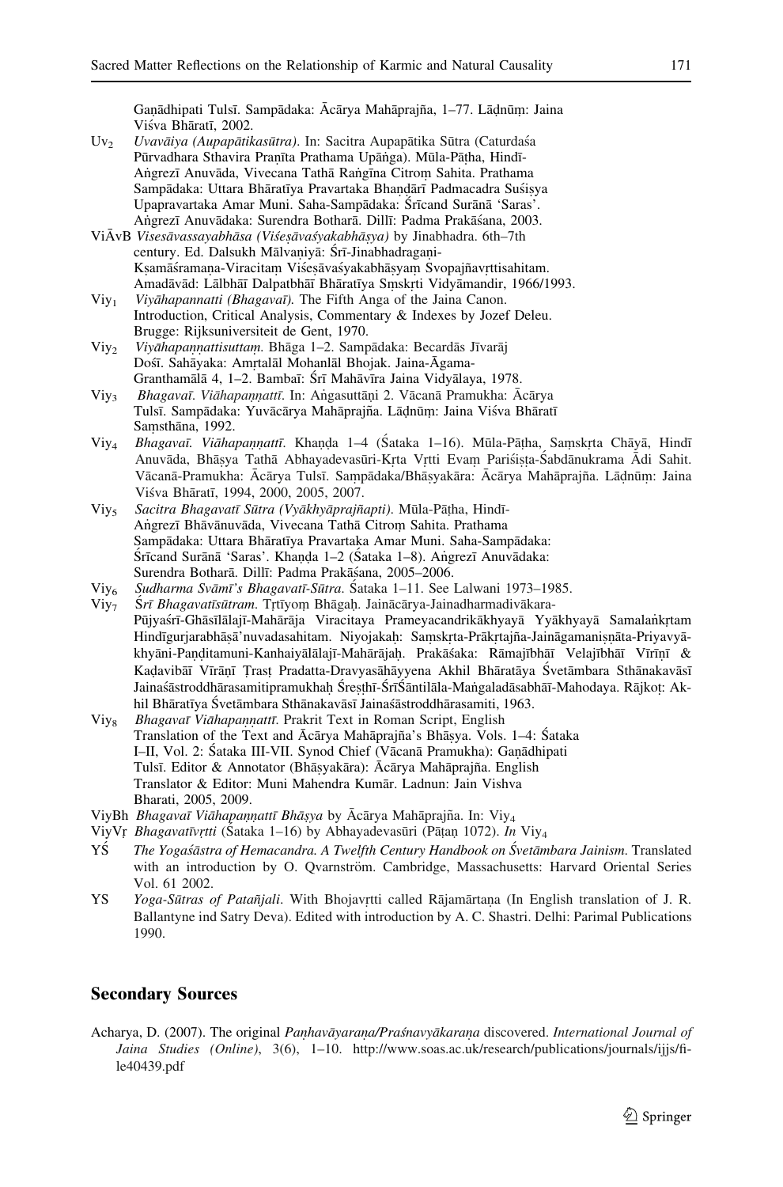Gaṇādhipati Tulsī. Sampādaka: Ācārya Mahāprajña, 1–77. Lāḍnūṃ: Jaina Viśva Bhāratī, 2002.

$\text{Uv}_2$ *Uvavāiya (Aupapātikasūtra)*. In: Sacitra Aupapātika Sūtra (Caturdaśa Pūrvadhara Sthavira Praṇīta Prathama Upāṅga). Mūla-Pāṭha, Hindī-Aṅgrezī Anuvāda, Vivecana Tathā Raṅgīna Citroṃ Sahita. Prathama Sampādaka: Uttara Bhāratīya Pravartaka Bhaṇḍārī Padmacadra Suśiṣya Upapravartaka Amar Muni. Saha-Sampādaka: Śrīcand Surānā 'Saras'. Aṅgrezī Anuvādaka: Surendra Botharā. Dillī: Padma Prakāśana, 2003.

ViĀvB *Visesāvassayabhāsa (Viśeṣāvaśyakabhāṣya)* by Jinabhadra. 6th–7th century. Ed. Dalsukh Mālvaṇiyā: Śrī-Jinabhadragaṇi-Kṣamāśramaṇa-Viracitaṃ Viśeṣāvaśyakabhāṣyaṃ Svopajñavṛttisahitam. Amadāvād: Lālbhāī Dalpatbhāī Bhāratīya Saṃskṛti Vidyāmandir, 1966/1993.

$\text{Viy}_1$ *Viyāhapannatti (Bhagavaī)*. The Fifth Anga of the Jaina Canon. Introduction, Critical Analysis, Commentary & Indexes by Jozef Deleu. Brugge: Rijksuniversiteit de Gent, 1970.

$\text{Viy}_2$ *Viyāhapaṇṇattisuttam*. Bhāga 1–2. Sampādaka: Becardās Jīvarāj Dośī. Sahāyaka: Amṛtalāl Mohanlāl Bhojak. Jaina-Āgama-Granthamālā 4, 1–2. Bambaī: Śrī Mahāvīra Jaina Vidyālaya, 1978.

$\text{Viy}_3$ *Bhagavaī. Viāhapaṇṇattī*. In: Aṅgasuttāṇi 2. Vācanā Pramukha: Ācārya Tulsī. Sampādaka: Yuvācārya Mahāprajña. Lāḍnūṃ: Jaina Viśva Bhāratī Saṃsthāna, 1992.

$\text{Viy}_4$ *Bhagavaī. Viāhapaṇṇattī*. Khaṇḍa 1–4 (Śataka 1–16). Mūla-Pāṭha, Saṃskṛta Chāyā, Hindī Anuvāda, Bhāṣya Tathā Abhayadevasūri-Kṛta Vṛtti Evaṃ Pariśiṣṭa-Śabdānukrama Ādi Sahit. Vācanā-Pramukha: Ācārya Tulsī. Saṃpādaka/Bhāṣyakāra: Ācārya Mahāprajña. Lāḍnūṃ: Jaina Viśva Bhāratī, 1994, 2000, 2005, 2007.

$\text{Viy}_5$ *Sacitra Bhagavatī Sūtra (Vyākhyāprajñapti)*. Mūla-Pāṭha, Hindī-Aṅgrezī Bhāvānuvāda, Vivecana Tathā Citroṃ Sahita. Prathama Sampādaka: Uttara Bhāratīya Pravartaka Amar Muni. Saha-Sampādaka: Śrīcand Surānā 'Saras'. Khaṇḍa 1–2 (Śataka 1–8). Aṅgrezī Anuvādaka: Surendra Botharā. Dillī: Padma Prakāśana, 2005–2006.

$\text{Viy}_6$ *Sudharma Svāmī's Bhagavatī-Sūtra*. Śataka 1–11. See Lalwani 1973–1985.

$\text{Viy}_7$ *Śrī Bhagavatīsūtram*. Tṛtīyoṃ Bhāgaḥ. Jainācārya-Jainadharmadivākara-Pūjyaśrī-Ghāsīlālajī-Mahārāja Viracitayā Prameyacandrikākhyayā Vyākhyayā Samalaṅkṛtam Hindīgurjarabhāṣā'nuvadasahitam. Niyojakaḥ: Saṃskṛta-Prākṛtajña-Jaināgamaniṣṇāta-Priyavyākhyāni-Paṇḍitamuni-Kanhaiyālālajī-Mahārājaḥ. Prakāśaka: Rāmajībhāī Velajībhāī Vīrīṇī & Kaḍavibāī Vīrāṇī Ṭrasṭ Pradatta-Dravyasāhāyyena Akhil Bhāratāya Śvetāmbara Sthānakavāsī Jainaśāstroddhārasamitipramukhaḥ Śreṣṭhī-ŚrīŚāntilāla-Maṅgaladāsabhāī-Mahodaya. Rājkoṭ: Akhil Bhāratīya Śvetāmbara Sthānakavāsī Jainaśāstroddhārasamiti, 1963.

$\text{Viy}_8$ *Bhagavaī Viāhapaṇṇattī*. Prakrit Text in Roman Script, English Translation of the Text and Ācārya Mahāprajña's Bhāṣya. Vols. 1–4: Śataka I–II, Vol. 2: Śataka III-VII. Synod Chief (Vācanā Pramukha): Gaṇādhipati Tulsī. Editor & Annotator (Bhāṣyakāra): Ācārya Mahāprajña. English Translator & Editor: Muni Mahendra Kumār. Ladnun: Jain Vishva Bharati, 2005, 2009.

ViyBh *Bhagavaī Viāhapaṇṇattī Bhāṣya* by Ācārya Mahāprajña. In: $\text{Viy}_4$

ViyVṛ *Bhagavatīvṛtti* (Śataka 1–16) by Abhayadevasūri (Pāṭaṇ 1072). *In* $\text{Viy}_4$

YŚ *The Yogaśāstra of Hemacandra. A Twelfth Century Handbook on Śvetāmbara Jainism*. Translated with an introduction by O. Qvarnström. Cambridge, Massachusetts: Harvard Oriental Series Vol. 61 2002.

YS *Yoga-Sūtras of Patañjali*. With Bhojavṛtti called Rājamārtaṇa (In English translation of J. R. Ballantyne ind Satry Deva). Edited with introduction by A. C. Shastri. Delhi: Parimal Publications 1990.

## Secondary Sources

Acharya, D. (2007). The original *Paṇhavāyaraṇa/Praśnavyākaraṇa* discovered. *International Journal of Jaina Studies (Online)*, 3(6), 1–10. http://www.soas.ac.uk/research/publications/journals/ijjs/file40439.pdf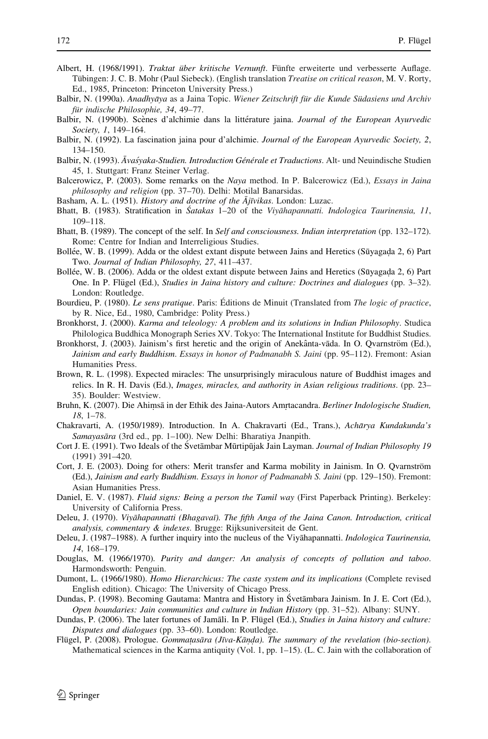Albert, H. (1968/1991). *Traktat über kritische Vernunft*. Fünfte erweiterte und verbesserte Auflage. Tübingen: J. C. B. Mohr (Paul Siebeck). (English translation *Treatise on critical reason*, M. V. Rorty, Ed., 1985, Princeton: Princeton University Press.)

Balbir, N. (1990a). *Anadhyāya* as a Jaina Topic. *Wiener Zeitschrift für die Kunde Südasiens und Archiv für indische Philosophie, 34*, 49–77.

Balbir, N. (1990b). Scènes d'alchimie dans la littérature jaina. *Journal of the European Ayurvedic Society, 1*, 149–164.

Balbir, N. (1992). La fascination jaina pour d'alchimie. *Journal of the European Ayurvedic Society, 2*, 134–150.

Balbir, N. (1993). *Āvaśyaka-Studien. Introduction Générale et Traductions*. Alt- und Neuindische Studien 45, 1. Stuttgart: Franz Steiner Verlag.

Balcerowicz, P. (2003). Some remarks on the *Naya* method. In P. Balcerowicz (Ed.), *Essays in Jaina philosophy and religion* (pp. 37–70). Delhi: Motilal Banarsidas.

Basham, A. L. (1951). *History and doctrine of the Ājīvikas*. London: Luzac.

Bhatt, B. (1983). Stratification in *Śatakas* 1–20 of the *Viyāhapannatti. Indologica Taurinensia, 11*, 109–118.

Bhatt, B. (1989). The concept of the self. In *Self and consciousness. Indian interpretation* (pp. 132–172). Rome: Centre for Indian and Interreligious Studies.

Bollée, W. B. (1999). Adda or the oldest extant dispute between Jains and Heretics (Sūyagaḍa 2, 6) Part Two. *Journal of Indian Philosophy, 27*, 411–437.

Bollée, W. B. (2006). Adda or the oldest extant dispute between Jains and Heretics (Sūyagaḍa 2, 6) Part One. In P. Flügel (Ed.), *Studies in Jaina history and culture: Doctrines and dialogues* (pp. 3–32). London: Routledge.

Bourdieu, P. (1980). *Le sens pratique*. Paris: Éditions de Minuit (Translated from *The logic of practice*, by R. Nice, Ed., 1980, Cambridge: Polity Press.)

Bronkhorst, J. (2000). *Karma and teleology: A problem and its solutions in Indian Philosophy*. Studica Philologica Buddhica Monograph Series XV. Tokyo: The International Institute for Buddhist Studies.

Bronkhorst, J. (2003). Jainism's first heretic and the origin of Anekânta-vāda. In O. Qvarnström (Ed.), *Jainism and early Buddhism. Essays in honor of Padmanabh S. Jaini* (pp. 95–112). Fremont: Asian Humanities Press.

Brown, R. L. (1998). Expected miracles: The unsurprisingly miraculous nature of Buddhist images and relics. In R. H. Davis (Ed.), *Images, miracles, and authority in Asian religious traditions*. (pp. 23–35). Boulder: Westview.

Bruhn, K. (2007). Die Ahiṃsā in der Ethik des Jaina-Autors Amṛtacandra. *Berliner Indologische Studien, 18*, 1–78.

Chakravarti, A. (1950/1989). Introduction. In A. Chakravarti (Ed., Trans.), *Achārya Kundakunda's Samayasāra* (3rd ed., pp. 1–100). New Delhi: Bharatiya Jnanpith.

Cort J. E. (1991). Two Ideals of the Śvetāmbar Mūrtipūjak Jain Layman. *Journal of Indian Philosophy 19* (1991) 391–420.

Cort, J. E. (2003). Doing for others: Merit transfer and Karma mobility in Jainism. In O. Qvarnström (Ed.), *Jainism and early Buddhism. Essays in honor of Padmanabh S. Jaini* (pp. 129–150). Fremont: Asian Humanities Press.

Daniel, E. V. (1987). *Fluid signs: Being a person the Tamil way* (First Paperback Printing). Berkeley: University of California Press.

Deleu, J. (1970). *Viyāhapannatti (Bhagavaī). The fifth Anga of the Jaina Canon. Introduction, critical analysis, commentary & indexes*. Brugge: Rijksuniversiteit de Gent.

Deleu, J. (1987–1988). A further inquiry into the nucleus of the Viyāhapannatti. *Indologica Taurinensia, 14*, 168–179.

Douglas, M. (1966/1970). *Purity and danger: An analysis of concepts of pollution and taboo*. Harmondsworth: Penguin.

Dumont, L. (1966/1980). *Homo Hierarchicus: The caste system and its implications* (Complete revised English edition). Chicago: The University of Chicago Press.

Dundas, P. (1998). Becoming Gautama: Mantra and History in Śvetāmbara Jainism. In J. E. Cort (Ed.), *Open boundaries: Jain communities and culture in Indian History* (pp. 31–52). Albany: SUNY.

Dundas, P. (2006). The later fortunes of Jamāli. In P. Flügel (Ed.), *Studies in Jaina history and culture: Disputes and dialogues* (pp. 33–60). London: Routledge.

Flügel, P. (2008). Prologue. *Gommaṭasāra (Jīva-Kāṇḍa). The summary of the revelation (bio-section)*. Mathematical sciences in the Karma antiquity (Vol. 1, pp. 1–15). (L. C. Jain with the collaboration of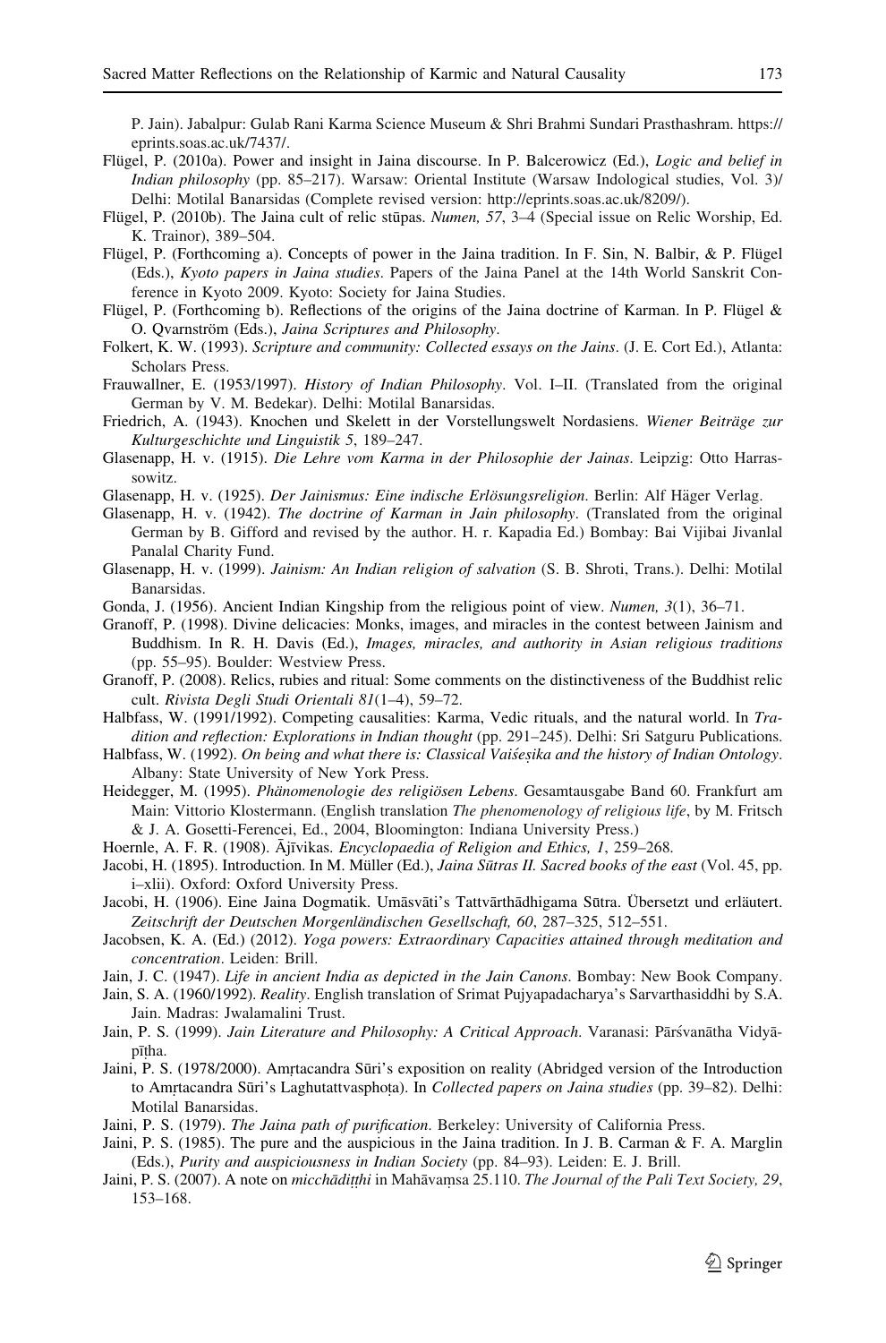P. Jain). Jabalpur: Gulab Rani Karma Science Museum & Shri Brahmi Sundari Prasthashram. https://eprints.soas.ac.uk/7437/.

Flügel, P. (2010a). Power and insight in Jaina discourse. In P. Balcerowicz (Ed.), *Logic and belief in Indian philosophy* (pp. 85–217). Warsaw: Oriental Institute (Warsaw Indological studies, Vol. 3)/ Delhi: Motilal Banarsidas (Complete revised version: http://eprints.soas.ac.uk/8209/).

Flügel, P. (2010b). The Jaina cult of relic stūpas. *Numen, 57*, 3–4 (Special issue on Relic Worship, Ed. K. Trainor), 389–504.

Flügel, P. (Forthcoming a). Concepts of power in the Jaina tradition. In F. Sin, N. Balbir, & P. Flügel (Eds.), *Kyoto papers in Jaina studies*. Papers of the Jaina Panel at the 14th World Sanskrit Conference in Kyoto 2009. Kyoto: Society for Jaina Studies.

Flügel, P. (Forthcoming b). Reflections of the origins of the Jaina doctrine of Karman. In P. Flügel & O. Qvarnström (Eds.), *Jaina Scriptures and Philosophy*.

Folkert, K. W. (1993). *Scripture and community: Collected essays on the Jains*. (J. E. Cort Ed.), Atlanta: Scholars Press.

Frauwallner, E. (1953/1997). *History of Indian Philosophy*. Vol. I–II. (Translated from the original German by V. M. Bedekar). Delhi: Motilal Banarsidas.

Friedrich, A. (1943). Knochen und Skelett in der Vorstellungswelt Nordasiens. *Wiener Beiträge zur Kulturgeschichte und Linguistik 5*, 189–247.

Glasenapp, H. v. (1915). *Die Lehre vom Karma in der Philosophie der Jainas*. Leipzig: Otto Harrassowitz.

Glasenapp, H. v. (1925). *Der Jainismus: Eine indische Erlösungsreligion*. Berlin: Alf Häger Verlag.

Glasenapp, H. v. (1942). *The doctrine of Karman in Jain philosophy*. (Translated from the original German by B. Gifford and revised by the author. H. r. Kapadia Ed.) Bombay: Bai Vijibai Jivanlal Panalal Charity Fund.

Glasenapp, H. v. (1999). *Jainism: An Indian religion of salvation* (S. B. Shroti, Trans.). Delhi: Motilal Banarsidas.

Gonda, J. (1956). Ancient Indian Kingship from the religious point of view. *Numen, 3*(1), 36–71.

Granoff, P. (1998). Divine delicacies: Monks, images, and miracles in the contest between Jainism and Buddhism. In R. H. Davis (Ed.), *Images, miracles, and authority in Asian religious traditions* (pp. 55–95). Boulder: Westview Press.

Granoff, P. (2008). Relics, rubies and ritual: Some comments on the distinctiveness of the Buddhist relic cult. *Rivista Degli Studi Orientali 81*(1–4), 59–72.

Halbfass, W. (1991/1992). Competing causalities: Karma, Vedic rituals, and the natural world. In *Tradition and reflection: Explorations in Indian thought* (pp. 291–245). Delhi: Sri Satguru Publications.

Halbfass, W. (1992). *On being and what there is: Classical Vaiśeṣika and the history of Indian Ontology*. Albany: State University of New York Press.

Heidegger, M. (1995). *Phänomenologie des religiösen Lebens*. Gesamtausgabe Band 60. Frankfurt am Main: Vittorio Klostermann. (English translation *The phenomenology of religious life*, by M. Fritsch & J. A. Gosetti-Ferencei, Ed., 2004, Bloomington: Indiana University Press.)

Hoernle, A. F. R. (1908). Ājīvikas. *Encyclopaedia of Religion and Ethics, 1*, 259–268.

Jacobi, H. (1895). Introduction. In M. Müller (Ed.), *Jaina Sūtras II. Sacred books of the east* (Vol. 45, pp. i–xlii). Oxford: Oxford University Press.

Jacobi, H. (1906). Eine Jaina Dogmatik. Umāsvāti's Tattvārthādhigama Sūtra. Übersetzt und erläutert. *Zeitschrift der Deutschen Morgenländischen Gesellschaft, 60*, 287–325, 512–551.

Jacobsen, K. A. (Ed.) (2012). *Yoga powers: Extraordinary Capacities attained through meditation and concentration*. Leiden: Brill.

Jain, J. C. (1947). *Life in ancient India as depicted in the Jain Canons*. Bombay: New Book Company.

Jain, S. A. (1960/1992). *Reality*. English translation of Srimat Pujyapadacharya's Sarvarthasiddhi by S.A. Jain. Madras: Jwalamalini Trust.

Jain, P. S. (1999). *Jain Literature and Philosophy: A Critical Approach*. Varanasi: Pārśvanātha Vidyāpīṭha.

Jaini, P. S. (1978/2000). Amṛtacandra Sūri's exposition on reality (Abridged version of the Introduction to Amṛtacandra Sūri's Laghutattvasphoṭa). In *Collected papers on Jaina studies* (pp. 39–82). Delhi: Motilal Banarsidas.

Jaini, P. S. (1979). *The Jaina path of purification*. Berkeley: University of California Press.

Jaini, P. S. (1985). The pure and the auspicious in the Jaina tradition. In J. B. Carman & F. A. Marglin (Eds.), *Purity and auspiciousness in Indian Society* (pp. 84–93). Leiden: E. J. Brill.

Jaini, P. S. (2007). A note on *micchādiṭṭhi* in Mahāvaṃsa 25.110. *The Journal of the Pali Text Society, 29*, 153–168.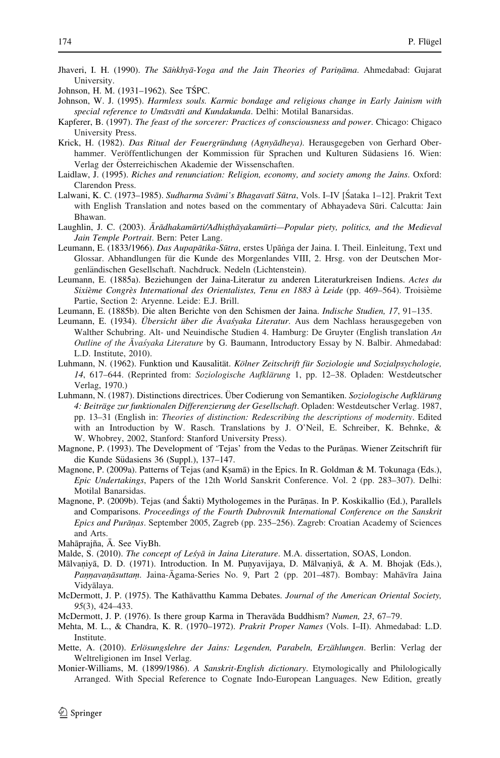Jhaveri, I. H. (1990). *The Sāṅkhyā-Yoga and the Jain Theories of Pariṇāma*. Ahmedabad: Gujarat University.

Johnson, H. M. (1931–1962). See TŚPC.

Johnson, W. J. (1995). *Harmless souls. Karmic bondage and religious change in Early Jainism with special reference to Umāsvāti and Kundakunda*. Delhi: Motilal Banarsidas.

Kapferer, B. (1997). *The feast of the sorcerer: Practices of consciousness and power*. Chicago: Chigaco University Press.

Krick, H. (1982). *Das Ritual der Feuergründung (Agnyādheya)*. Herausgegeben von Gerhard Oberhammer. Veröffentlichungen der Kommission für Sprachen und Kulturen Südasiens 16. Wien: Verlag der Österreichischen Akademie der Wissenschaften.

Laidlaw, J. (1995). *Riches and renunciation: Religion, economy, and society among the Jains*. Oxford: Clarendon Press.

Lalwani, K. C. (1973–1985). *Sudharma Svāmī's Bhagavatī Sūtra*, Vols. I–IV [Śataka 1–12]. Prakrit Text with English Translation and notes based on the commentary of Abhayadeva Sūri. Calcutta: Jain Bhawan.

Laughlin, J. C. (2003). *Ārādhakamūrti/Adhiṣṭhāyakamūrti—Popular piety, politics, and the Medieval Jain Temple Portrait*. Bern: Peter Lang.

Leumann, E. (1833/1966). *Das Aupapātika-Sūtra*, erstes Upāṅga der Jaina. I. Theil. Einleitung, Text und Glossar. Abhandlungen für die Kunde des Morgenlandes VIII, 2. Hrsg. von der Deutschen Morgenländischen Gesellschaft. Nachdruck. Nedeln (Lichtenstein).

Leumann, E. (1885a). Beziehungen der Jaina-Literatur zu anderen Literaturkreisen Indiens. *Actes du Sixième Congrès International des Orientalistes, Tenu en 1883 à Leide* (pp. 469–564). Troisième Partie, Section 2: Aryenne. Leide: E.J. Brill.

Leumann, E. (1885b). Die alten Berichte von den Schismen der Jaina. *Indische Studien, 17*, 91–135.

Leumann, E. (1934). *Übersicht über die Āvaśyaka Literatur*. Aus dem Nachlass herausgegeben von Walther Schubring. Alt- und Neuindische Studien 4. Hamburg: De Gruyter (English translation *An Outline of the Āvaśyaka Literature* by G. Baumann, Introductory Essay by N. Balbir. Ahmedabad: L.D. Institute, 2010).

Luhmann, N. (1962). Funktion und Kausalität. *Kölner Zeitschrift für Soziologie und Sozialpsychologie, 14*, 617–644. (Reprinted from: *Soziologische Aufklärung* 1, pp. 12–38. Opladen: Westdeutscher Verlag, 1970.)

Luhmann, N. (1987). Distinctions directrices. Über Codierung von Semantiken. *Soziologische Aufklärung 4: Beiträge zur funktionalen Differenzierung der Gesellschaft*. Opladen: Westdeutscher Verlag. 1987, pp. 13–31 (English in: *Theories of distinction: Redescribing the descriptions of modernity*. Edited with an Introduction by W. Rasch. Translations by J. O'Neil, E. Schreiber, K. Behnke, & W. Whobrey, 2002, Stanford: Stanford University Press).

Magnone, P. (1993). The Development of 'Tejas' from the Vedas to the Purāṇas. Wiener Zeitschrift für die Kunde Südasiens 36 (Suppl.), 137–147.

Magnone, P. (2009a). Patterns of Tejas (and Kṣamā) in the Epics. In R. Goldman & M. Tokunaga (Eds.), *Epic Undertakings*, Papers of the 12th World Sanskrit Conference. Vol. 2 (pp. 283–307). Delhi: Motilal Banarsidas.

Magnone, P. (2009b). Tejas (and Śakti) Mythologemes in the Purāṇas. In P. Koskikallio (Ed.), Parallels and Comparisons. *Proceedings of the Fourth Dubrovnik International Conference on the Sanskrit Epics and Purāṇas*. September 2005, Zagreb (pp. 235–256). Zagreb: Croatian Academy of Sciences and Arts.

Mahāprajña, Ā. See ViyBh.

Malde, S. (2010). *The concept of Leśyā in Jaina Literature*. M.A. dissertation, SOAS, London.

Mālvaṇiyā, D. D. (1971). Introduction. In M. Puṇyavijaya, D. Mālvaṇiyā, & A. M. Bhojak (Eds.), *Paṇṇavaṇāsuttaṃ*. Jaina-Āgama-Series No. 9, Part 2 (pp. 201–487). Bombay: Mahāvīra Jaina Vidyālaya.

McDermott, J. P. (1975). The Kathāvatthu Kamma Debates. *Journal of the American Oriental Society, 95*(3), 424–433.

McDermott, J. P. (1976). Is there group Karma in Theravāda Buddhism? *Numen, 23*, 67–79.

Mehta, M. L., & Chandra, K. R. (1970–1972). *Prakrit Proper Names* (Vols. I–II). Ahmedabad: L.D. Institute.

Mette, A. (2010). *Erlösungslehre der Jains: Legenden, Parabeln, Erzählungen*. Berlin: Verlag der Weltreligionen im Insel Verlag.

Monier-Williams, M. (1899/1986). *A Sanskrit-English dictionary*. Etymologically and Philologically Arranged. With Special Reference to Cognate Indo-European Languages. New Edition, greatly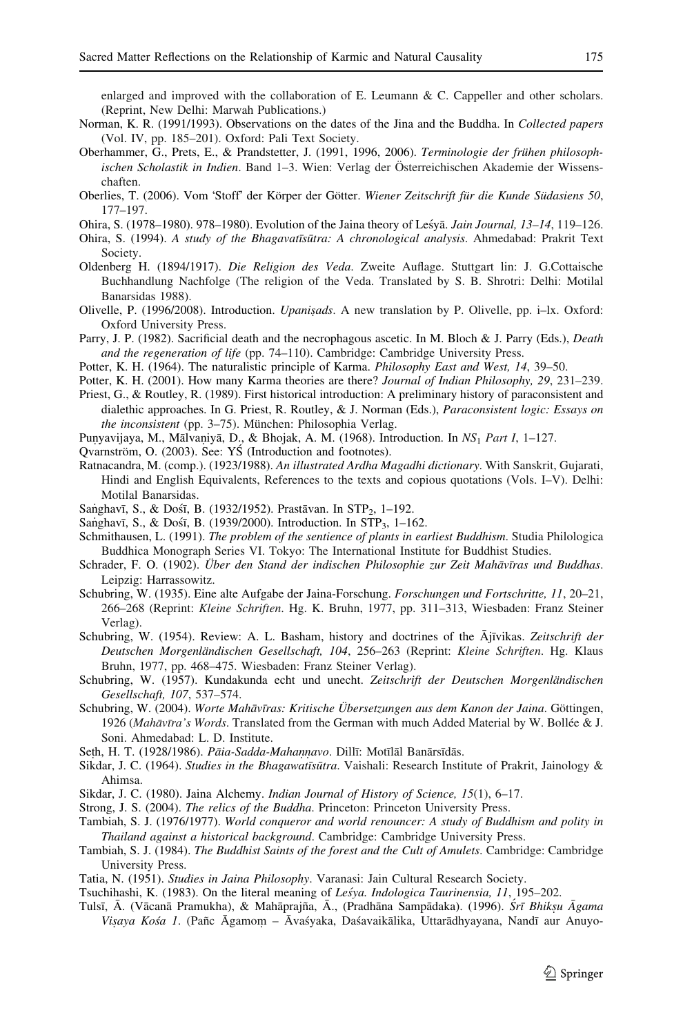enlarged and improved with the collaboration of E. Leumann & C. Cappeller and other scholars. (Reprint, New Delhi: Marwah Publications.)

Norman, K. R. (1991/1993). Observations on the dates of the Jina and the Buddha. In *Collected papers* (Vol. IV, pp. 185–201). Oxford: Pali Text Society.

Oberhammer, G., Prets, E., & Prandstetter, J. (1991, 1996, 2006). *Terminologie der frühen philosophischen Scholastik in Indien*. Band 1–3. Wien: Verlag der Österreichischen Akademie der Wissenschaften.

Oberlies, T. (2006). Vom 'Stoff' der Körper der Götter. *Wiener Zeitschrift für die Kunde Südasiens 50*, 177–197.

Ohira, S. (1978–1980). 978–1980). Evolution of the Jaina theory of Leśyā. *Jain Journal, 13–14*, 119–126.

Ohira, S. (1994). *A study of the Bhagavatīsūtra: A chronological analysis*. Ahmedabad: Prakrit Text Society.

Oldenberg H. (1894/1917). *Die Religion des Veda*. Zweite Auflage. Stuttgart lin: J. G.Cottaische Buchhandlung Nachfolge (The religion of the Veda. Translated by S. B. Shrotri: Delhi: Motilal Banarsidas 1988).

Olivelle, P. (1996/2008). Introduction. *Upaniṣads*. A new translation by P. Olivelle, pp. i–lx. Oxford: Oxford University Press.

Parry, J. P. (1982). Sacrificial death and the necrophagous ascetic. In M. Bloch & J. Parry (Eds.), *Death and the regeneration of life* (pp. 74–110). Cambridge: Cambridge University Press.

Potter, K. H. (1964). The naturalistic principle of Karma. *Philosophy East and West, 14*, 39–50.

Potter, K. H. (2001). How many Karma theories are there? *Journal of Indian Philosophy, 29*, 231–239.

Priest, G., & Routley, R. (1989). First historical introduction: A preliminary history of paraconsistent and dialethic approaches. In G. Priest, R. Routley, & J. Norman (Eds.), *Paraconsistent logic: Essays on the inconsistent* (pp. 3–75). München: Philosophia Verlag.

Puṇyavijaya, M., Mālvaṇiyā, D., & Bhojak, A. M. (1968). Introduction. In $NS_1$ *Part I*, 1–127.

Qvarnström, O. (2003). See: YŚ (Introduction and footnotes).

Ratnacandra, M. (comp.). (1923/1988). *An illustrated Ardha Magadhi dictionary*. With Sanskrit, Gujarati, Hindi and English Equivalents, References to the texts and copious quotations (Vols. I–V). Delhi: Motilal Banarsidas.

Saṅghavī, S., & Dośī, B. (1932/1952). Prastāvan. In $STP_2$, 1–192.

Saṅghavī, S., & Dośī, B. (1939/2000). Introduction. In $STP_3$, 1–162.

Schmithausen, L. (1991). *The problem of the sentience of plants in earliest Buddhism*. Studia Philologica Buddhica Monograph Series VI. Tokyo: The International Institute for Buddhist Studies.

Schrader, F. O. (1902). *Über den Stand der indischen Philosophie zur Zeit Mahāvīras und Buddhas*. Leipzig: Harrassowitz.

Schubring, W. (1935). Eine alte Aufgabe der Jaina-Forschung. *Forschungen und Fortschritte, 11*, 20–21, 266–268 (Reprint: *Kleine Schriften*. Hg. K. Bruhn, 1977, pp. 311–313, Wiesbaden: Franz Steiner Verlag).

Schubring, W. (1954). Review: A. L. Basham, history and doctrines of the Ājīvikas. *Zeitschrift der Deutschen Morgenländischen Gesellschaft, 104*, 256–263 (Reprint: *Kleine Schriften*. Hg. Klaus Bruhn, 1977, pp. 468–475. Wiesbaden: Franz Steiner Verlag).

Schubring, W. (1957). Kundakunda echt und unecht. *Zeitschrift der Deutschen Morgenländischen Gesellschaft, 107*, 537–574.

Schubring, W. (2004). *Worte Mahāvīras: Kritische Übersetzungen aus dem Kanon der Jaina*. Göttingen, 1926 (*Mahāvīra's Words*. Translated from the German with much Added Material by W. Bollée & J. Soni. Ahmedabad: L. D. Institute.

Seṭh, H. T. (1928/1986). *Pāia-Sadda-Mahaṇṇavo*. Dillī: Motīlāl Banārsīdās.

Sikdar, J. C. (1964). *Studies in the Bhagawatīsūtra*. Vaishali: Research Institute of Prakrit, Jainology & Ahimsa.

Sikdar, J. C. (1980). Jaina Alchemy. *Indian Journal of History of Science, 15*(1), 6–17.

Strong, J. S. (2004). *The relics of the Buddha*. Princeton: Princeton University Press.

Tambiah, S. J. (1976/1977). *World conqueror and world renouncer: A study of Buddhism and polity in Thailand against a historical background*. Cambridge: Cambridge University Press.

Tambiah, S. J. (1984). *The Buddhist Saints of the forest and the Cult of Amulets*. Cambridge: Cambridge University Press.

Tatia, N. (1951). *Studies in Jaina Philosophy*. Varanasi: Jain Cultural Research Society.

Tsuchihashi, K. (1983). On the literal meaning of *Leśya*. *Indologica Taurinensia, 11*, 195–202.

Tulsī, Ā. (Vācanā Pramukha), & Mahāprajña, Ā., (Pradhāna Sampādaka). (1996). *Śrī Bhikṣu Āgama Viṣaya Kośa 1*. (Pañc Āgamoṃ – Āvaśyaka, Daśavaikālika, Uttarādhyayana, Nandī aur Anuyo-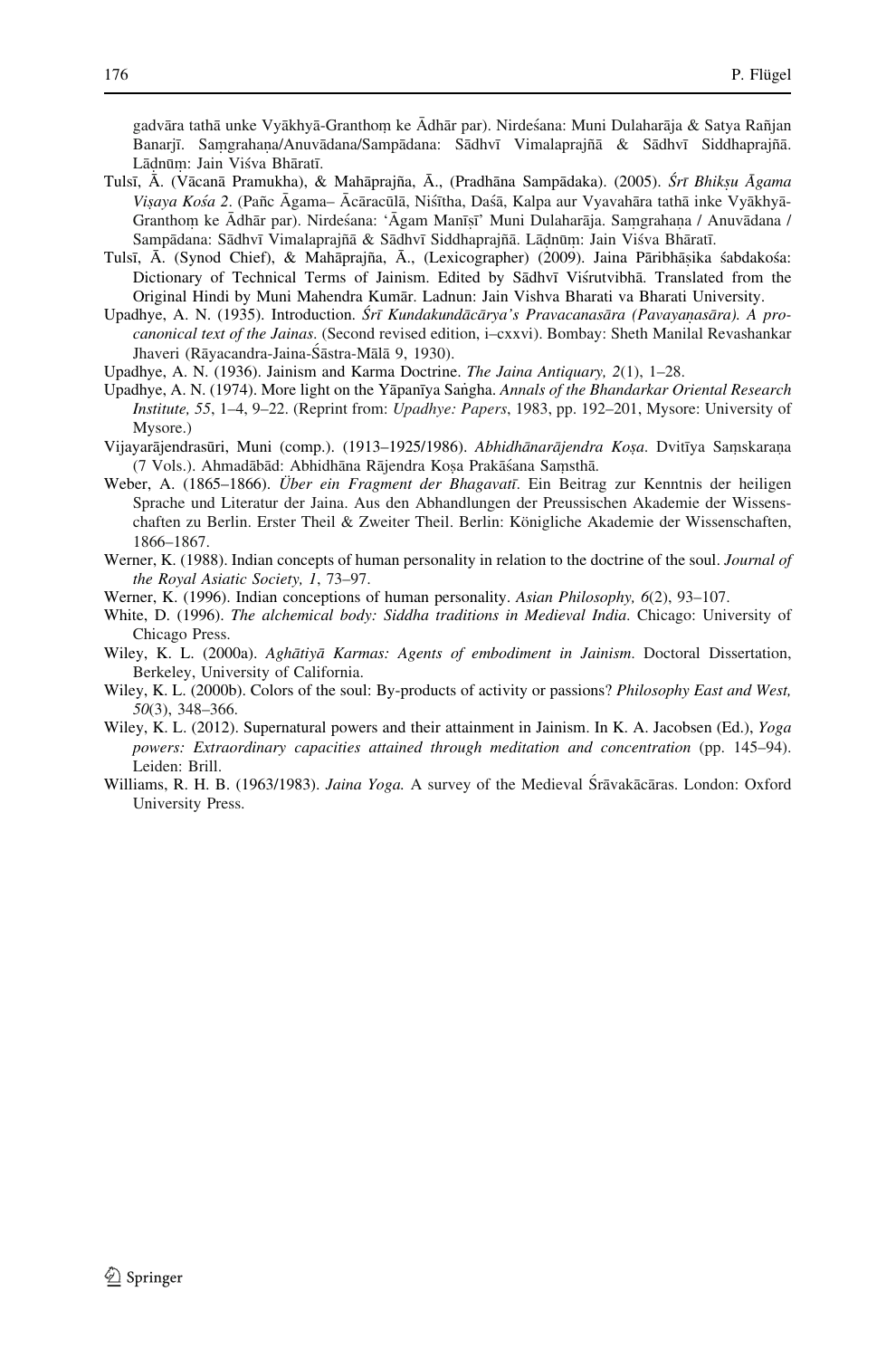gadvāra tathā unke Vyākhyā-Granthoṃ ke Ādhār par). Nirdeśana: Muni Dulaharāja & Satya Rañjan Banarjī. Saṃgrahaṇa/Anuvādana/Sampādana: Sādhvī Vimalaprajñā & Sādhvī Siddhaprajñā. Lāḍnūṃ: Jain Viśva Bhāratī.

Tulsī, Ā. (Vācanā Pramukha), & Mahāprajña, Ā., (Pradhāna Sampādaka). (2005). *Śrī Bhikṣu Āgama Viṣaya Kośa 2*. (Pañc Āgama– Ācāracūlā, Niśītha, Daśā, Kalpa aur Vyavahāra tathā inke Vyākhyā-Granthoṃ ke Ādhār par). Nirdeśana: 'Āgam Manīṣī' Muni Dulaharāja. Saṃgrahaṇa / Anuvādana / Sampādana: Sādhvī Vimalaprajñā & Sādhvī Siddhaprajñā. Lāḍnūṃ: Jain Viśva Bhāratī.

Tulsī, Ā. (Synod Chief), & Mahāprajña, Ā., (Lexicographer) (2009). Jaina Pāribhāṣika śabdakośa: Dictionary of Technical Terms of Jainism. Edited by Sādhvī Viśrutvibhā. Translated from the Original Hindi by Muni Mahendra Kumār. Ladnun: Jain Vishva Bharati va Bharati University.

Upadhye, A. N. (1935). Introduction. *Śrī Kundakundācārya's Pravacanasāra (Pavayaṇasāra). A pro-canonical text of the Jainas*. (Second revised edition, i–cxxvi). Bombay: Sheth Manilal Revashankar Jhaveri (Rāyacandra-Jaina-Śāstra-Mālā 9, 1930).

Upadhye, A. N. (1936). Jainism and Karma Doctrine. *The Jaina Antiquary, 2*(1), 1–28.

Upadhye, A. N. (1974). More light on the Yāpanīya Saṅgha. *Annals of the Bhandarkar Oriental Research Institute, 55*, 1–4, 9–22. (Reprint from: *Upadhye: Papers*, 1983, pp. 192–201, Mysore: University of Mysore.)

Vijayarājendrasūri, Muni (comp.). (1913–1925/1986). *Abhidhānarājendra Koṣa*. Dvitīya Saṃskaraṇa (7 Vols.). Ahmadābād: Abhidhāna Rājendra Koṣa Prakāśana Saṃsthā.

Weber, A. (1865–1866). *Über ein Fragment der Bhagavatī*. Ein Beitrag zur Kenntnis der heiligen Sprache und Literatur der Jaina. Aus den Abhandlungen der Preussischen Akademie der Wissenschaften zu Berlin. Erster Theil & Zweiter Theil. Berlin: Königliche Akademie der Wissenschaften, 1866–1867.

Werner, K. (1988). Indian concepts of human personality in relation to the doctrine of the soul. *Journal of the Royal Asiatic Society, 1*, 73–97.

Werner, K. (1996). Indian conceptions of human personality. *Asian Philosophy, 6*(2), 93–107.

White, D. (1996). *The alchemical body: Siddha traditions in Medieval India*. Chicago: University of Chicago Press.

Wiley, K. L. (2000a). *Aghātiyā Karmas: Agents of embodiment in Jainism*. Doctoral Dissertation, Berkeley, University of California.

Wiley, K. L. (2000b). Colors of the soul: By-products of activity or passions? *Philosophy East and West, 50*(3), 348–366.

Wiley, K. L. (2012). Supernatural powers and their attainment in Jainism. In K. A. Jacobsen (Ed.), *Yoga powers: Extraordinary capacities attained through meditation and concentration* (pp. 145–94). Leiden: Brill.

Williams, R. H. B. (1963/1983). *Jaina Yoga*. A survey of the Medieval Śrāvakācāras. London: Oxford University Press.